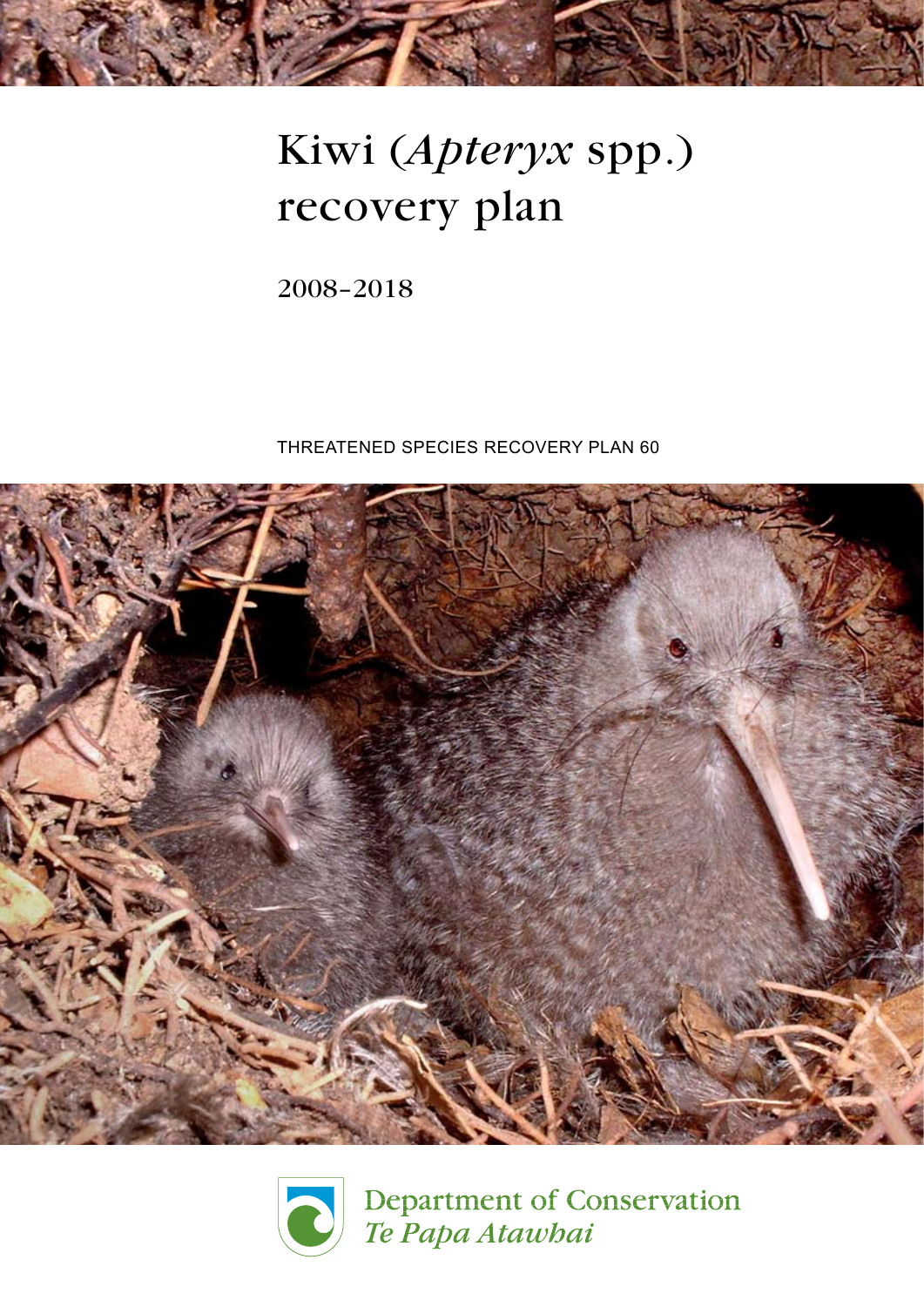# Kiwi (*Apteryx* spp.) recovery plan

2008–2018

THREATENED SPECIES RECOVERY PLAN 60

Department of Conservation
*Te Papa Atawhai*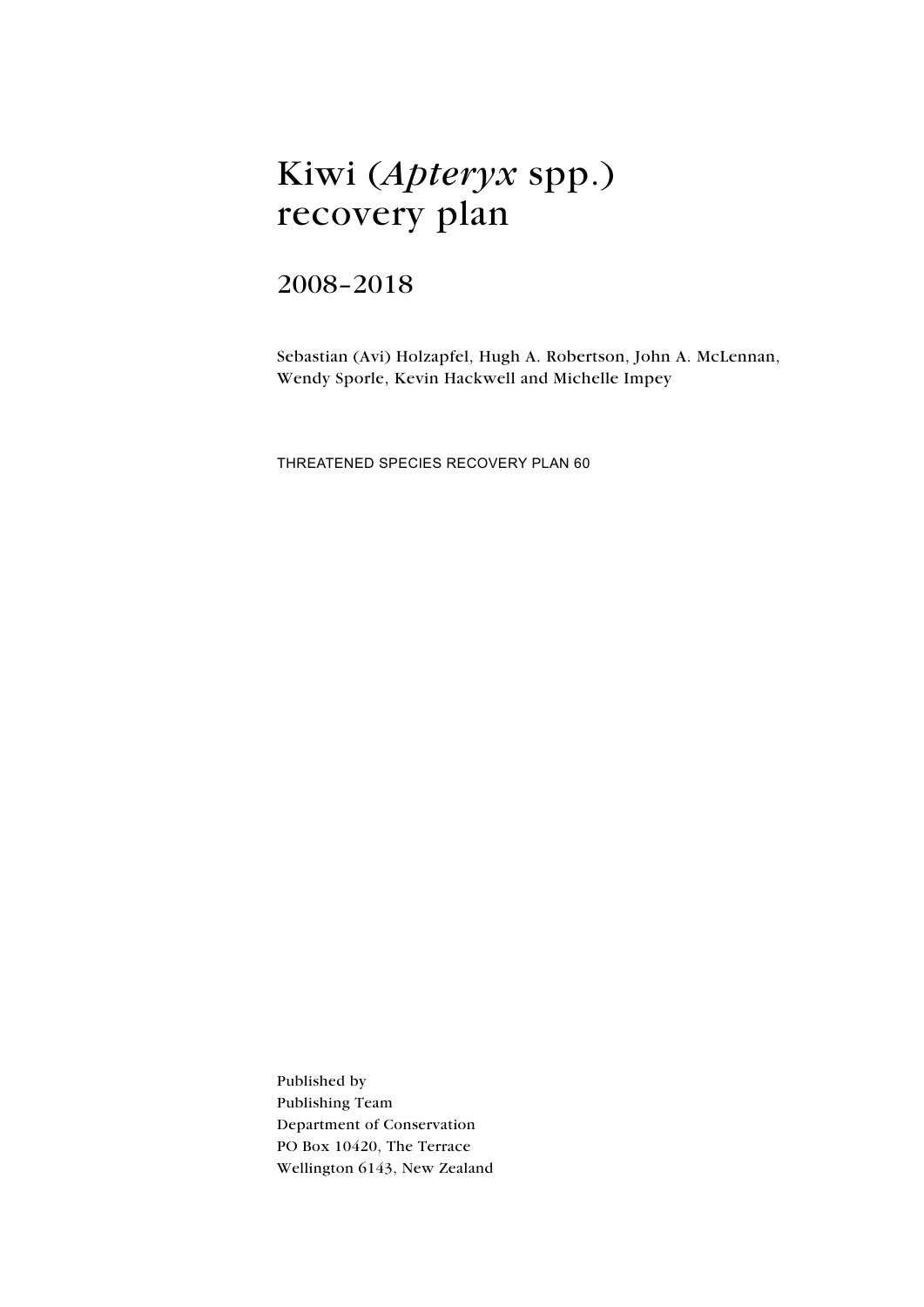# Kiwi (*Apteryx* spp.) recovery plan

## 2008–2018

Sebastian (Avi) Holzapfel, Hugh A. Robertson, John A. McLennan, Wendy Sporle, Kevin Hackwell and Michelle Impey

THREATENED SPECIES RECOVERY PLAN 60

Published by
Publishing Team
Department of Conservation
PO Box 10420, The Terrace
Wellington 6143, New Zealand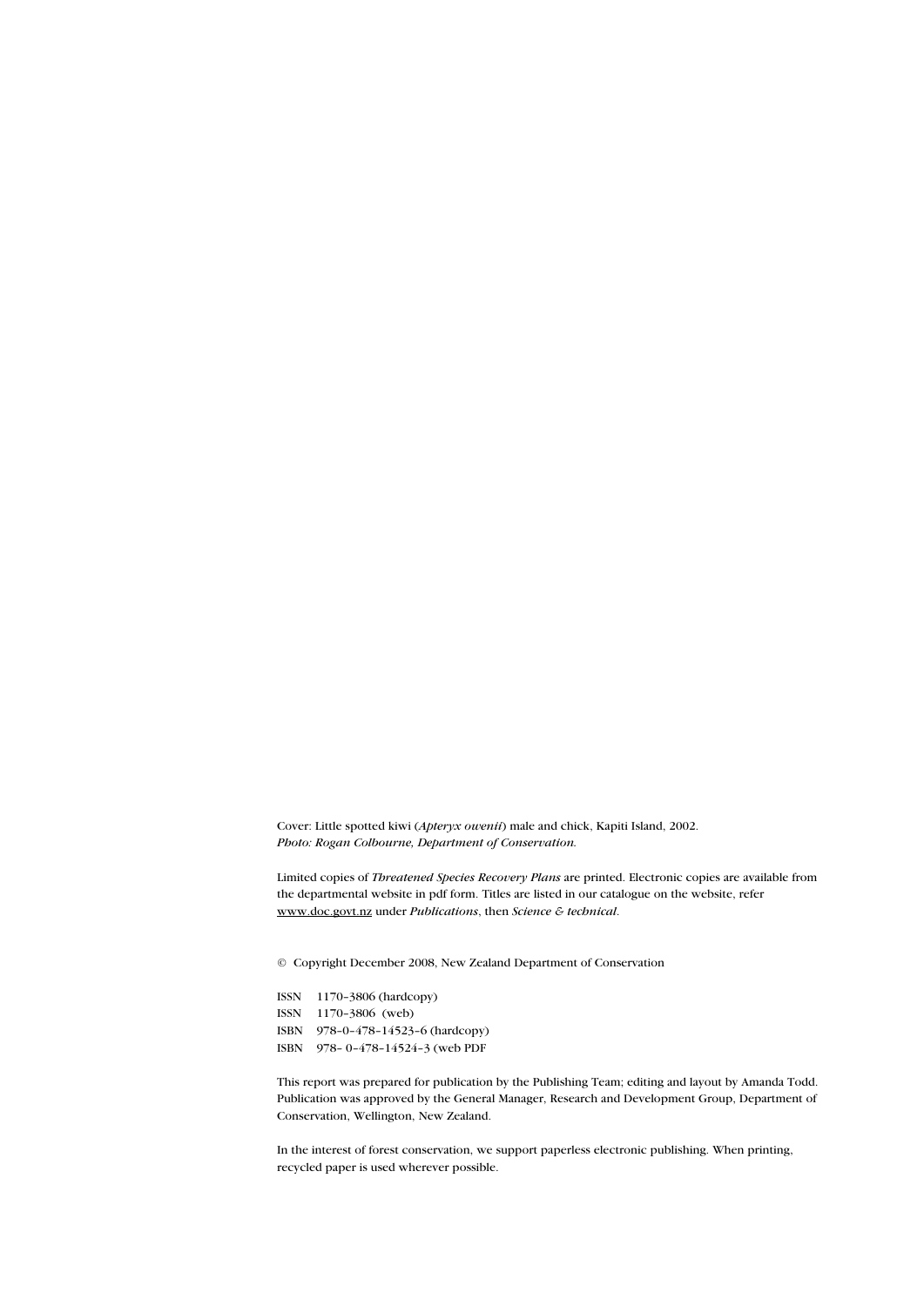Cover: Little spotted kiwi (*Apteryx owenii*) male and chick, Kapiti Island, 2002.
*Photo: Rogan Colbourne, Department of Conservation.*

Limited copies of *Threatened Species Recovery Plans* are printed. Electronic copies are available from the departmental website in pdf form. Titles are listed in our catalogue on the website, refer www.doc.govt.nz under *Publications*, then *Science & technical*.

© Copyright December 2008, New Zealand Department of Conservation

ISSN 1170-3806 (hardcopy)
ISSN 1170-3806 (web)
ISBN 978-0-478-14523-6 (hardcopy)
ISBN 978- 0-478-14524-3 (web PDF

This report was prepared for publication by the Publishing Team; editing and layout by Amanda Todd. Publication was approved by the General Manager, Research and Development Group, Department of Conservation, Wellington, New Zealand.

In the interest of forest conservation, we support paperless electronic publishing. When printing, recycled paper is used wherever possible.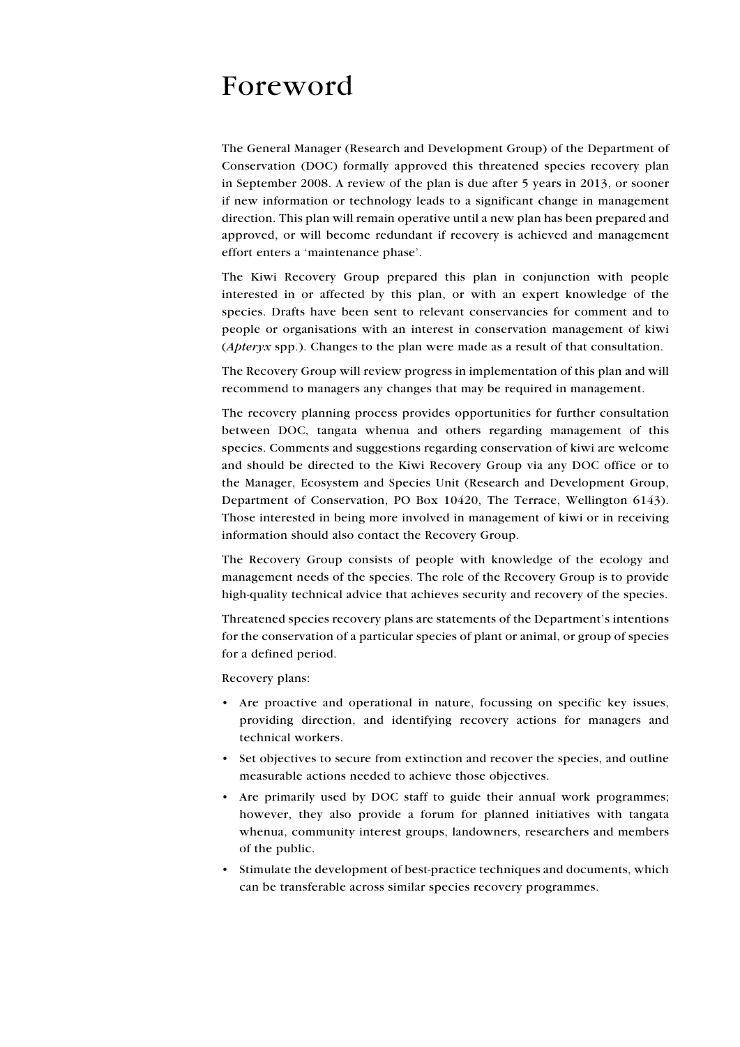# Foreword

The General Manager (Research and Development Group) of the Department of Conservation (DOC) formally approved this threatened species recovery plan in September 2008. A review of the plan is due after 5 years in 2013, or sooner if new information or technology leads to a significant change in management direction. This plan will remain operative until a new plan has been prepared and approved, or will become redundant if recovery is achieved and management effort enters a 'maintenance phase'.

The Kiwi Recovery Group prepared this plan in conjunction with people interested in or affected by this plan, or with an expert knowledge of the species. Drafts have been sent to relevant conservancies for comment and to people or organisations with an interest in conservation management of kiwi (*Apteryx* spp.). Changes to the plan were made as a result of that consultation.

The Recovery Group will review progress in implementation of this plan and will recommend to managers any changes that may be required in management.

The recovery planning process provides opportunities for further consultation between DOC, tangata whenua and others regarding management of this species. Comments and suggestions regarding conservation of kiwi are welcome and should be directed to the Kiwi Recovery Group via any DOC office or to the Manager, Ecosystem and Species Unit (Research and Development Group, Department of Conservation, PO Box 10420, The Terrace, Wellington 6143). Those interested in being more involved in management of kiwi or in receiving information should also contact the Recovery Group.

The Recovery Group consists of people with knowledge of the ecology and management needs of the species. The role of the Recovery Group is to provide high-quality technical advice that achieves security and recovery of the species.

Threatened species recovery plans are statements of the Department's intentions for the conservation of a particular species of plant or animal, or group of species for a defined period.

Recovery plans:

- Are proactive and operational in nature, focussing on specific key issues, providing direction, and identifying recovery actions for managers and technical workers.
- Set objectives to secure from extinction and recover the species, and outline measurable actions needed to achieve those objectives.
- Are primarily used by DOC staff to guide their annual work programmes; however, they also provide a forum for planned initiatives with tangata whenua, community interest groups, landowners, researchers and members of the public.
- Stimulate the development of best-practice techniques and documents, which can be transferable across similar species recovery programmes.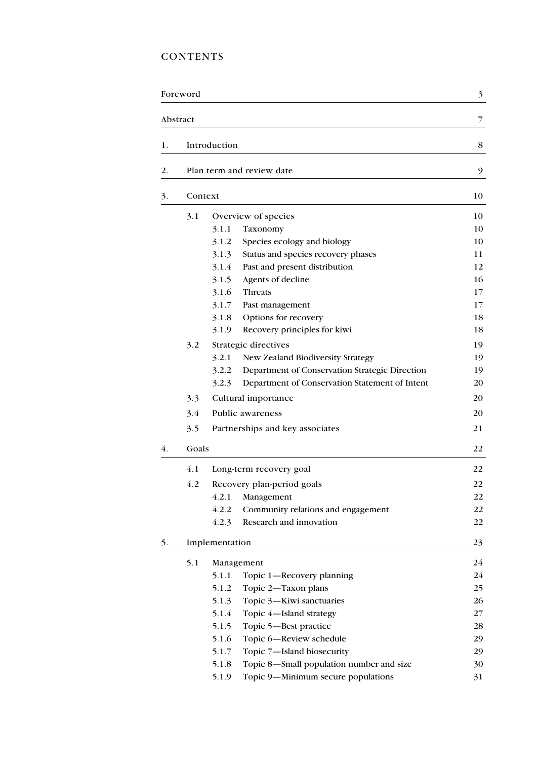# CONTENTS

| | | | |
|---|---|---|---|
| Foreword | | | 3 |
| Abstract | | | 7 |
| 1. | Introduction | | 8 |
| 2. | Plan term and review date | | 9 |
| 3. | Context | | 10 |
| | 3.1 | Overview of species | 10 |
| | | 3.1.1 Taxonomy | 10 |
| | | 3.1.2 Species ecology and biology | 10 |
| | | 3.1.3 Status and species recovery phases | 11 |
| | | 3.1.4 Past and present distribution | 12 |
| | | 3.1.5 Agents of decline | 16 |
| | | 3.1.6 Threats | 17 |
| | | 3.1.7 Past management | 17 |
| | | 3.1.8 Options for recovery | 18 |
| | | 3.1.9 Recovery principles for kiwi | 18 |
| | 3.2 | Strategic directives | 19 |
| | | 3.2.1 New Zealand Biodiversity Strategy | 19 |
| | | 3.2.2 Department of Conservation Strategic Direction | 19 |
| | | 3.2.3 Department of Conservation Statement of Intent | 20 |
| | 3.3 | Cultural importance | 20 |
| | 3.4 | Public awareness | 20 |
| | 3.5 | Partnerships and key associates | 21 |
| 4. | Goals | | 22 |
| | 4.1 | Long-term recovery goal | 22 |
| | 4.2 | Recovery plan-period goals | 22 |
| | | 4.2.1 Management | 22 |
| | | 4.2.2 Community relations and engagement | 22 |
| | | 4.2.3 Research and innovation | 22 |
| 5. | Implementation | | 23 |
| | 5.1 | Management | 24 |
| | | 5.1.1 Topic 1—Recovery planning | 24 |
| | | 5.1.2 Topic 2—Taxon plans | 25 |
| | | 5.1.3 Topic 3—Kiwi sanctuaries | 26 |
| | | 5.1.4 Topic 4—Island strategy | 27 |
| | | 5.1.5 Topic 5—Best practice | 28 |
| | | 5.1.6 Topic 6—Review schedule | 29 |
| | | 5.1.7 Topic 7—Island biosecurity | 29 |
| | | 5.1.8 Topic 8—Small population number and size | 30 |
| | | 5.1.9 Topic 9—Minimum secure populations | 31 |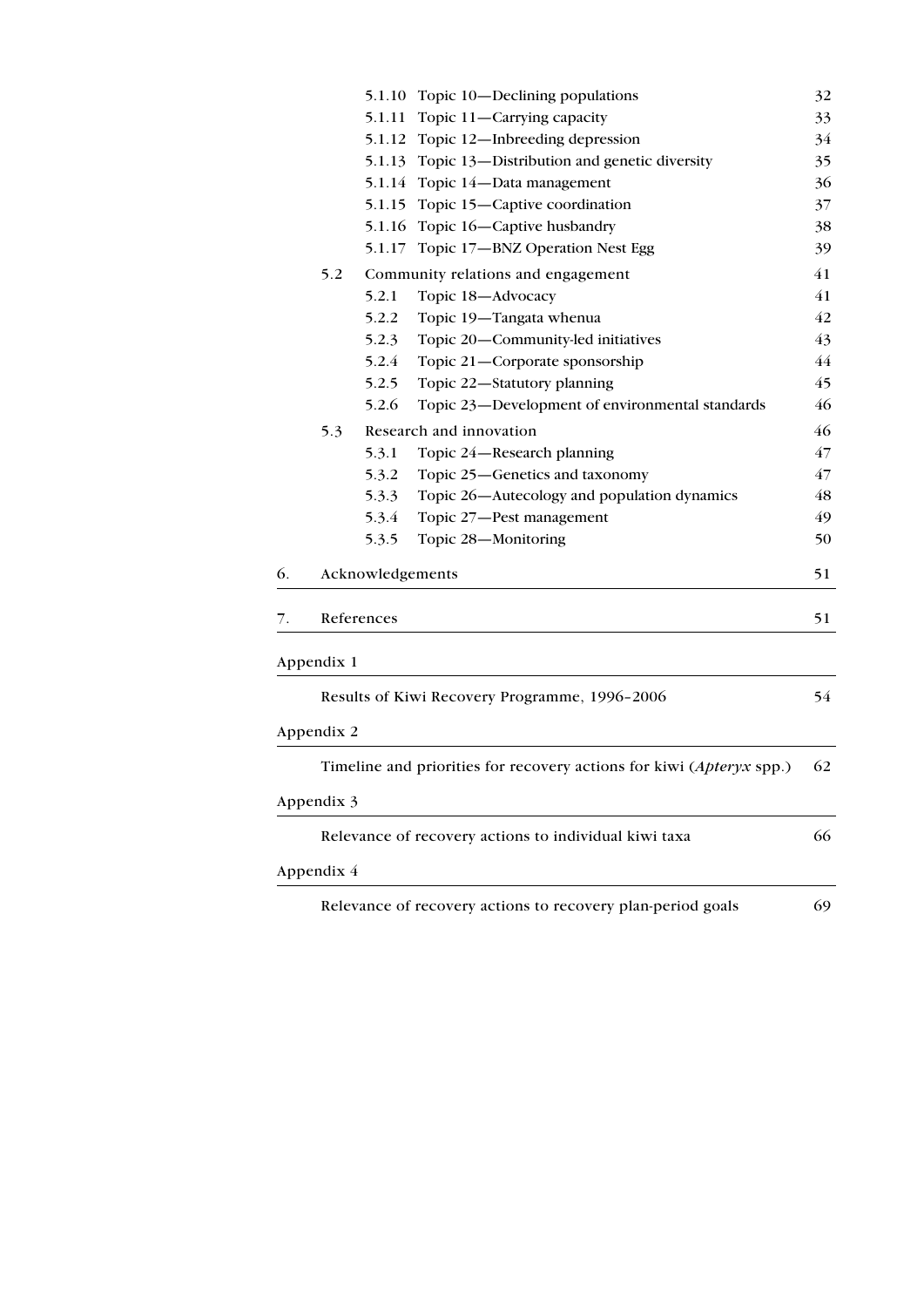5.1.10 Topic 10—Declining populations 32
5.1.11 Topic 11—Carrying capacity 33
5.1.12 Topic 12—Inbreeding depression 34
5.1.13 Topic 13—Distribution and genetic diversity 35
5.1.14 Topic 14—Data management 36
5.1.15 Topic 15—Captive coordination 37
5.1.16 Topic 16—Captive husbandry 38
5.1.17 Topic 17—BNZ Operation Nest Egg 39

5.2 Community relations and engagement 41
5.2.1 Topic 18—Advocacy 41
5.2.2 Topic 19—Tangata whenua 42
5.2.3 Topic 20—Community-led initiatives 43
5.2.4 Topic 21—Corporate sponsorship 44
5.2.5 Topic 22—Statutory planning 45
5.2.6 Topic 23—Development of environmental standards 46

5.3 Research and innovation 46
5.3.1 Topic 24—Research planning 47
5.3.2 Topic 25—Genetics and taxonomy 47
5.3.3 Topic 26—Autecology and population dynamics 48
5.3.4 Topic 27—Pest management 49
5.3.5 Topic 28—Monitoring 50

6. Acknowledgements 51

7. References 51

Appendix 1

Results of Kiwi Recovery Programme, 1996–2006 54

Appendix 2

Timeline and priorities for recovery actions for kiwi (*Apteryx* spp.) 62

Appendix 3

Relevance of recovery actions to individual kiwi taxa 66

Appendix 4

Relevance of recovery actions to recovery plan-period goals 69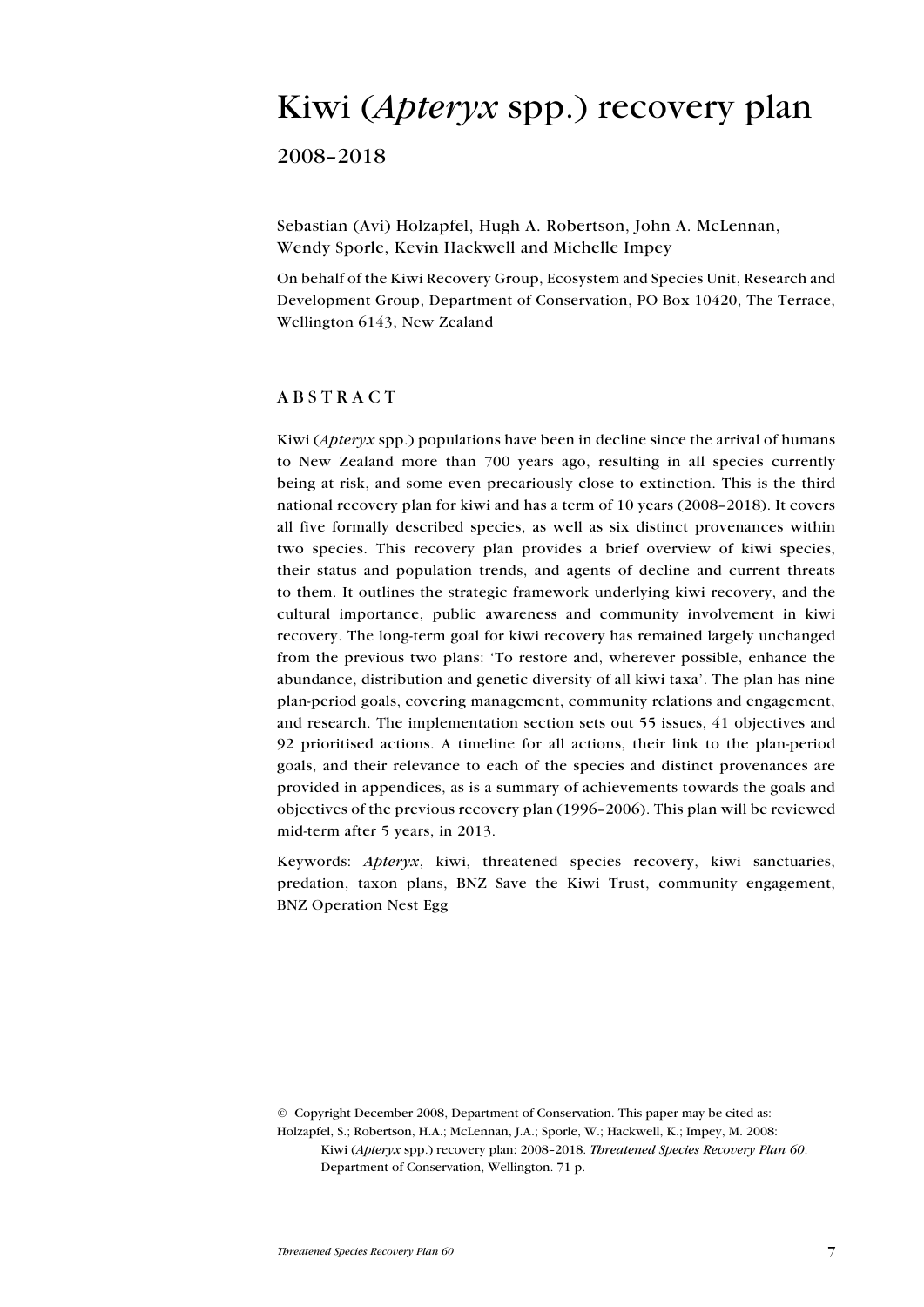# Kiwi (*Apteryx* spp.) recovery plan

## 2008–2018

Sebastian (Avi) Holzapfel, Hugh A. Robertson, John A. McLennan, Wendy Sporle, Kevin Hackwell and Michelle Impey

On behalf of the Kiwi Recovery Group, Ecosystem and Species Unit, Research and Development Group, Department of Conservation, PO Box 10420, The Terrace, Wellington 6143, New Zealand

## ABSTRACT

Kiwi (*Apteryx* spp.) populations have been in decline since the arrival of humans to New Zealand more than 700 years ago, resulting in all species currently being at risk, and some even precariously close to extinction. This is the third national recovery plan for kiwi and has a term of 10 years (2008–2018). It covers all five formally described species, as well as six distinct provenances within two species. This recovery plan provides a brief overview of kiwi species, their status and population trends, and agents of decline and current threats to them. It outlines the strategic framework underlying kiwi recovery, and the cultural importance, public awareness and community involvement in kiwi recovery. The long-term goal for kiwi recovery has remained largely unchanged from the previous two plans: 'To restore and, wherever possible, enhance the abundance, distribution and genetic diversity of all kiwi taxa'. The plan has nine plan-period goals, covering management, community relations and engagement, and research. The implementation section sets out 55 issues, 41 objectives and 92 prioritised actions. A timeline for all actions, their link to the plan-period goals, and their relevance to each of the species and distinct provenances are provided in appendices, as is a summary of achievements towards the goals and objectives of the previous recovery plan (1996–2006). This plan will be reviewed mid-term after 5 years, in 2013.

Keywords: *Apteryx*, kiwi, threatened species recovery, kiwi sanctuaries, predation, taxon plans, BNZ Save the Kiwi Trust, community engagement, BNZ Operation Nest Egg

© Copyright December 2008, Department of Conservation. This paper may be cited as:
Holzapfel, S.; Robertson, H.A.; McLennan, J.A.; Sporle, W.; Hackwell, K.; Impey, M. 2008: Kiwi (*Apteryx* spp.) recovery plan: 2008–2018. *Threatened Species Recovery Plan 60*. Department of Conservation, Wellington. 71 p.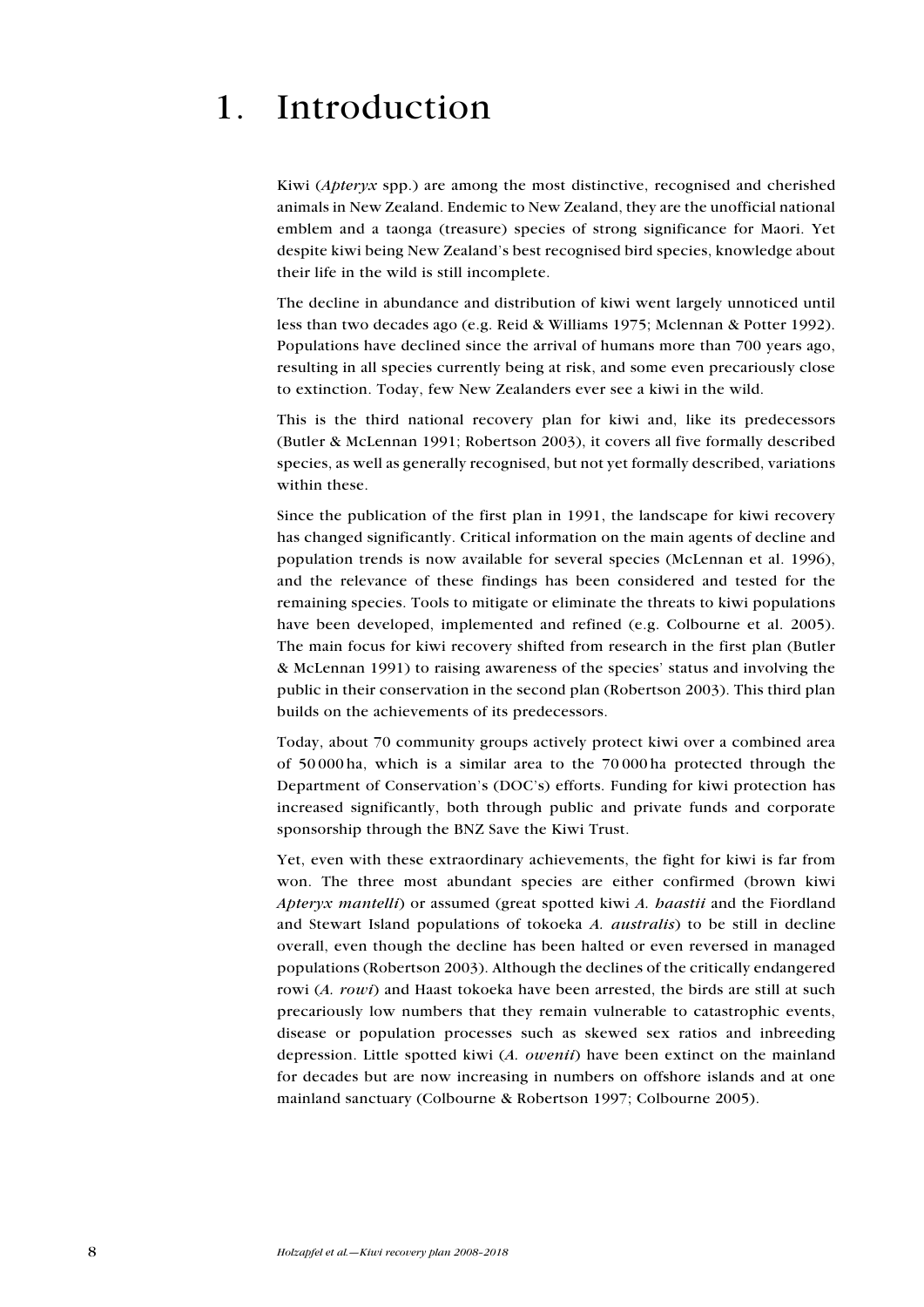# 1. Introduction

Kiwi (*Apteryx* spp.) are among the most distinctive, recognised and cherished animals in New Zealand. Endemic to New Zealand, they are the unofficial national emblem and a taonga (treasure) species of strong significance for Maori. Yet despite kiwi being New Zealand's best recognised bird species, knowledge about their life in the wild is still incomplete.

The decline in abundance and distribution of kiwi went largely unnoticed until less than two decades ago (e.g. Reid & Williams 1975; Mclennan & Potter 1992). Populations have declined since the arrival of humans more than 700 years ago, resulting in all species currently being at risk, and some even precariously close to extinction. Today, few New Zealanders ever see a kiwi in the wild.

This is the third national recovery plan for kiwi and, like its predecessors (Butler & McLennan 1991; Robertson 2003), it covers all five formally described species, as well as generally recognised, but not yet formally described, variations within these.

Since the publication of the first plan in 1991, the landscape for kiwi recovery has changed significantly. Critical information on the main agents of decline and population trends is now available for several species (McLennan et al. 1996), and the relevance of these findings has been considered and tested for the remaining species. Tools to mitigate or eliminate the threats to kiwi populations have been developed, implemented and refined (e.g. Colbourne et al. 2005). The main focus for kiwi recovery shifted from research in the first plan (Butler & McLennan 1991) to raising awareness of the species' status and involving the public in their conservation in the second plan (Robertson 2003). This third plan builds on the achievements of its predecessors.

Today, about 70 community groups actively protect kiwi over a combined area of 50 000 ha, which is a similar area to the 70 000 ha protected through the Department of Conservation's (DOC's) efforts. Funding for kiwi protection has increased significantly, both through public and private funds and corporate sponsorship through the BNZ Save the Kiwi Trust.

Yet, even with these extraordinary achievements, the fight for kiwi is far from won. The three most abundant species are either confirmed (brown kiwi *Apteryx mantelli*) or assumed (great spotted kiwi *A. haastii* and the Fiordland and Stewart Island populations of tokoeka *A. australis*) to be still in decline overall, even though the decline has been halted or even reversed in managed populations (Robertson 2003). Although the declines of the critically endangered rowi (*A. rowi*) and Haast tokoeka have been arrested, the birds are still at such precariously low numbers that they remain vulnerable to catastrophic events, disease or population processes such as skewed sex ratios and inbreeding depression. Little spotted kiwi (*A. owenii*) have been extinct on the mainland for decades but are now increasing in numbers on offshore islands and at one mainland sanctuary (Colbourne & Robertson 1997; Colbourne 2005).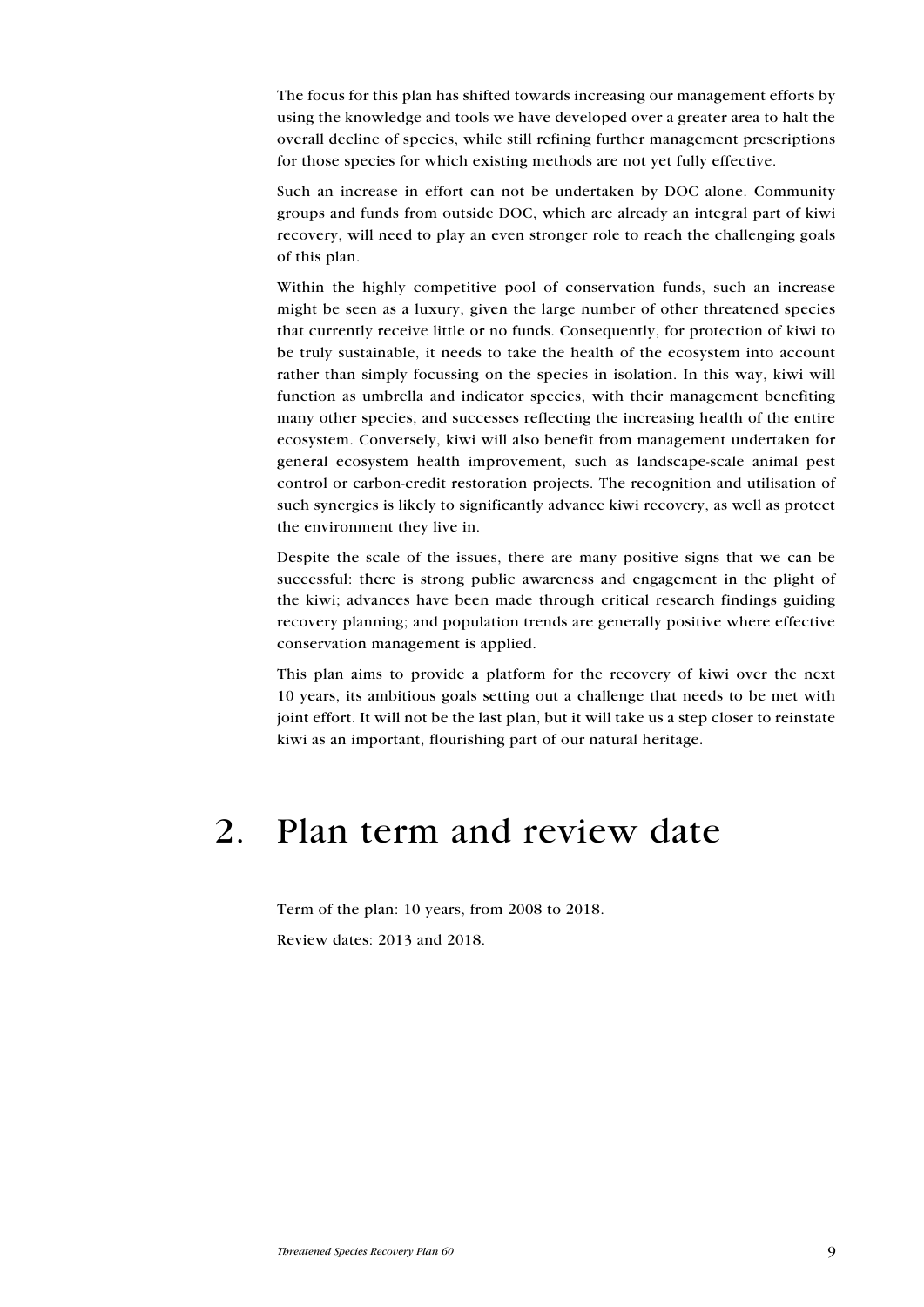The focus for this plan has shifted towards increasing our management efforts by using the knowledge and tools we have developed over a greater area to halt the overall decline of species, while still refining further management prescriptions for those species for which existing methods are not yet fully effective.

Such an increase in effort can not be undertaken by DOC alone. Community groups and funds from outside DOC, which are already an integral part of kiwi recovery, will need to play an even stronger role to reach the challenging goals of this plan.

Within the highly competitive pool of conservation funds, such an increase might be seen as a luxury, given the large number of other threatened species that currently receive little or no funds. Consequently, for protection of kiwi to be truly sustainable, it needs to take the health of the ecosystem into account rather than simply focussing on the species in isolation. In this way, kiwi will function as umbrella and indicator species, with their management benefiting many other species, and successes reflecting the increasing health of the entire ecosystem. Conversely, kiwi will also benefit from management undertaken for general ecosystem health improvement, such as landscape-scale animal pest control or carbon-credit restoration projects. The recognition and utilisation of such synergies is likely to significantly advance kiwi recovery, as well as protect the environment they live in.

Despite the scale of the issues, there are many positive signs that we can be successful: there is strong public awareness and engagement in the plight of the kiwi; advances have been made through critical research findings guiding recovery planning; and population trends are generally positive where effective conservation management is applied.

This plan aims to provide a platform for the recovery of kiwi over the next 10 years, its ambitious goals setting out a challenge that needs to be met with joint effort. It will not be the last plan, but it will take us a step closer to reinstate kiwi as an important, flourishing part of our natural heritage.

# 2. Plan term and review date

Term of the plan: 10 years, from 2008 to 2018.

Review dates: 2013 and 2018.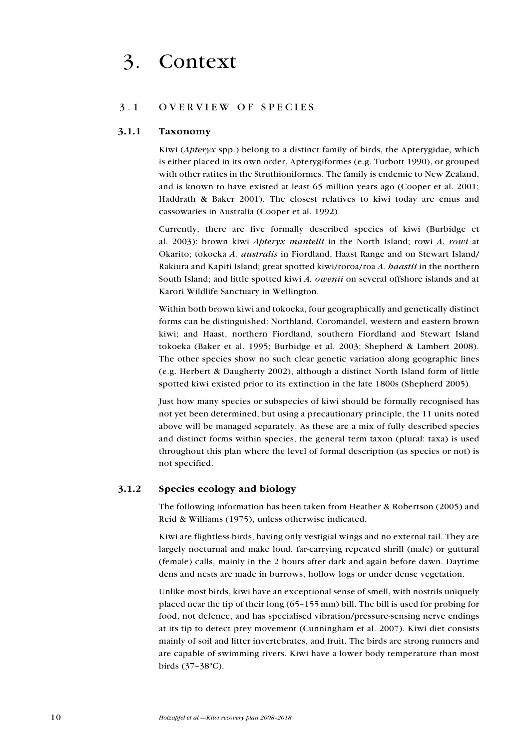# 3. Context

## 3.1 OVERVIEW OF SPECIES

### 3.1.1 Taxonomy

Kiwi (*Apteryx* spp.) belong to a distinct family of birds, the Apterygidae, which is either placed in its own order, Apterygiformes (e.g. Turbott 1990), or grouped with other ratites in the Struthioniformes. The family is endemic to New Zealand, and is known to have existed at least 65 million years ago (Cooper et al. 2001; Haddrath & Baker 2001). The closest relatives to kiwi today are emus and cassowaries in Australia (Cooper et al. 1992).

Currently, there are five formally described species of kiwi (Burbidge et al. 2003): brown kiwi *Apteryx mantelli* in the North Island; rowi *A. rowi* at Okarito; tokoeka *A. australis* in Fiordland, Haast Range and on Stewart Island/Rakiura and Kapiti Island; great spotted kiwi/roroa/roa *A. haastii* in the northern South Island; and little spotted kiwi *A. owenii* on several offshore islands and at Karori Wildlife Sanctuary in Wellington.

Within both brown kiwi and tokoeka, four geographically and genetically distinct forms can be distinguished: Northland, Coromandel, western and eastern brown kiwi; and Haast, northern Fiordland, southern Fiordland and Stewart Island tokoeka (Baker et al. 1995; Burbidge et al. 2003; Shepherd & Lambert 2008). The other species show no such clear genetic variation along geographic lines (e.g. Herbert & Daugherty 2002), although a distinct North Island form of little spotted kiwi existed prior to its extinction in the late 1800s (Shepherd 2005).

Just how many species or subspecies of kiwi should be formally recognised has not yet been determined, but using a precautionary principle, the 11 units noted above will be managed separately. As these are a mix of fully described species and distinct forms within species, the general term taxon (plural: taxa) is used throughout this plan where the level of formal description (as species or not) is not specified.

### 3.1.2 Species ecology and biology

The following information has been taken from Heather & Robertson (2005) and Reid & Williams (1975), unless otherwise indicated.

Kiwi are flightless birds, having only vestigial wings and no external tail. They are largely nocturnal and make loud, far-carrying repeated shrill (male) or guttural (female) calls, mainly in the 2 hours after dark and again before dawn. Daytime dens and nests are made in burrows, hollow logs or under dense vegetation.

Unlike most birds, kiwi have an exceptional sense of smell, with nostrils uniquely placed near the tip of their long (65–155 mm) bill. The bill is used for probing for food, not defence, and has specialised vibration/pressure-sensing nerve endings at its tip to detect prey movement (Cunningham et al. 2007). Kiwi diet consists mainly of soil and litter invertebrates, and fruit. The birds are strong runners and are capable of swimming rivers. Kiwi have a lower body temperature than most birds (37–38ºC).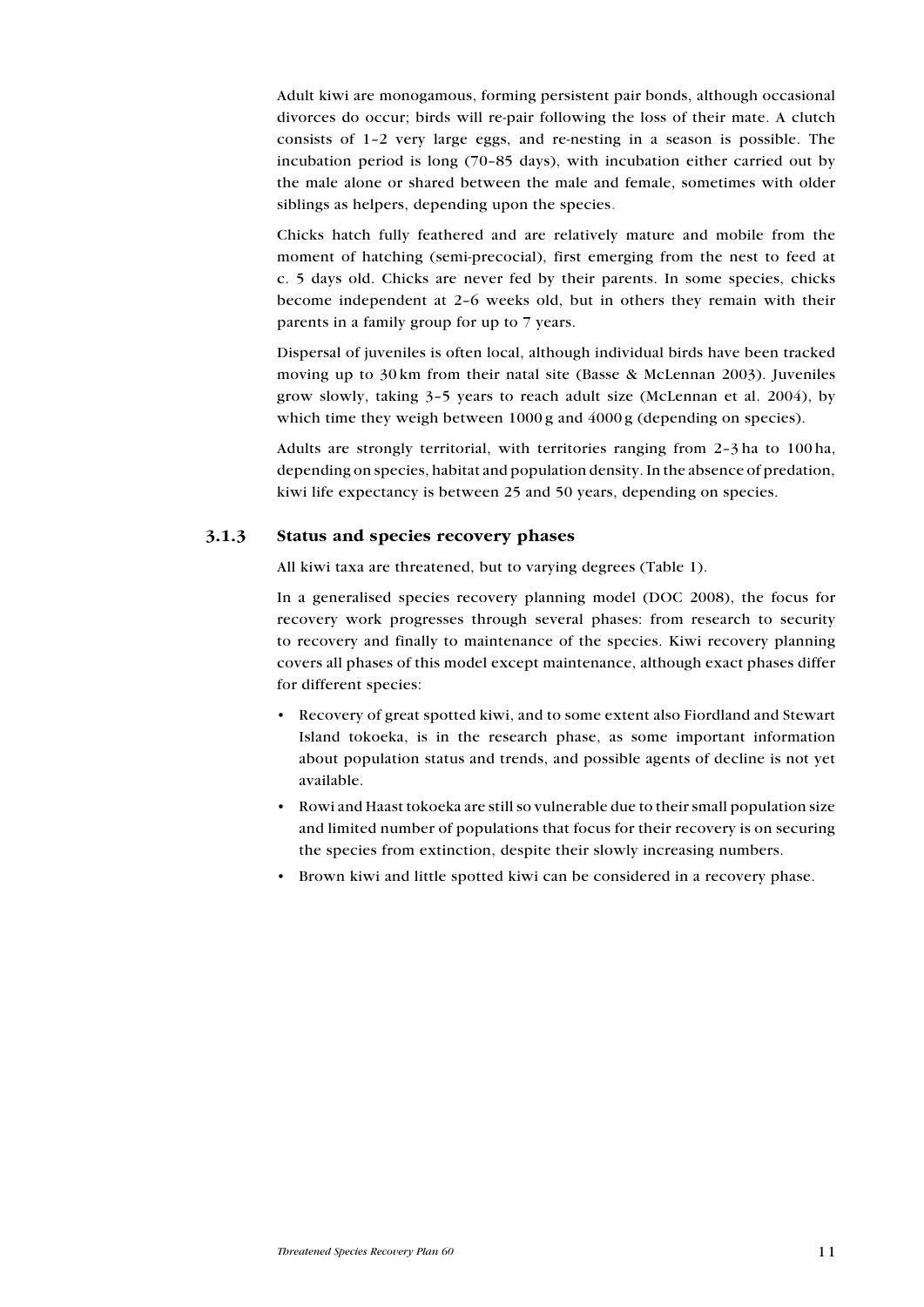Adult kiwi are monogamous, forming persistent pair bonds, although occasional divorces do occur; birds will re-pair following the loss of their mate. A clutch consists of 1–2 very large eggs, and re-nesting in a season is possible. The incubation period is long (70–85 days), with incubation either carried out by the male alone or shared between the male and female, sometimes with older siblings as helpers, depending upon the species.

Chicks hatch fully feathered and are relatively mature and mobile from the moment of hatching (semi-precocial), first emerging from the nest to feed at c. 5 days old. Chicks are never fed by their parents. In some species, chicks become independent at 2–6 weeks old, but in others they remain with their parents in a family group for up to 7 years.

Dispersal of juveniles is often local, although individual birds have been tracked moving up to 30 km from their natal site (Basse & McLennan 2003). Juveniles grow slowly, taking 3–5 years to reach adult size (McLennan et al. 2004), by which time they weigh between 1000 g and 4000 g (depending on species).

Adults are strongly territorial, with territories ranging from 2–3 ha to 100 ha, depending on species, habitat and population density. In the absence of predation, kiwi life expectancy is between 25 and 50 years, depending on species.

### 3.1.3 Status and species recovery phases

All kiwi taxa are threatened, but to varying degrees (Table 1).

In a generalised species recovery planning model (DOC 2008), the focus for recovery work progresses through several phases: from research to security to recovery and finally to maintenance of the species. Kiwi recovery planning covers all phases of this model except maintenance, although exact phases differ for different species:

- Recovery of great spotted kiwi, and to some extent also Fiordland and Stewart Island tokoeka, is in the research phase, as some important information about population status and trends, and possible agents of decline is not yet available.
- Rowi and Haast tokoeka are still so vulnerable due to their small population size and limited number of populations that focus for their recovery is on securing the species from extinction, despite their slowly increasing numbers.
- Brown kiwi and little spotted kiwi can be considered in a recovery phase.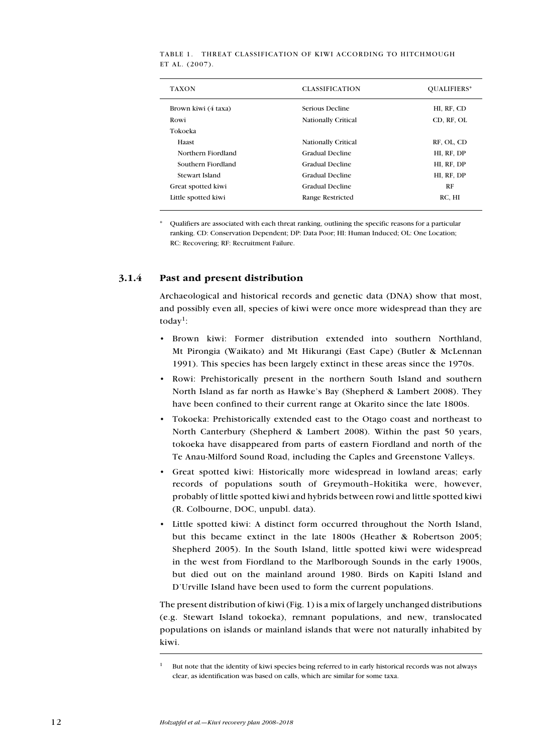TABLE 1. THREAT CLASSIFICATION OF KIWI ACCORDING TO HITCHMOUGH ET AL. (2007).

| TAXON | CLASSIFICATION | QUALIFIERS* |
|---|---|---|
| Brown kiwi (4 taxa) | Serious Decline | HI, RF, CD |
| Rowi | Nationally Critical | CD, RF, OL |
| Tokoeka | | |
| Haast | Nationally Critical | RF, OL, CD |
| Northern Fiordland | Gradual Decline | HI, RF, DP |
| Southern Fiordland | Gradual Decline | HI, RF, DP |
| Stewart Island | Gradual Decline | HI, RF, DP |
| Great spotted kiwi | Gradual Decline | RF |
| Little spotted kiwi | Range Restricted | RC, HI |

\* Qualifiers are associated with each threat ranking, outlining the specific reasons for a particular ranking. CD: Conservation Dependent; DP: Data Poor; HI: Human Induced; OL: One Location; RC: Recovering; RF: Recruitment Failure.

### 3.1.4 Past and present distribution

Archaeological and historical records and genetic data (DNA) show that most, and possibly even all, species of kiwi were once more widespread than they are today[1]:

- Brown kiwi: Former distribution extended into southern Northland, Mt Pirongia (Waikato) and Mt Hikurangi (East Cape) (Butler & McLennan 1991). This species has been largely extinct in these areas since the 1970s.
- Rowi: Prehistorically present in the northern South Island and southern North Island as far north as Hawke's Bay (Shepherd & Lambert 2008). They have been confined to their current range at Okarito since the late 1800s.
- Tokoeka: Prehistorically extended east to the Otago coast and northeast to North Canterbury (Shepherd & Lambert 2008). Within the past 50 years, tokoeka have disappeared from parts of eastern Fiordland and north of the Te Anau-Milford Sound Road, including the Caples and Greenstone Valleys.
- Great spotted kiwi: Historically more widespread in lowland areas; early records of populations south of Greymouth–Hokitika were, however, probably of little spotted kiwi and hybrids between rowi and little spotted kiwi (R. Colbourne, DOC, unpubl. data).
- Little spotted kiwi: A distinct form occurred throughout the North Island, but this became extinct in the late 1800s (Heather & Robertson 2005; Shepherd 2005). In the South Island, little spotted kiwi were widespread in the west from Fiordland to the Marlborough Sounds in the early 1900s, but died out on the mainland around 1980. Birds on Kapiti Island and D'Urville Island have been used to form the current populations.

The present distribution of kiwi (Fig. 1) is a mix of largely unchanged distributions (e.g. Stewart Island tokoeka), remnant populations, and new, translocated populations on islands or mainland islands that were not naturally inhabited by kiwi.

[1] But note that the identity of kiwi species being referred to in early historical records was not always clear, as identification was based on calls, which are similar for some taxa.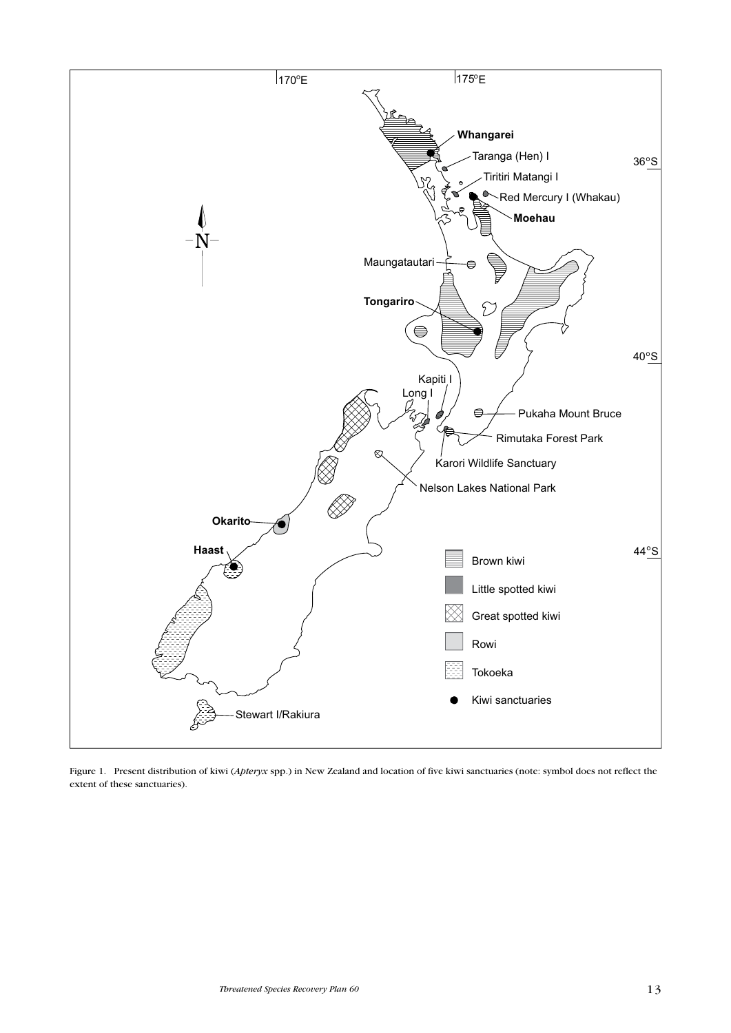Figure 1. Present distribution of kiwi (*Apteryx* spp.) in New Zealand and location of five kiwi sanctuaries (note: symbol does not reflect the extent of these sanctuaries).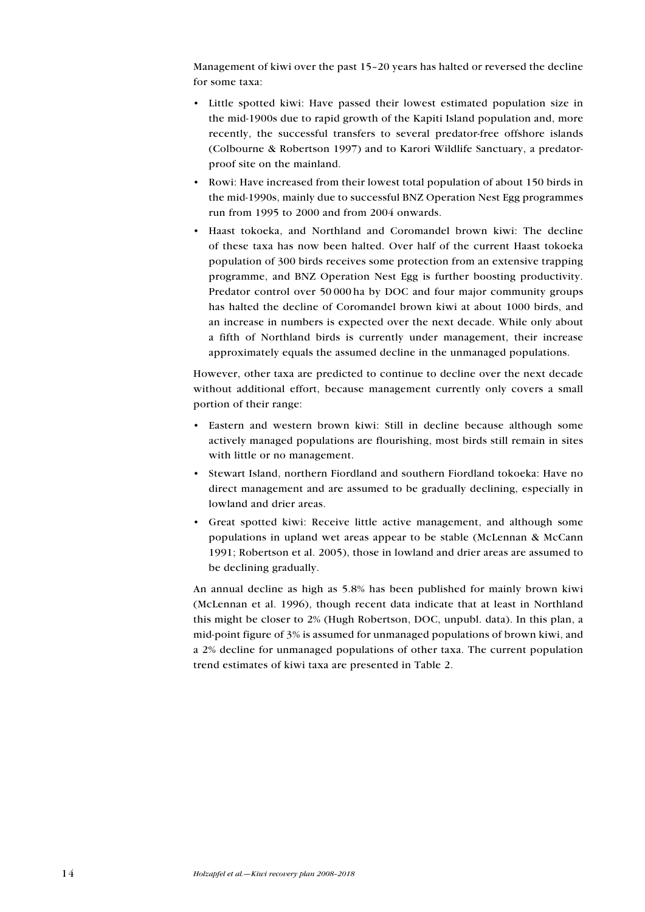Management of kiwi over the past 15–20 years has halted or reversed the decline for some taxa:

- Little spotted kiwi: Have passed their lowest estimated population size in the mid-1900s due to rapid growth of the Kapiti Island population and, more recently, the successful transfers to several predator-free offshore islands (Colbourne & Robertson 1997) and to Karori Wildlife Sanctuary, a predator-proof site on the mainland.
- Rowi: Have increased from their lowest total population of about 150 birds in the mid-1990s, mainly due to successful BNZ Operation Nest Egg programmes run from 1995 to 2000 and from 2004 onwards.
- Haast tokoeka, and Northland and Coromandel brown kiwi: The decline of these taxa has now been halted. Over half of the current Haast tokoeka population of 300 birds receives some protection from an extensive trapping programme, and BNZ Operation Nest Egg is further boosting productivity. Predator control over 50 000 ha by DOC and four major community groups has halted the decline of Coromandel brown kiwi at about 1000 birds, and an increase in numbers is expected over the next decade. While only about a fifth of Northland birds is currently under management, their increase approximately equals the assumed decline in the unmanaged populations.

However, other taxa are predicted to continue to decline over the next decade without additional effort, because management currently only covers a small portion of their range:

- Eastern and western brown kiwi: Still in decline because although some actively managed populations are flourishing, most birds still remain in sites with little or no management.
- Stewart Island, northern Fiordland and southern Fiordland tokoeka: Have no direct management and are assumed to be gradually declining, especially in lowland and drier areas.
- Great spotted kiwi: Receive little active management, and although some populations in upland wet areas appear to be stable (McLennan & McCann 1991; Robertson et al. 2005), those in lowland and drier areas are assumed to be declining gradually.

An annual decline as high as 5.8% has been published for mainly brown kiwi (McLennan et al. 1996), though recent data indicate that at least in Northland this might be closer to 2% (Hugh Robertson, DOC, unpubl. data). In this plan, a mid-point figure of 3% is assumed for unmanaged populations of brown kiwi, and a 2% decline for unmanaged populations of other taxa. The current population trend estimates of kiwi taxa are presented in Table 2.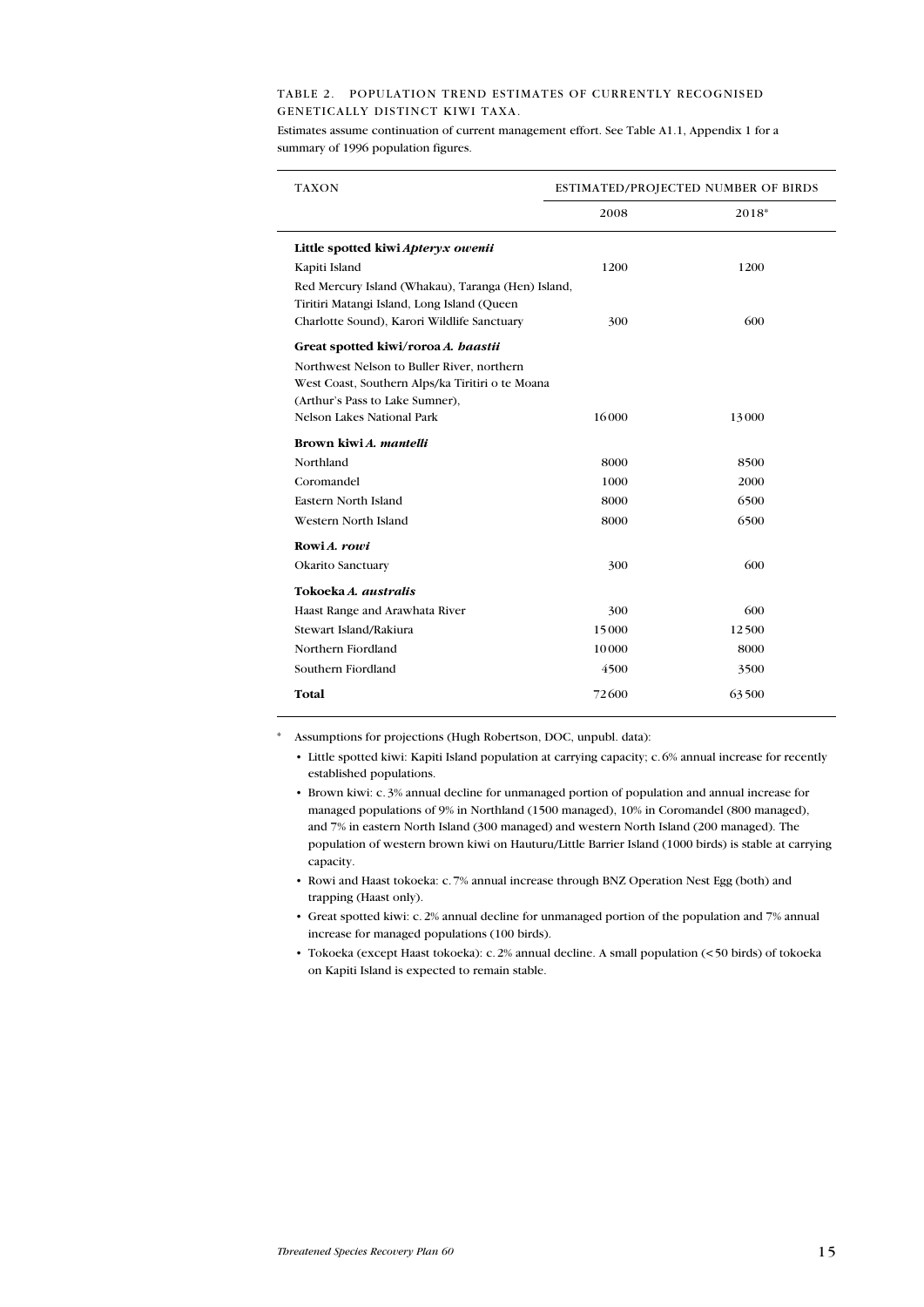TABLE 2. POPULATION TREND ESTIMATES OF CURRENTLY RECOGNISED GENETICALLY DISTINCT KIWI TAXA.

Estimates assume continuation of current management effort. See Table A1.1, Appendix 1 for a summary of 1996 population figures.

| TAXON | ESTIMATED/PROJECTED NUMBER OF BIRDS | |
|---|---|---|
| | 2008 | 2018* |
| **Little spotted kiwi *Apteryx owenii*** | | |
| Kapiti Island | 1200 | 1200 |
| Red Mercury Island (Whakau), Taranga (Hen) Island, Tiritiri Matangi Island, Long Island (Queen Charlotte Sound), Karori Wildlife Sanctuary | 300 | 600 |
| **Great spotted kiwi/roroa *A. haastii*** | | |
| Northwest Nelson to Buller River, northern West Coast, Southern Alps/ka Tiritiri o te Moana (Arthur's Pass to Lake Sumner), Nelson Lakes National Park | 16000 | 13000 |
| **Brown kiwi *A. mantelli*** | | |
| Northland | 8000 | 8500 |
| Coromandel | 1000 | 2000 |
| Eastern North Island | 8000 | 6500 |
| Western North Island | 8000 | 6500 |
| **Rowi *A. rowi*** | | |
| Okarito Sanctuary | 300 | 600 |
| **Tokoeka *A. australis*** | | |
| Haast Range and Arawhata River | 300 | 600 |
| Stewart Island/Rakiura | 15000 | 12500 |
| Northern Fiordland | 10000 | 8000 |
| Southern Fiordland | 4500 | 3500 |
| **Total** | 72600 | 63500 |

\* Assumptions for projections (Hugh Robertson, DOC, unpubl. data):

- Little spotted kiwi: Kapiti Island population at carrying capacity; c. 6% annual increase for recently established populations.
- Brown kiwi: c. 3% annual decline for unmanaged portion of population and annual increase for managed populations of 9% in Northland (1500 managed), 10% in Coromandel (800 managed), and 7% in eastern North Island (300 managed) and western North Island (200 managed). The population of western brown kiwi on Hauturu/Little Barrier Island (1000 birds) is stable at carrying capacity.
- Rowi and Haast tokoeka: c. 7% annual increase through BNZ Operation Nest Egg (both) and trapping (Haast only).
- Great spotted kiwi: c. 2% annual decline for unmanaged portion of the population and 7% annual increase for managed populations (100 birds).
- Tokoeka (except Haast tokoeka): c. 2% annual decline. A small population (< 50 birds) of tokoeka on Kapiti Island is expected to remain stable.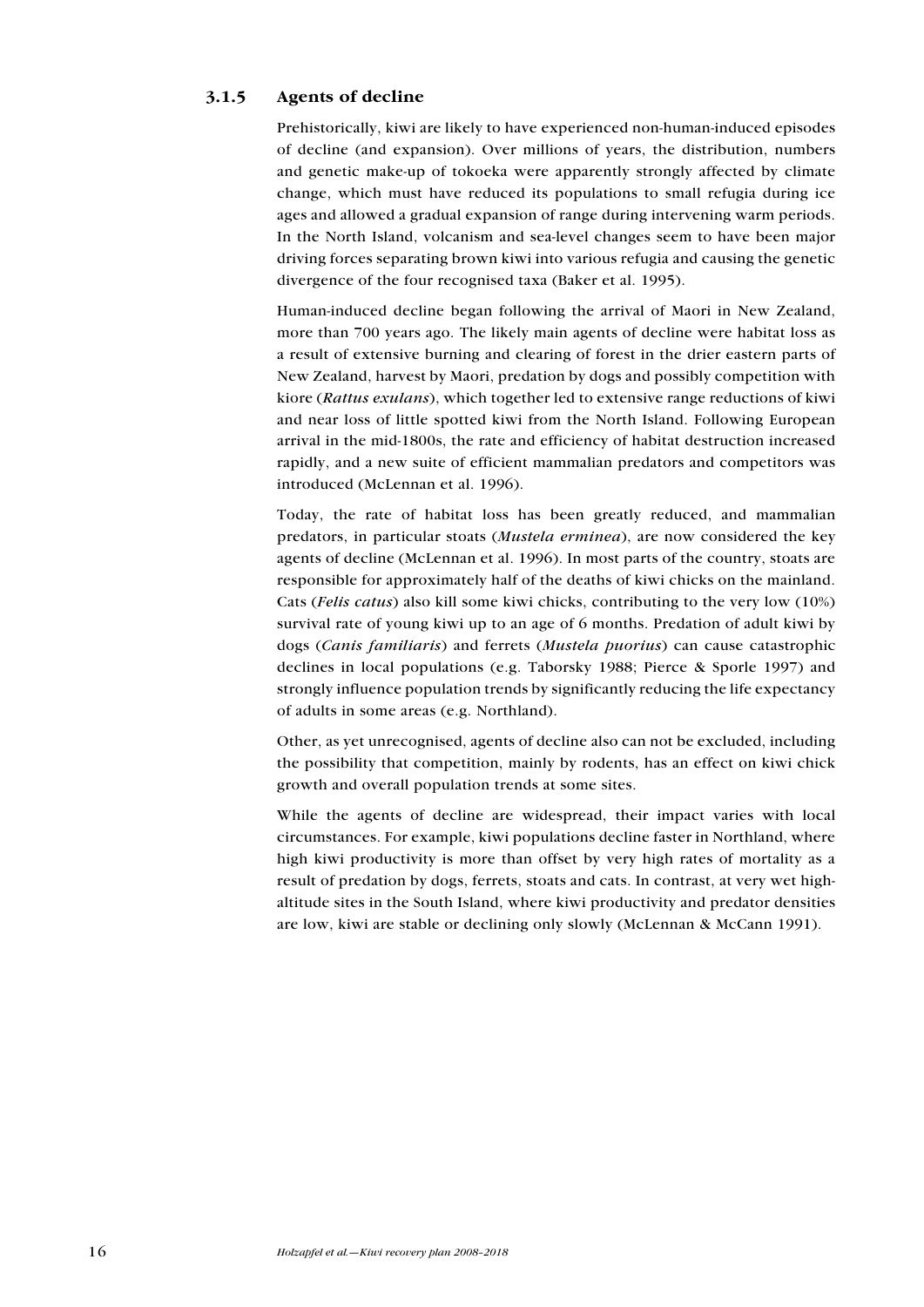### 3.1.5 Agents of decline

Prehistorically, kiwi are likely to have experienced non-human-induced episodes of decline (and expansion). Over millions of years, the distribution, numbers and genetic make-up of tokoeka were apparently strongly affected by climate change, which must have reduced its populations to small refugia during ice ages and allowed a gradual expansion of range during intervening warm periods. In the North Island, volcanism and sea-level changes seem to have been major driving forces separating brown kiwi into various refugia and causing the genetic divergence of the four recognised taxa (Baker et al. 1995).

Human-induced decline began following the arrival of Maori in New Zealand, more than 700 years ago. The likely main agents of decline were habitat loss as a result of extensive burning and clearing of forest in the drier eastern parts of New Zealand, harvest by Maori, predation by dogs and possibly competition with kiore (*Rattus exulans*), which together led to extensive range reductions of kiwi and near loss of little spotted kiwi from the North Island. Following European arrival in the mid-1800s, the rate and efficiency of habitat destruction increased rapidly, and a new suite of efficient mammalian predators and competitors was introduced (McLennan et al. 1996).

Today, the rate of habitat loss has been greatly reduced, and mammalian predators, in particular stoats (*Mustela erminea*), are now considered the key agents of decline (McLennan et al. 1996). In most parts of the country, stoats are responsible for approximately half of the deaths of kiwi chicks on the mainland. Cats (*Felis catus*) also kill some kiwi chicks, contributing to the very low (10%) survival rate of young kiwi up to an age of 6 months. Predation of adult kiwi by dogs (*Canis familiaris*) and ferrets (*Mustela puorius*) can cause catastrophic declines in local populations (e.g. Taborsky 1988; Pierce & Sporle 1997) and strongly influence population trends by significantly reducing the life expectancy of adults in some areas (e.g. Northland).

Other, as yet unrecognised, agents of decline also can not be excluded, including the possibility that competition, mainly by rodents, has an effect on kiwi chick growth and overall population trends at some sites.

While the agents of decline are widespread, their impact varies with local circumstances. For example, kiwi populations decline faster in Northland, where high kiwi productivity is more than offset by very high rates of mortality as a result of predation by dogs, ferrets, stoats and cats. In contrast, at very wet high-altitude sites in the South Island, where kiwi productivity and predator densities are low, kiwi are stable or declining only slowly (McLennan & McCann 1991).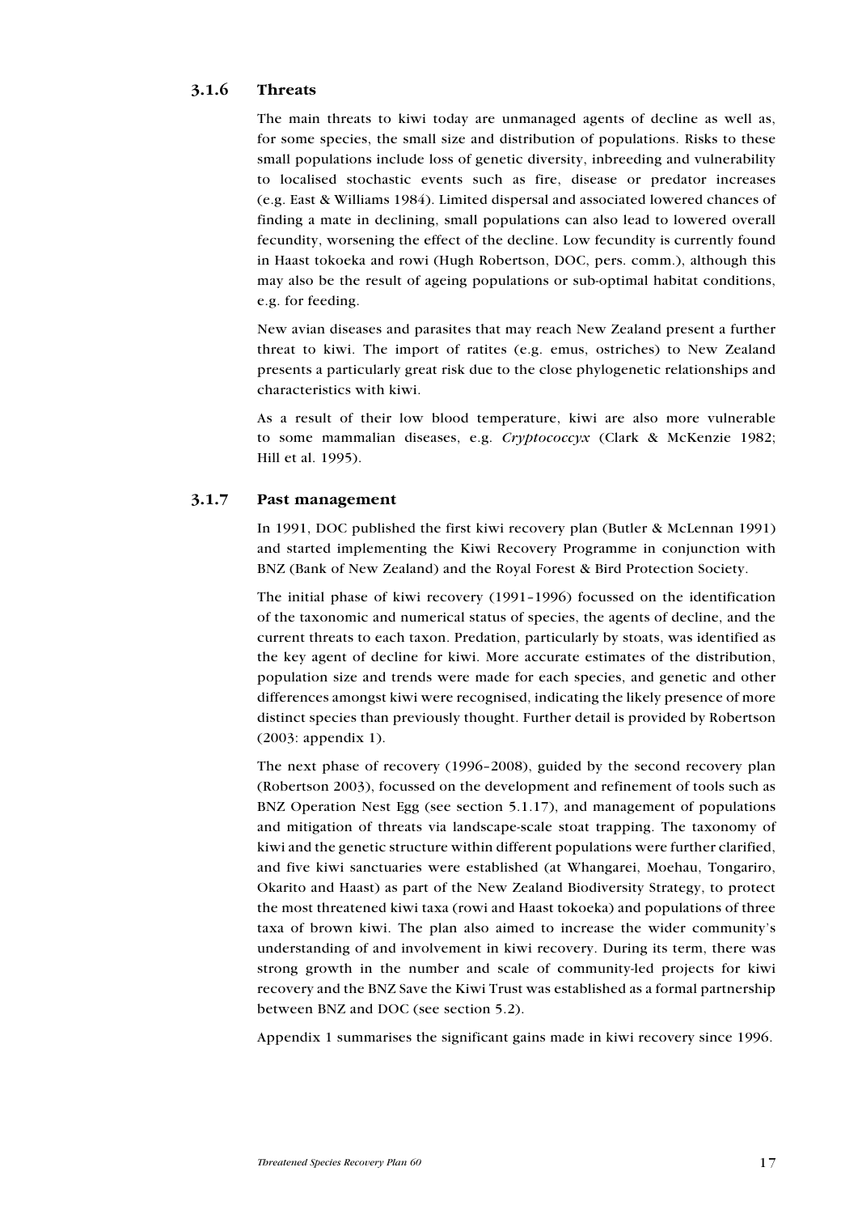### 3.1.6 Threats

The main threats to kiwi today are unmanaged agents of decline as well as, for some species, the small size and distribution of populations. Risks to these small populations include loss of genetic diversity, inbreeding and vulnerability to localised stochastic events such as fire, disease or predator increases (e.g. East & Williams 1984). Limited dispersal and associated lowered chances of finding a mate in declining, small populations can also lead to lowered overall fecundity, worsening the effect of the decline. Low fecundity is currently found in Haast tokoeka and rowi (Hugh Robertson, DOC, pers. comm.), although this may also be the result of ageing populations or sub-optimal habitat conditions, e.g. for feeding.

New avian diseases and parasites that may reach New Zealand present a further threat to kiwi. The import of ratites (e.g. emus, ostriches) to New Zealand presents a particularly great risk due to the close phylogenetic relationships and characteristics with kiwi.

As a result of their low blood temperature, kiwi are also more vulnerable to some mammalian diseases, e.g. *Cryptococcyx* (Clark & McKenzie 1982; Hill et al. 1995).

### 3.1.7 Past management

In 1991, DOC published the first kiwi recovery plan (Butler & McLennan 1991) and started implementing the Kiwi Recovery Programme in conjunction with BNZ (Bank of New Zealand) and the Royal Forest & Bird Protection Society.

The initial phase of kiwi recovery (1991–1996) focussed on the identification of the taxonomic and numerical status of species, the agents of decline, and the current threats to each taxon. Predation, particularly by stoats, was identified as the key agent of decline for kiwi. More accurate estimates of the distribution, population size and trends were made for each species, and genetic and other differences amongst kiwi were recognised, indicating the likely presence of more distinct species than previously thought. Further detail is provided by Robertson (2003: appendix 1).

The next phase of recovery (1996–2008), guided by the second recovery plan (Robertson 2003), focussed on the development and refinement of tools such as BNZ Operation Nest Egg (see section 5.1.17), and management of populations and mitigation of threats via landscape-scale stoat trapping. The taxonomy of kiwi and the genetic structure within different populations were further clarified, and five kiwi sanctuaries were established (at Whangarei, Moehau, Tongariro, Okarito and Haast) as part of the New Zealand Biodiversity Strategy, to protect the most threatened kiwi taxa (rowi and Haast tokoeka) and populations of three taxa of brown kiwi. The plan also aimed to increase the wider community's understanding of and involvement in kiwi recovery. During its term, there was strong growth in the number and scale of community-led projects for kiwi recovery and the BNZ Save the Kiwi Trust was established as a formal partnership between BNZ and DOC (see section 5.2).

Appendix 1 summarises the significant gains made in kiwi recovery since 1996.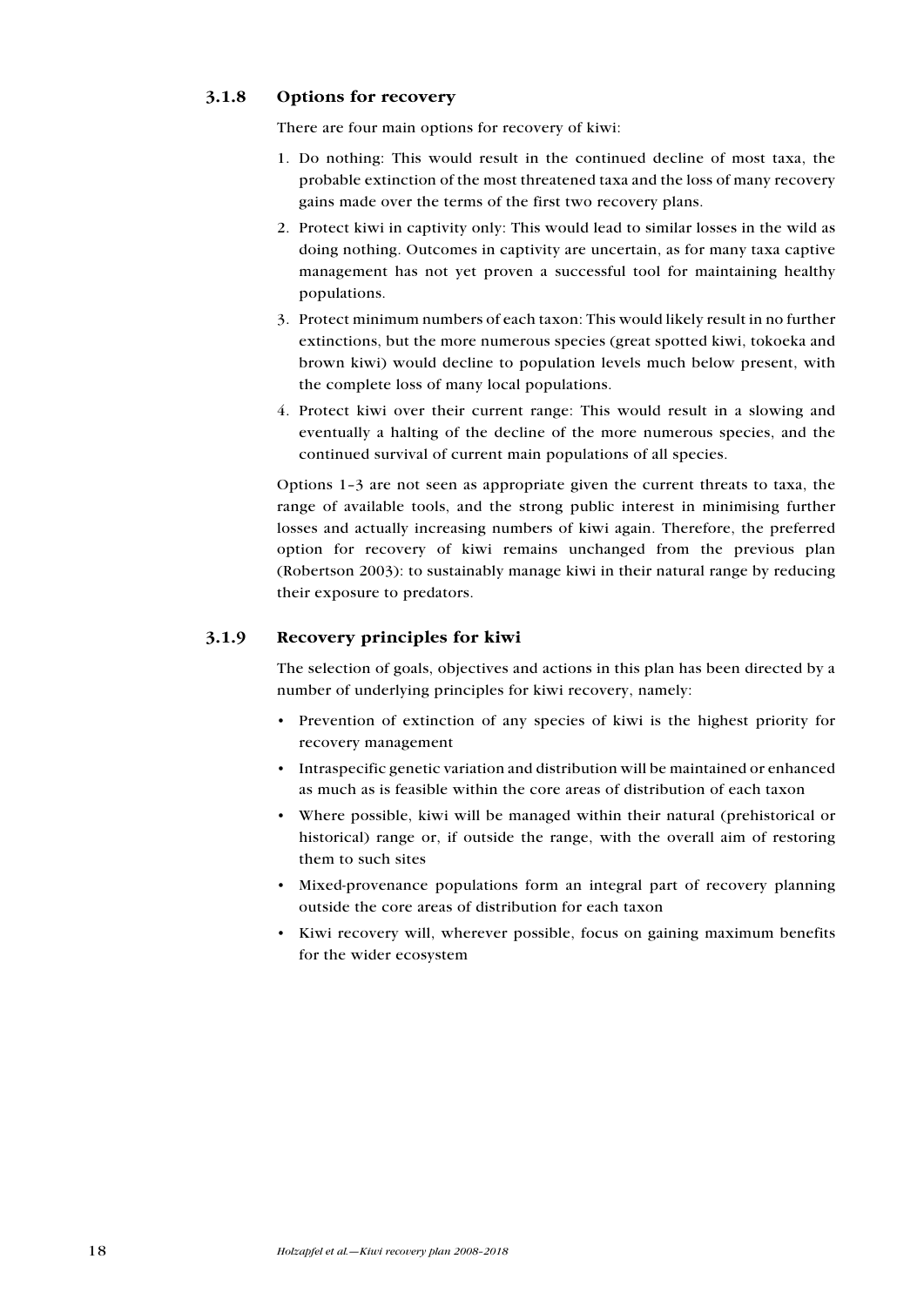### 3.1.8 Options for recovery

There are four main options for recovery of kiwi:

1. Do nothing: This would result in the continued decline of most taxa, the probable extinction of the most threatened taxa and the loss of many recovery gains made over the terms of the first two recovery plans.
2. Protect kiwi in captivity only: This would lead to similar losses in the wild as doing nothing. Outcomes in captivity are uncertain, as for many taxa captive management has not yet proven a successful tool for maintaining healthy populations.
3. Protect minimum numbers of each taxon: This would likely result in no further extinctions, but the more numerous species (great spotted kiwi, tokoeka and brown kiwi) would decline to population levels much below present, with the complete loss of many local populations.
4. Protect kiwi over their current range: This would result in a slowing and eventually a halting of the decline of the more numerous species, and the continued survival of current main populations of all species.

Options 1–3 are not seen as appropriate given the current threats to taxa, the range of available tools, and the strong public interest in minimising further losses and actually increasing numbers of kiwi again. Therefore, the preferred option for recovery of kiwi remains unchanged from the previous plan (Robertson 2003): to sustainably manage kiwi in their natural range by reducing their exposure to predators.

### 3.1.9 Recovery principles for kiwi

The selection of goals, objectives and actions in this plan has been directed by a number of underlying principles for kiwi recovery, namely:

- Prevention of extinction of any species of kiwi is the highest priority for recovery management
- Intraspecific genetic variation and distribution will be maintained or enhanced as much as is feasible within the core areas of distribution of each taxon
- Where possible, kiwi will be managed within their natural (prehistorical or historical) range or, if outside the range, with the overall aim of restoring them to such sites
- Mixed-provenance populations form an integral part of recovery planning outside the core areas of distribution for each taxon
- Kiwi recovery will, wherever possible, focus on gaining maximum benefits for the wider ecosystem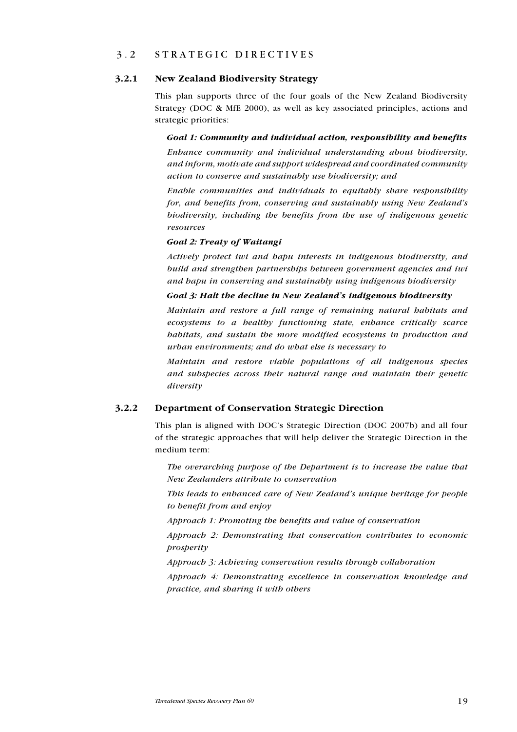## 3.2 STRATEGIC DIRECTIVES

### 3.2.1 New Zealand Biodiversity Strategy

This plan supports three of the four goals of the New Zealand Biodiversity Strategy (DOC & MfE 2000), as well as key associated principles, actions and strategic priorities:

***Goal 1: Community and individual action, responsibility and benefits***

*Enhance community and individual understanding about biodiversity, and inform, motivate and support widespread and coordinated community action to conserve and sustainably use biodiversity; and*

*Enable communities and individuals to equitably share responsibility for, and benefits from, conserving and sustainably using New Zealand's biodiversity, including the benefits from the use of indigenous genetic resources*

***Goal 2: Treaty of Waitangi***

*Actively protect iwi and hapu interests in indigenous biodiversity, and build and strengthen partnerships between government agencies and iwi and hapu in conserving and sustainably using indigenous biodiversity*

***Goal 3: Halt the decline in New Zealand's indigenous biodiversity***

*Maintain and restore a full range of remaining natural habitats and ecosystems to a healthy functioning state, enhance critically scarce habitats, and sustain the more modified ecosystems in production and urban environments; and do what else is necessary to*

*Maintain and restore viable populations of all indigenous species and subspecies across their natural range and maintain their genetic diversity*

### 3.2.2 Department of Conservation Strategic Direction

This plan is aligned with DOC's Strategic Direction (DOC 2007b) and all four of the strategic approaches that will help deliver the Strategic Direction in the medium term:

*The overarching purpose of the Department is to increase the value that New Zealanders attribute to conservation*

*This leads to enhanced care of New Zealand's unique heritage for people to benefit from and enjoy*

*Approach 1: Promoting the benefits and value of conservation*

*Approach 2: Demonstrating that conservation contributes to economic prosperity*

*Approach 3: Achieving conservation results through collaboration*

*Approach 4: Demonstrating excellence in conservation knowledge and practice, and sharing it with others*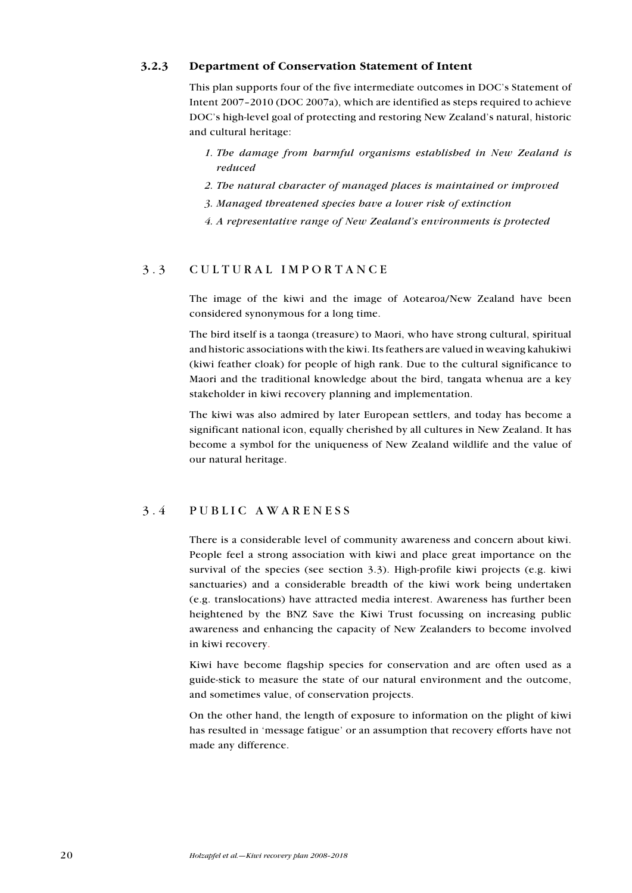### 3.2.3 Department of Conservation Statement of Intent

This plan supports four of the five intermediate outcomes in DOC's Statement of Intent 2007–2010 (DOC 2007a), which are identified as steps required to achieve DOC's high-level goal of protecting and restoring New Zealand's natural, historic and cultural heritage:

1. *The damage from harmful organisms established in New Zealand is reduced*
2. *The natural character of managed places is maintained or improved*
3. *Managed threatened species have a lower risk of extinction*
4. *A representative range of New Zealand's environments is protected*

## 3.3 CULTURAL IMPORTANCE

The image of the kiwi and the image of Aotearoa/New Zealand have been considered synonymous for a long time.

The bird itself is a taonga (treasure) to Maori, who have strong cultural, spiritual and historic associations with the kiwi. Its feathers are valued in weaving kahukiwi (kiwi feather cloak) for people of high rank. Due to the cultural significance to Maori and the traditional knowledge about the bird, tangata whenua are a key stakeholder in kiwi recovery planning and implementation.

The kiwi was also admired by later European settlers, and today has become a significant national icon, equally cherished by all cultures in New Zealand. It has become a symbol for the uniqueness of New Zealand wildlife and the value of our natural heritage.

## 3.4 PUBLIC AWARENESS

There is a considerable level of community awareness and concern about kiwi. People feel a strong association with kiwi and place great importance on the survival of the species (see section 3.3). High-profile kiwi projects (e.g. kiwi sanctuaries) and a considerable breadth of the kiwi work being undertaken (e.g. translocations) have attracted media interest. Awareness has further been heightened by the BNZ Save the Kiwi Trust focussing on increasing public awareness and enhancing the capacity of New Zealanders to become involved in kiwi recovery.

Kiwi have become flagship species for conservation and are often used as a guide-stick to measure the state of our natural environment and the outcome, and sometimes value, of conservation projects.

On the other hand, the length of exposure to information on the plight of kiwi has resulted in 'message fatigue' or an assumption that recovery efforts have not made any difference.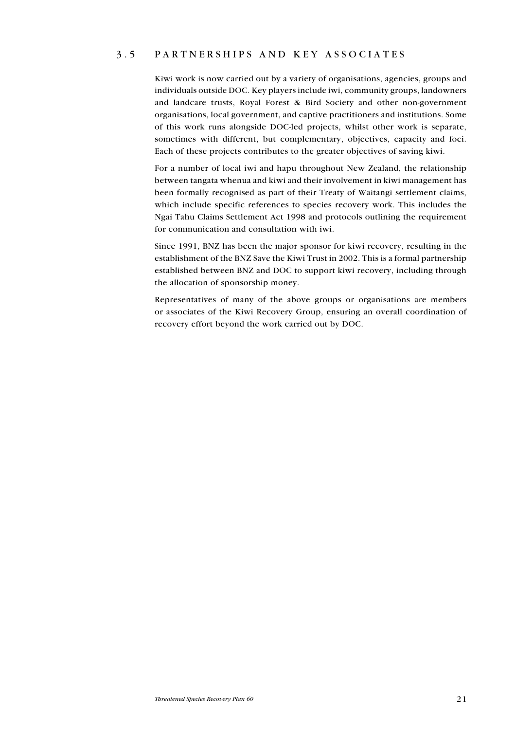## 3.5 PARTNERSHIPS AND KEY ASSOCIATES

Kiwi work is now carried out by a variety of organisations, agencies, groups and individuals outside DOC. Key players include iwi, community groups, landowners and landcare trusts, Royal Forest & Bird Society and other non-government organisations, local government, and captive practitioners and institutions. Some of this work runs alongside DOC-led projects, whilst other work is separate, sometimes with different, but complementary, objectives, capacity and foci. Each of these projects contributes to the greater objectives of saving kiwi.

For a number of local iwi and hapu throughout New Zealand, the relationship between tangata whenua and kiwi and their involvement in kiwi management has been formally recognised as part of their Treaty of Waitangi settlement claims, which include specific references to species recovery work. This includes the Ngai Tahu Claims Settlement Act 1998 and protocols outlining the requirement for communication and consultation with iwi.

Since 1991, BNZ has been the major sponsor for kiwi recovery, resulting in the establishment of the BNZ Save the Kiwi Trust in 2002. This is a formal partnership established between BNZ and DOC to support kiwi recovery, including through the allocation of sponsorship money.

Representatives of many of the above groups or organisations are members or associates of the Kiwi Recovery Group, ensuring an overall coordination of recovery effort beyond the work carried out by DOC.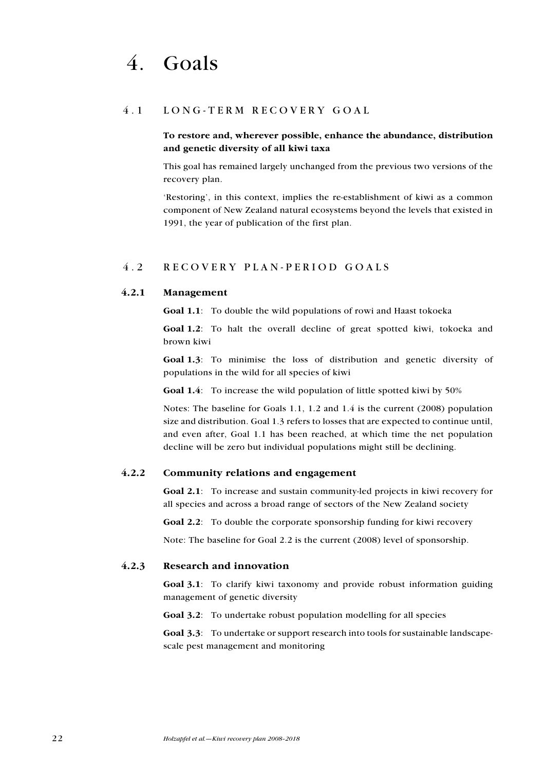# 4. Goals

## 4.1 LONG-TERM RECOVERY GOAL

**To restore and, wherever possible, enhance the abundance, distribution and genetic diversity of all kiwi taxa**

This goal has remained largely unchanged from the previous two versions of the recovery plan.

'Restoring', in this context, implies the re-establishment of kiwi as a common component of New Zealand natural ecosystems beyond the levels that existed in 1991, the year of publication of the first plan.

## 4.2 RECOVERY PLAN-PERIOD GOALS

### 4.2.1 Management

**Goal 1.1**: To double the wild populations of rowi and Haast tokoeka

**Goal 1.2**: To halt the overall decline of great spotted kiwi, tokoeka and brown kiwi

**Goal 1.3**: To minimise the loss of distribution and genetic diversity of populations in the wild for all species of kiwi

**Goal 1.4**: To increase the wild population of little spotted kiwi by 50%

Notes: The baseline for Goals 1.1, 1.2 and 1.4 is the current (2008) population size and distribution. Goal 1.3 refers to losses that are expected to continue until, and even after, Goal 1.1 has been reached, at which time the net population decline will be zero but individual populations might still be declining.

### 4.2.2 Community relations and engagement

**Goal 2.1**: To increase and sustain community-led projects in kiwi recovery for all species and across a broad range of sectors of the New Zealand society

**Goal 2.2**: To double the corporate sponsorship funding for kiwi recovery

Note: The baseline for Goal 2.2 is the current (2008) level of sponsorship.

### 4.2.3 Research and innovation

**Goal 3.1**: To clarify kiwi taxonomy and provide robust information guiding management of genetic diversity

**Goal 3.2**: To undertake robust population modelling for all species

**Goal 3.3**: To undertake or support research into tools for sustainable landscape-scale pest management and monitoring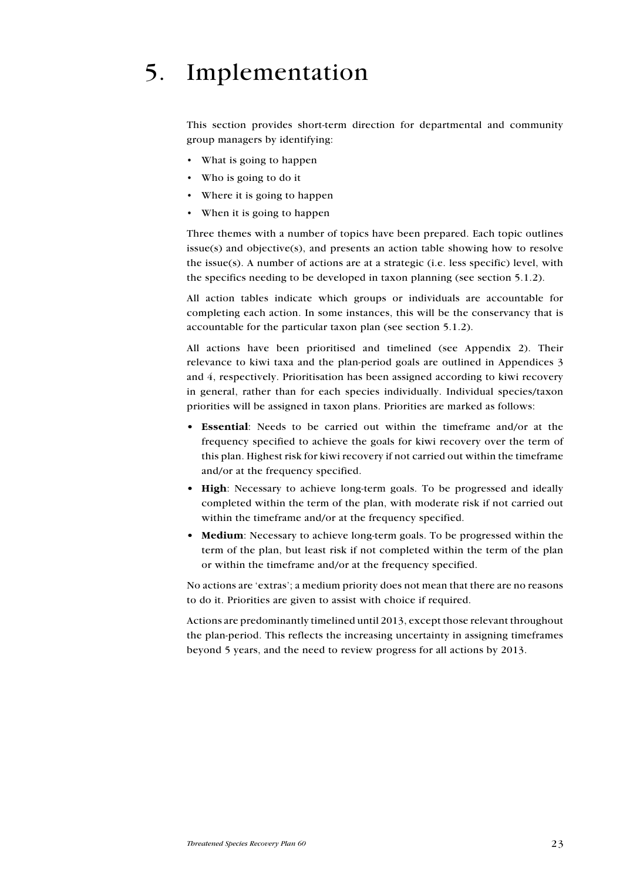# 5. Implementation

This section provides short-term direction for departmental and community group managers by identifying:

- What is going to happen
- Who is going to do it
- Where it is going to happen
- When it is going to happen

Three themes with a number of topics have been prepared. Each topic outlines issue(s) and objective(s), and presents an action table showing how to resolve the issue(s). A number of actions are at a strategic (i.e. less specific) level, with the specifics needing to be developed in taxon planning (see section 5.1.2).

All action tables indicate which groups or individuals are accountable for completing each action. In some instances, this will be the conservancy that is accountable for the particular taxon plan (see section 5.1.2).

All actions have been prioritised and timelined (see Appendix 2). Their relevance to kiwi taxa and the plan-period goals are outlined in Appendices 3 and 4, respectively. Prioritisation has been assigned according to kiwi recovery in general, rather than for each species individually. Individual species/taxon priorities will be assigned in taxon plans. Priorities are marked as follows:

- **Essential**: Needs to be carried out within the timeframe and/or at the frequency specified to achieve the goals for kiwi recovery over the term of this plan. Highest risk for kiwi recovery if not carried out within the timeframe and/or at the frequency specified.
- **High**: Necessary to achieve long-term goals. To be progressed and ideally completed within the term of the plan, with moderate risk if not carried out within the timeframe and/or at the frequency specified.
- **Medium**: Necessary to achieve long-term goals. To be progressed within the term of the plan, but least risk if not completed within the term of the plan or within the timeframe and/or at the frequency specified.

No actions are 'extras'; a medium priority does not mean that there are no reasons to do it. Priorities are given to assist with choice if required.

Actions are predominantly timelined until 2013, except those relevant throughout the plan-period. This reflects the increasing uncertainty in assigning timeframes beyond 5 years, and the need to review progress for all actions by 2013.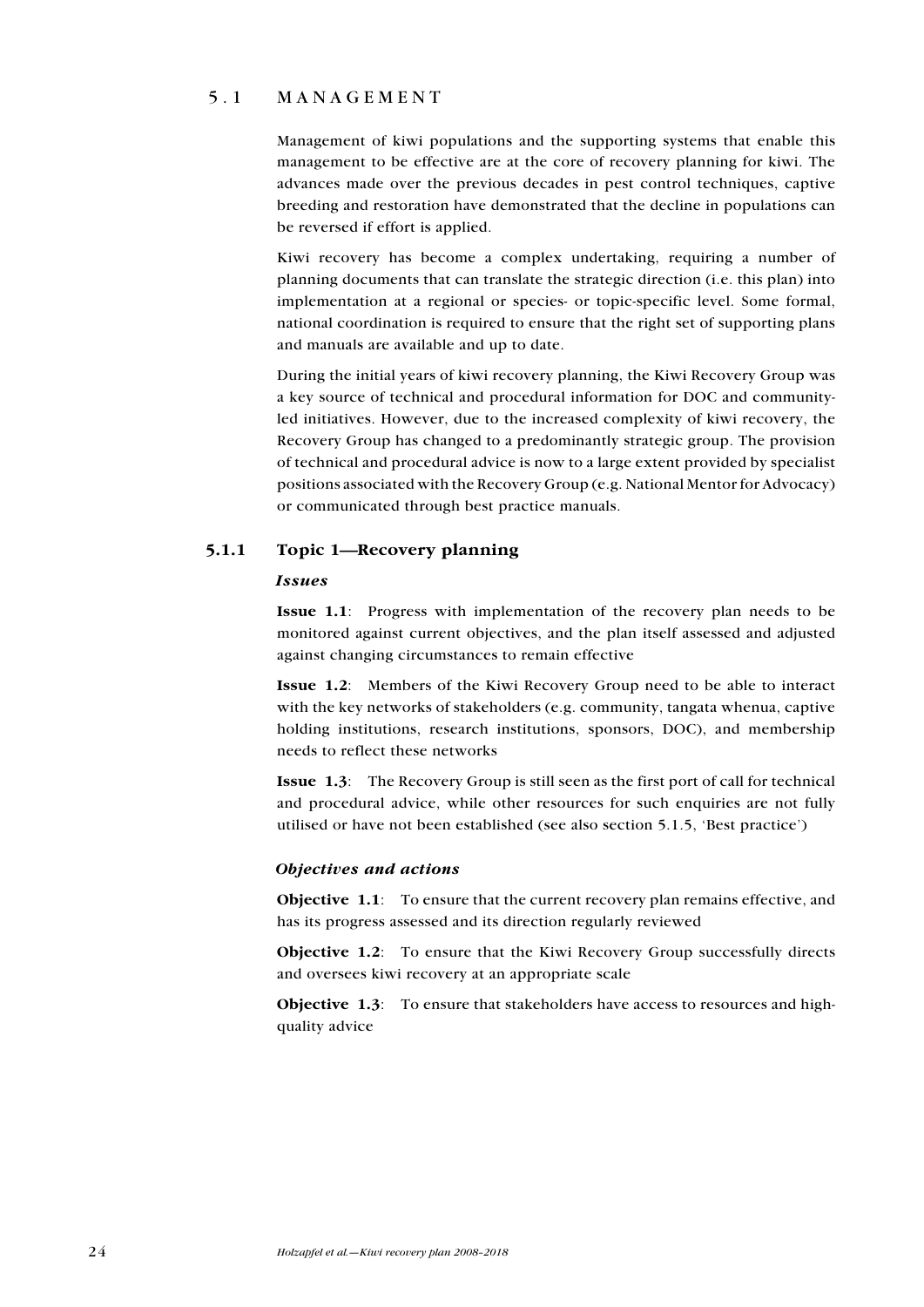## 5.1 MANAGEMENT

Management of kiwi populations and the supporting systems that enable this management to be effective are at the core of recovery planning for kiwi. The advances made over the previous decades in pest control techniques, captive breeding and restoration have demonstrated that the decline in populations can be reversed if effort is applied.

Kiwi recovery has become a complex undertaking, requiring a number of planning documents that can translate the strategic direction (i.e. this plan) into implementation at a regional or species- or topic-specific level. Some formal, national coordination is required to ensure that the right set of supporting plans and manuals are available and up to date.

During the initial years of kiwi recovery planning, the Kiwi Recovery Group was a key source of technical and procedural information for DOC and community-led initiatives. However, due to the increased complexity of kiwi recovery, the Recovery Group has changed to a predominantly strategic group. The provision of technical and procedural advice is now to a large extent provided by specialist positions associated with the Recovery Group (e.g. National Mentor for Advocacy) or communicated through best practice manuals.

### 5.1.1 Topic 1—Recovery planning

#### *Issues*

**Issue 1.1**: Progress with implementation of the recovery plan needs to be monitored against current objectives, and the plan itself assessed and adjusted against changing circumstances to remain effective

**Issue 1.2**: Members of the Kiwi Recovery Group need to be able to interact with the key networks of stakeholders (e.g. community, tangata whenua, captive holding institutions, research institutions, sponsors, DOC), and membership needs to reflect these networks

**Issue 1.3**: The Recovery Group is still seen as the first port of call for technical and procedural advice, while other resources for such enquiries are not fully utilised or have not been established (see also section 5.1.5, 'Best practice')

#### *Objectives and actions*

**Objective 1.1**: To ensure that the current recovery plan remains effective, and has its progress assessed and its direction regularly reviewed

**Objective 1.2**: To ensure that the Kiwi Recovery Group successfully directs and oversees kiwi recovery at an appropriate scale

**Objective 1.3**: To ensure that stakeholders have access to resources and high-quality advice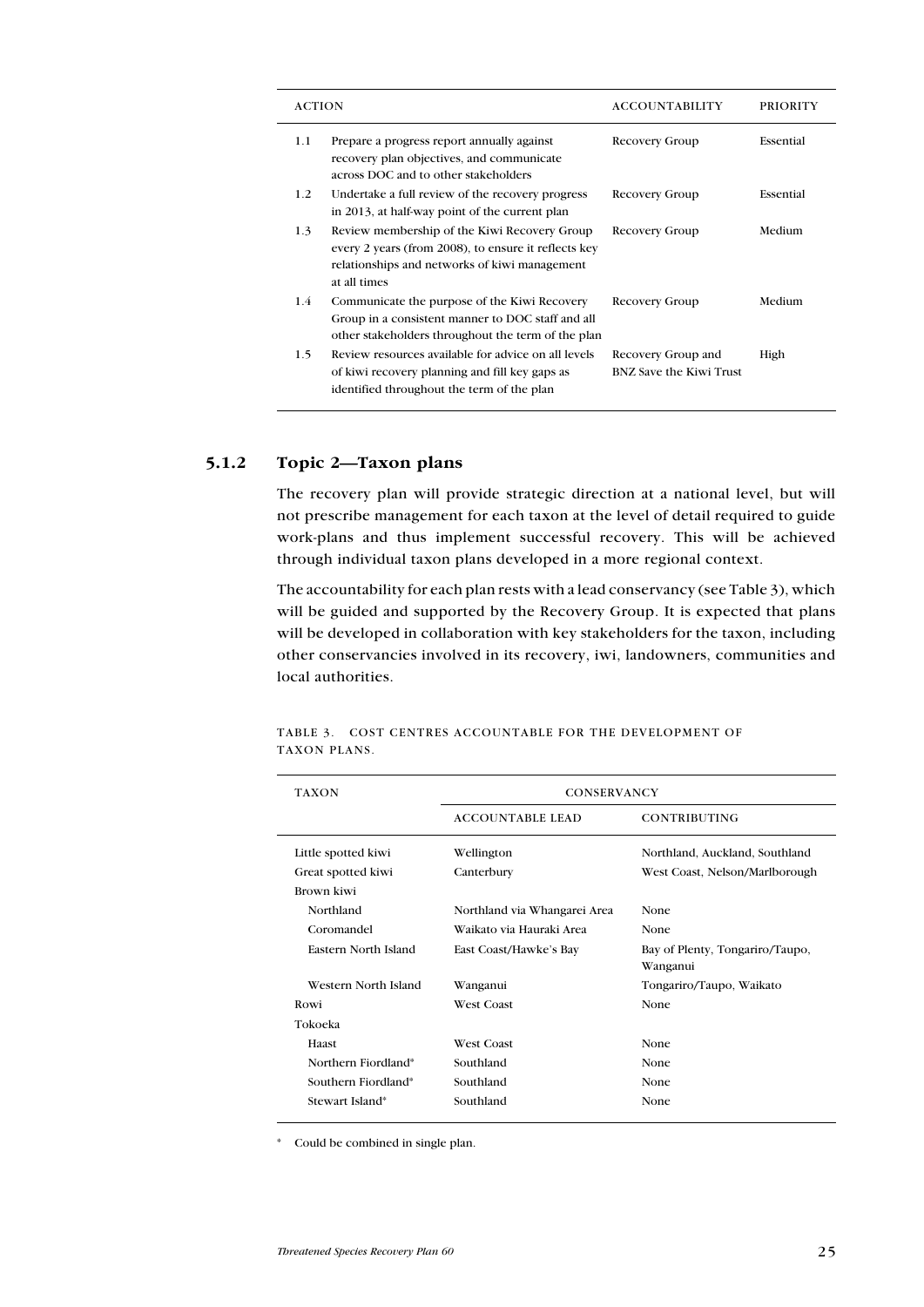| ACTION | | ACCOUNTABILITY | PRIORITY |
|---|---|---|---|
| 1.1 | Prepare a progress report annually against recovery plan objectives, and communicate across DOC and to other stakeholders | Recovery Group | Essential |
| 1.2 | Undertake a full review of the recovery progress in 2013, at half-way point of the current plan | Recovery Group | Essential |
| 1.3 | Review membership of the Kiwi Recovery Group every 2 years (from 2008), to ensure it reflects key relationships and networks of kiwi management at all times | Recovery Group | Medium |
| 1.4 | Communicate the purpose of the Kiwi Recovery Group in a consistent manner to DOC staff and all other stakeholders throughout the term of the plan | Recovery Group | Medium |
| 1.5 | Review resources available for advice on all levels of kiwi recovery planning and fill key gaps as identified throughout the term of the plan | Recovery Group and BNZ Save the Kiwi Trust | High |

### 5.1.2 Topic 2—Taxon plans

The recovery plan will provide strategic direction at a national level, but will not prescribe management for each taxon at the level of detail required to guide work-plans and thus implement successful recovery. This will be achieved through individual taxon plans developed in a more regional context.

The accountability for each plan rests with a lead conservancy (see Table 3), which will be guided and supported by the Recovery Group. It is expected that plans will be developed in collaboration with key stakeholders for the taxon, including other conservancies involved in its recovery, iwi, landowners, communities and local authorities.

TABLE 3. COST CENTRES ACCOUNTABLE FOR THE DEVELOPMENT OF TAXON PLANS.

| TAXON | CONSERVANCY | |
|---|---|---|
| | ACCOUNTABLE LEAD | CONTRIBUTING |
| Little spotted kiwi | Wellington | Northland, Auckland, Southland |
| Great spotted kiwi | Canterbury | West Coast, Nelson/Marlborough |
| Brown kiwi | | |
| Northland | Northland via Whangarei Area | None |
| Coromandel | Waikato via Hauraki Area | None |
| Eastern North Island | East Coast/Hawke's Bay | Bay of Plenty, Tongariro/Taupo, Wanganui |
| Western North Island | Wanganui | Tongariro/Taupo, Waikato |
| Rowi | West Coast | None |
| Tokoeka | | |
| Haast | West Coast | None |
| Northern Fiordland* | Southland | None |
| Southern Fiordland* | Southland | None |
| Stewart Island* | Southland | None |

\* Could be combined in single plan.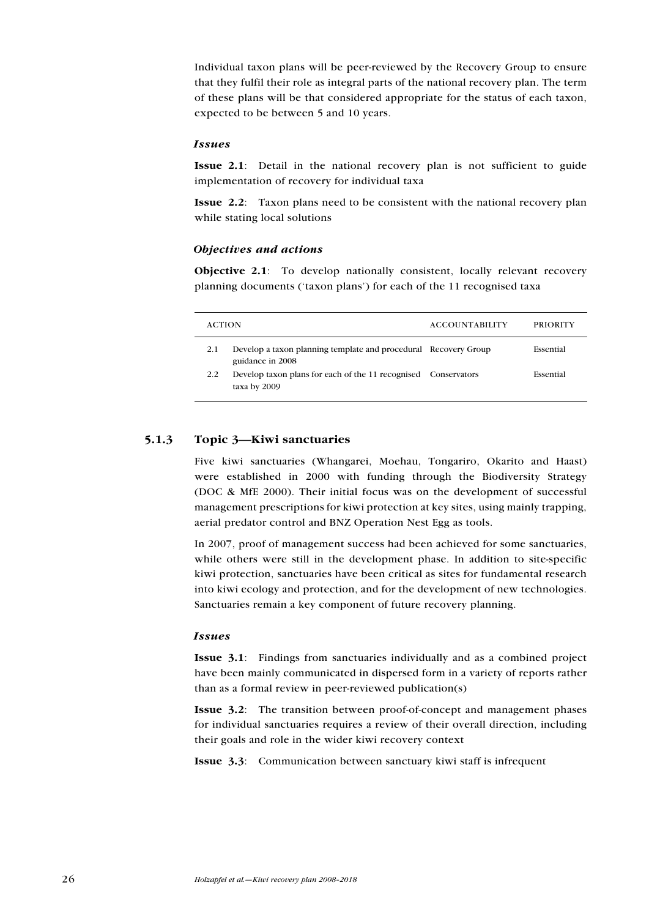Individual taxon plans will be peer-reviewed by the Recovery Group to ensure that they fulfil their role as integral parts of the national recovery plan. The term of these plans will be that considered appropriate for the status of each taxon, expected to be between 5 and 10 years.

#### *Issues*

**Issue 2.1**: Detail in the national recovery plan is not sufficient to guide implementation of recovery for individual taxa

**Issue 2.2**: Taxon plans need to be consistent with the national recovery plan while stating local solutions

#### *Objectives and actions*

**Objective 2.1**: To develop nationally consistent, locally relevant recovery planning documents ('taxon plans') for each of the 11 recognised taxa

| | ACTION | ACCOUNTABILITY | PRIORITY |
|---|---|---|---|
| 2.1 | Develop a taxon planning template and procedural guidance in 2008 | Recovery Group | Essential |
| 2.2 | Develop taxon plans for each of the 11 recognised taxa by 2009 | Conservators | Essential |

### 5.1.3 Topic 3—Kiwi sanctuaries

Five kiwi sanctuaries (Whangarei, Moehau, Tongariro, Okarito and Haast) were established in 2000 with funding through the Biodiversity Strategy (DOC & MfE 2000). Their initial focus was on the development of successful management prescriptions for kiwi protection at key sites, using mainly trapping, aerial predator control and BNZ Operation Nest Egg as tools.

In 2007, proof of management success had been achieved for some sanctuaries, while others were still in the development phase. In addition to site-specific kiwi protection, sanctuaries have been critical as sites for fundamental research into kiwi ecology and protection, and for the development of new technologies. Sanctuaries remain a key component of future recovery planning.

#### *Issues*

**Issue 3.1**: Findings from sanctuaries individually and as a combined project have been mainly communicated in dispersed form in a variety of reports rather than as a formal review in peer-reviewed publication(s)

**Issue 3.2**: The transition between proof-of-concept and management phases for individual sanctuaries requires a review of their overall direction, including their goals and role in the wider kiwi recovery context

**Issue 3.3**: Communication between sanctuary kiwi staff is infrequent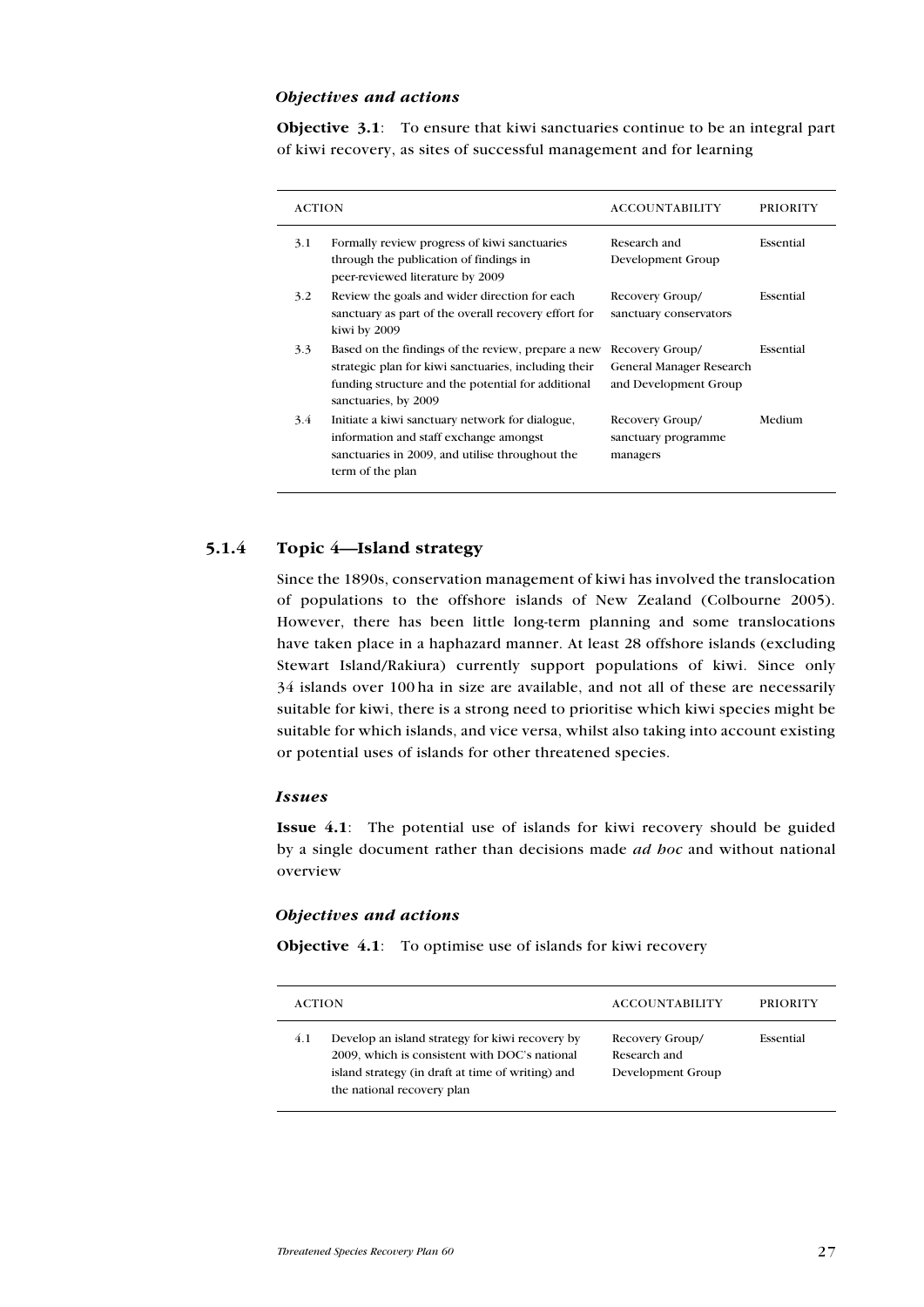### *Objectives and actions*

**Objective 3.1**: To ensure that kiwi sanctuaries continue to be an integral part of kiwi recovery, as sites of successful management and for learning

| ACTION | | ACCOUNTABILITY | PRIORITY |
|---|---|---|---|
| 3.1 | Formally review progress of kiwi sanctuaries through the publication of findings in peer-reviewed literature by 2009 | Research and Development Group | Essential |
| 3.2 | Review the goals and wider direction for each sanctuary as part of the overall recovery effort for kiwi by 2009 | Recovery Group/ sanctuary conservators | Essential |
| 3.3 | Based on the findings of the review, prepare a new strategic plan for kiwi sanctuaries, including their funding structure and the potential for additional sanctuaries, by 2009 | Recovery Group/ General Manager Research and Development Group | Essential |
| 3.4 | Initiate a kiwi sanctuary network for dialogue, information and staff exchange amongst sanctuaries in 2009, and utilise throughout the term of the plan | Recovery Group/ sanctuary programme managers | Medium |

## 5.1.4 Topic 4—Island strategy

Since the 1890s, conservation management of kiwi has involved the translocation of populations to the offshore islands of New Zealand (Colbourne 2005). However, there has been little long-term planning and some translocations have taken place in a haphazard manner. At least 28 offshore islands (excluding Stewart Island/Rakiura) currently support populations of kiwi. Since only 34 islands over 100 ha in size are available, and not all of these are necessarily suitable for kiwi, there is a strong need to prioritise which kiwi species might be suitable for which islands, and vice versa, whilst also taking into account existing or potential uses of islands for other threatened species.

### *Issues*

**Issue 4.1**: The potential use of islands for kiwi recovery should be guided by a single document rather than decisions made *ad hoc* and without national overview

### *Objectives and actions*

**Objective 4.1**: To optimise use of islands for kiwi recovery

| ACTION | | ACCOUNTABILITY | PRIORITY |
|---|---|---|---|
| 4.1 | Develop an island strategy for kiwi recovery by 2009, which is consistent with DOC's national island strategy (in draft at time of writing) and the national recovery plan | Recovery Group/ Research and Development Group | Essential |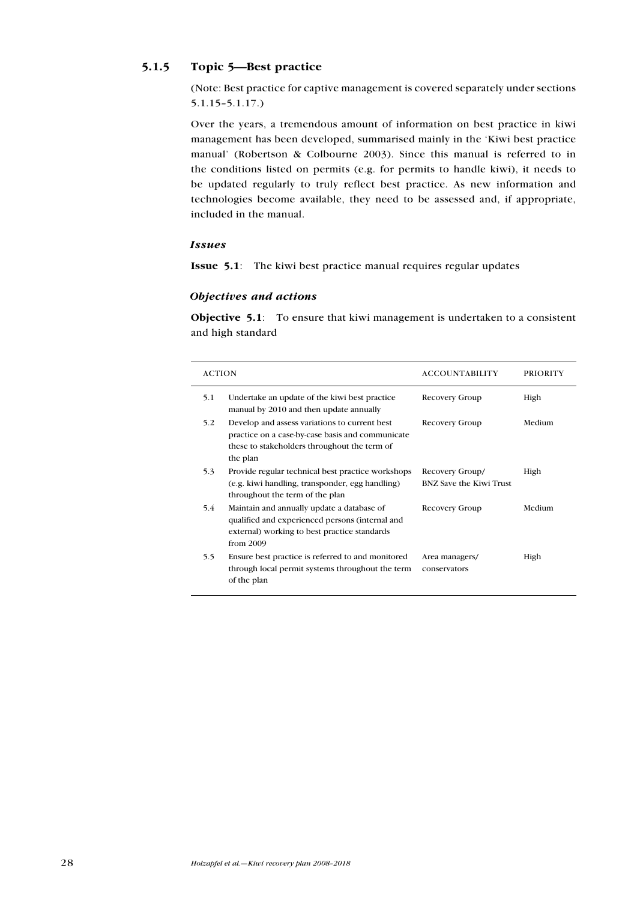### 5.1.5 Topic 5—Best practice

(Note: Best practice for captive management is covered separately under sections 5.1.15–5.1.17.)

Over the years, a tremendous amount of information on best practice in kiwi management has been developed, summarised mainly in the 'Kiwi best practice manual' (Robertson & Colbourne 2003). Since this manual is referred to in the conditions listed on permits (e.g. for permits to handle kiwi), it needs to be updated regularly to truly reflect best practice. As new information and technologies become available, they need to be assessed and, if appropriate, included in the manual.

#### *Issues*

**Issue 5.1**: The kiwi best practice manual requires regular updates

#### *Objectives and actions*

**Objective 5.1**: To ensure that kiwi management is undertaken to a consistent and high standard

| ACTION | | ACCOUNTABILITY | PRIORITY |
|---|---|---|---|
| 5.1 | Undertake an update of the kiwi best practice manual by 2010 and then update annually | Recovery Group | High |
| 5.2 | Develop and assess variations to current best practice on a case-by-case basis and communicate these to stakeholders throughout the term of the plan | Recovery Group | Medium |
| 5.3 | Provide regular technical best practice workshops (e.g. kiwi handling, transponder, egg handling) throughout the term of the plan | Recovery Group/ BNZ Save the Kiwi Trust | High |
| 5.4 | Maintain and annually update a database of qualified and experienced persons (internal and external) working to best practice standards from 2009 | Recovery Group | Medium |
| 5.5 | Ensure best practice is referred to and monitored through local permit systems throughout the term of the plan | Area managers/ conservators | High |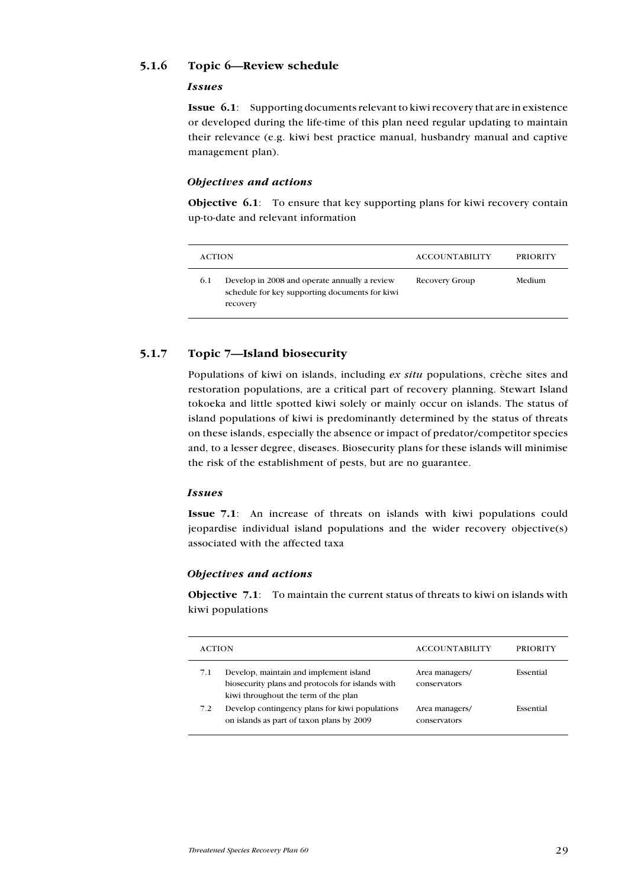### 5.1.6 Topic 6—Review schedule

#### *Issues*

**Issue 6.1**: Supporting documents relevant to kiwi recovery that are in existence or developed during the life-time of this plan need regular updating to maintain their relevance (e.g. kiwi best practice manual, husbandry manual and captive management plan).

#### *Objectives and actions*

**Objective 6.1**: To ensure that key supporting plans for kiwi recovery contain up-to-date and relevant information

| ACTION | | ACCOUNTABILITY | PRIORITY |
|---|---|---|---|
| 6.1 | Develop in 2008 and operate annually a review schedule for key supporting documents for kiwi recovery | Recovery Group | Medium |

### 5.1.7 Topic 7—Island biosecurity

Populations of kiwi on islands, including *ex situ* populations, crèche sites and restoration populations, are a critical part of recovery planning. Stewart Island tokoeka and little spotted kiwi solely or mainly occur on islands. The status of island populations of kiwi is predominantly determined by the status of threats on these islands, especially the absence or impact of predator/competitor species and, to a lesser degree, diseases. Biosecurity plans for these islands will minimise the risk of the establishment of pests, but are no guarantee.

#### *Issues*

**Issue 7.1**: An increase of threats on islands with kiwi populations could jeopardise individual island populations and the wider recovery objective(s) associated with the affected taxa

#### *Objectives and actions*

**Objective 7.1**: To maintain the current status of threats to kiwi on islands with kiwi populations

| ACTION | | ACCOUNTABILITY | PRIORITY |
|---|---|---|---|
| 7.1 | Develop, maintain and implement island biosecurity plans and protocols for islands with kiwi throughout the term of the plan | Area managers/ conservators | Essential |
| 7.2 | Develop contingency plans for kiwi populations on islands as part of taxon plans by 2009 | Area managers/ conservators | Essential |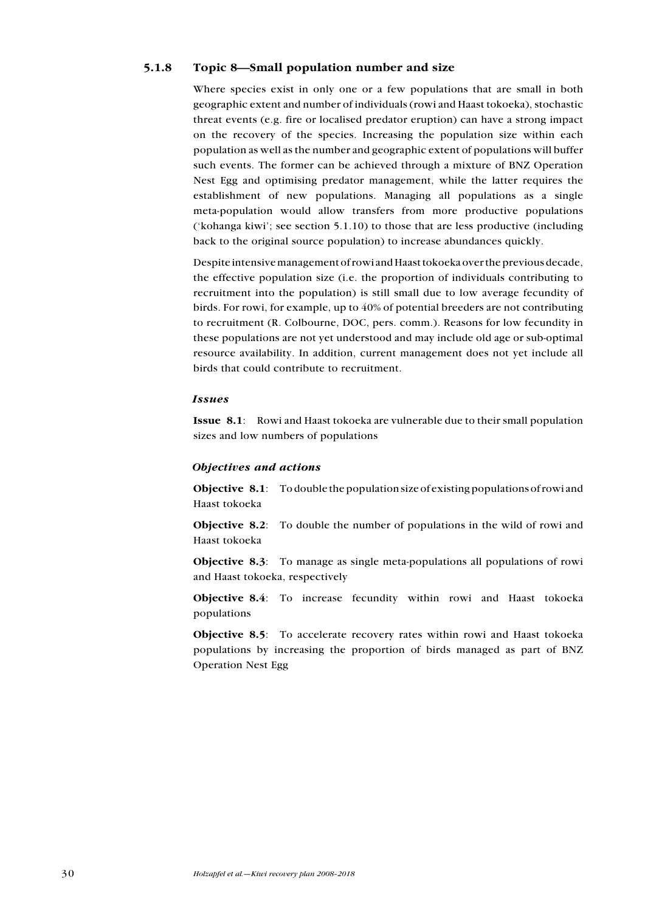### 5.1.8 Topic 8—Small population number and size

Where species exist in only one or a few populations that are small in both geographic extent and number of individuals (rowi and Haast tokoeka), stochastic threat events (e.g. fire or localised predator eruption) can have a strong impact on the recovery of the species. Increasing the population size within each population as well as the number and geographic extent of populations will buffer such events. The former can be achieved through a mixture of BNZ Operation Nest Egg and optimising predator management, while the latter requires the establishment of new populations. Managing all populations as a single meta-population would allow transfers from more productive populations ('kohanga kiwi'; see section 5.1.10) to those that are less productive (including back to the original source population) to increase abundances quickly.

Despite intensive management of rowi and Haast tokoeka over the previous decade, the effective population size (i.e. the proportion of individuals contributing to recruitment into the population) is still small due to low average fecundity of birds. For rowi, for example, up to 40% of potential breeders are not contributing to recruitment (R. Colbourne, DOC, pers. comm.). Reasons for low fecundity in these populations are not yet understood and may include old age or sub-optimal resource availability. In addition, current management does not yet include all birds that could contribute to recruitment.

#### *Issues*

**Issue 8.1**: Rowi and Haast tokoeka are vulnerable due to their small population sizes and low numbers of populations

#### *Objectives and actions*

**Objective 8.1**: To double the population size of existing populations of rowi and Haast tokoeka

**Objective 8.2**: To double the number of populations in the wild of rowi and Haast tokoeka

**Objective 8.3**: To manage as single meta-populations all populations of rowi and Haast tokoeka, respectively

**Objective 8.4**: To increase fecundity within rowi and Haast tokoeka populations

**Objective 8.5**: To accelerate recovery rates within rowi and Haast tokoeka populations by increasing the proportion of birds managed as part of BNZ Operation Nest Egg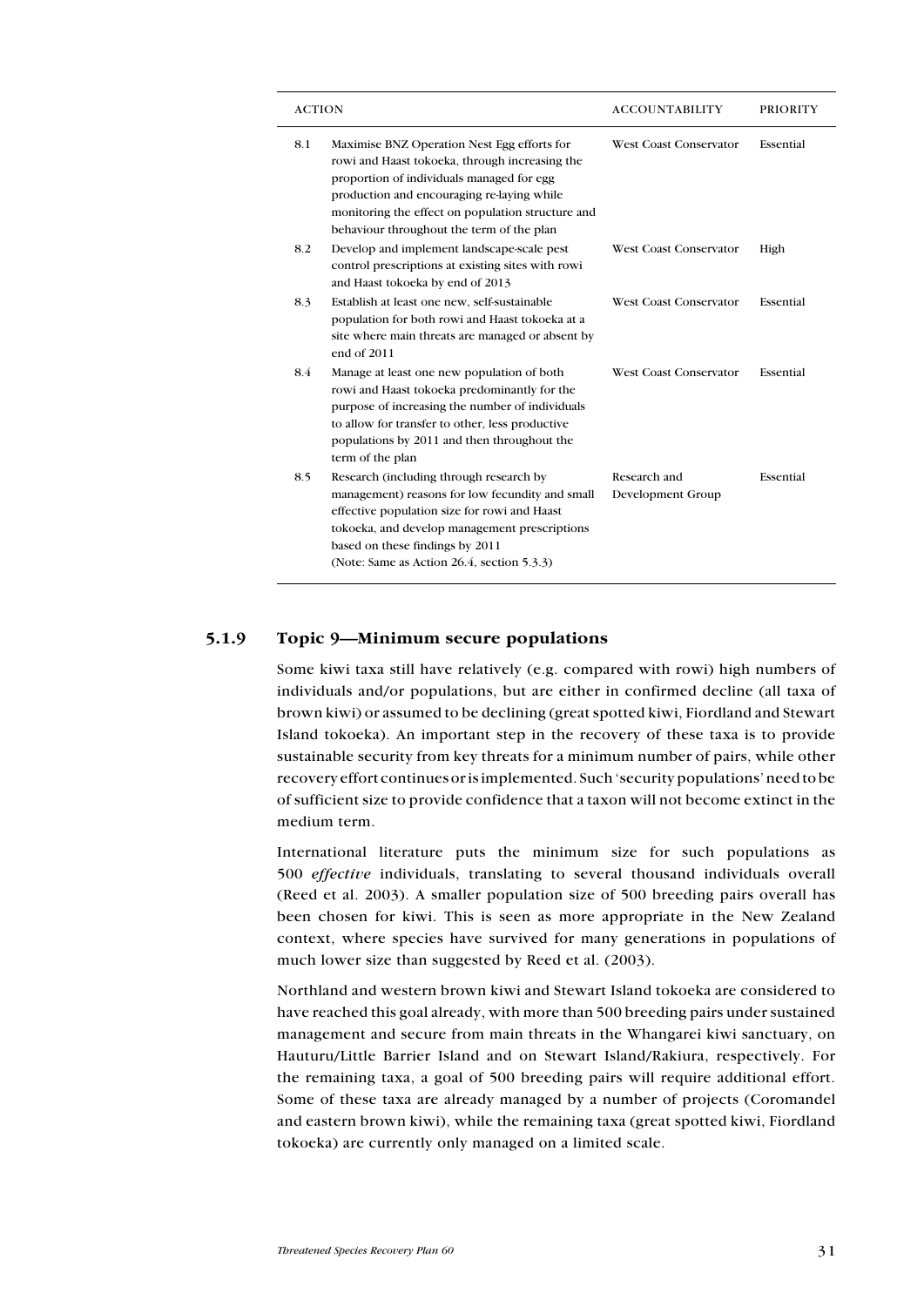| | ACTION | ACCOUNTABILITY | PRIORITY |
|---|---|---|---|
| 8.1 | Maximise BNZ Operation Nest Egg efforts for rowi and Haast tokoeka, through increasing the proportion of individuals managed for egg production and encouraging re-laying while monitoring the effect on population structure and behaviour throughout the term of the plan | West Coast Conservator | Essential |
| 8.2 | Develop and implement landscape-scale pest control prescriptions at existing sites with rowi and Haast tokoeka by end of 2013 | West Coast Conservator | High |
| 8.3 | Establish at least one new, self-sustainable population for both rowi and Haast tokoeka at a site where main threats are managed or absent by end of 2011 | West Coast Conservator | Essential |
| 8.4 | Manage at least one new population of both rowi and Haast tokoeka predominantly for the purpose of increasing the number of individuals to allow for transfer to other, less productive populations by 2011 and then throughout the term of the plan | West Coast Conservator | Essential |
| 8.5 | Research (including through research by management) reasons for low fecundity and small effective population size for rowi and Haast tokoeka, and develop management prescriptions based on these findings by 2011 (Note: Same as Action 26.4, section 5.3.3) | Research and Development Group | Essential |

### 5.1.9 Topic 9—Minimum secure populations

Some kiwi taxa still have relatively (e.g. compared with rowi) high numbers of individuals and/or populations, but are either in confirmed decline (all taxa of brown kiwi) or assumed to be declining (great spotted kiwi, Fiordland and Stewart Island tokoeka). An important step in the recovery of these taxa is to provide sustainable security from key threats for a minimum number of pairs, while other recovery effort continues or is implemented. Such 'security populations' need to be of sufficient size to provide confidence that a taxon will not become extinct in the medium term.

International literature puts the minimum size for such populations as 500 *effective* individuals, translating to several thousand individuals overall (Reed et al. 2003). A smaller population size of 500 breeding pairs overall has been chosen for kiwi. This is seen as more appropriate in the New Zealand context, where species have survived for many generations in populations of much lower size than suggested by Reed et al. (2003).

Northland and western brown kiwi and Stewart Island tokoeka are considered to have reached this goal already, with more than 500 breeding pairs under sustained management and secure from main threats in the Whangarei kiwi sanctuary, on Hauturu/Little Barrier Island and on Stewart Island/Rakiura, respectively. For the remaining taxa, a goal of 500 breeding pairs will require additional effort. Some of these taxa are already managed by a number of projects (Coromandel and eastern brown kiwi), while the remaining taxa (great spotted kiwi, Fiordland tokoeka) are currently only managed on a limited scale.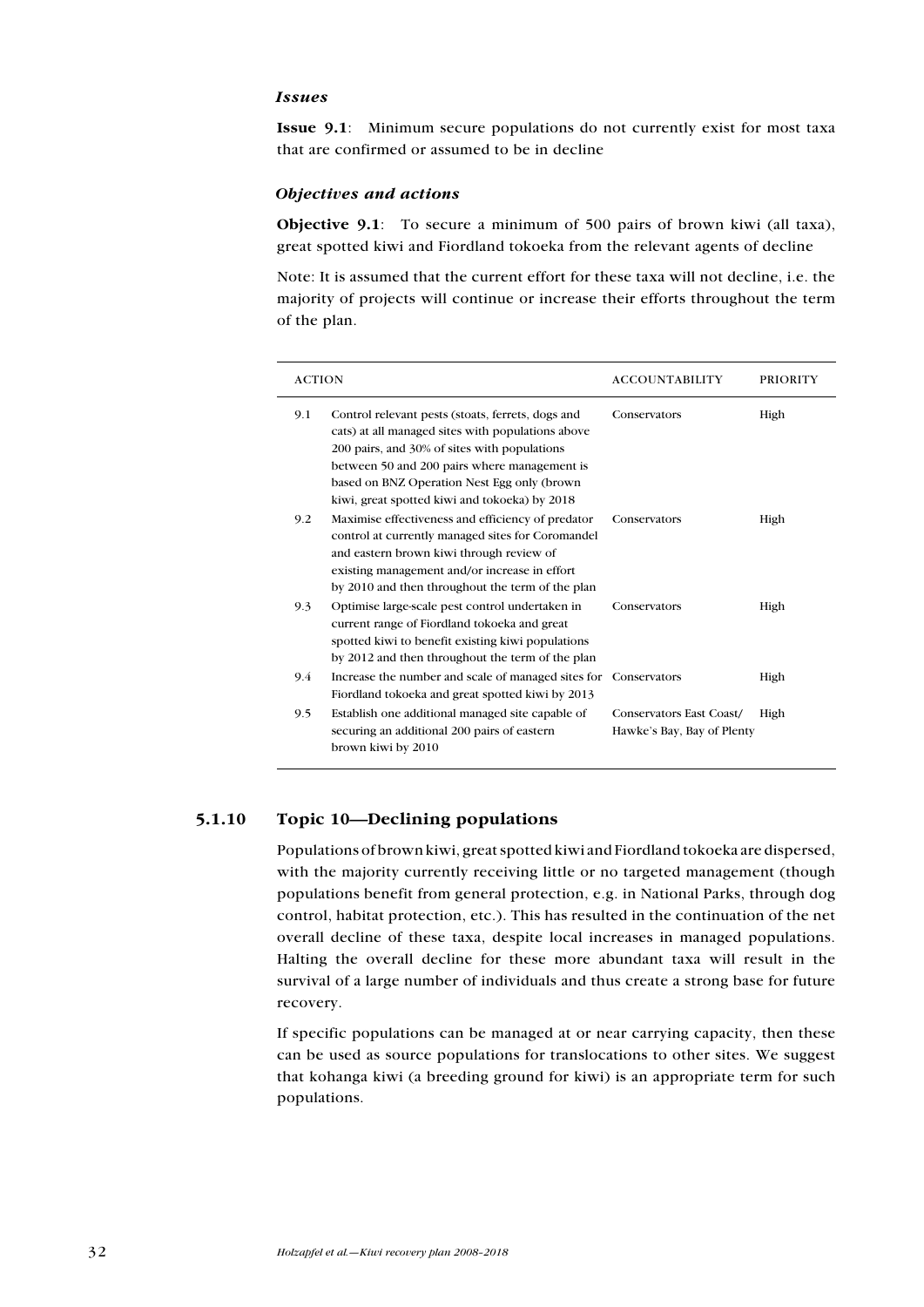*Issues*

**Issue 9.1**: Minimum secure populations do not currently exist for most taxa that are confirmed or assumed to be in decline

### *Objectives and actions*

**Objective 9.1**: To secure a minimum of 500 pairs of brown kiwi (all taxa), great spotted kiwi and Fiordland tokoeka from the relevant agents of decline

Note: It is assumed that the current effort for these taxa will not decline, i.e. the majority of projects will continue or increase their efforts throughout the term of the plan.

| ACTION | | ACCOUNTABILITY | PRIORITY |
|---|---|---|---|
| 9.1 | Control relevant pests (stoats, ferrets, dogs and cats) at all managed sites with populations above 200 pairs, and 30% of sites with populations between 50 and 200 pairs where management is based on BNZ Operation Nest Egg only (brown kiwi, great spotted kiwi and tokoeka) by 2018 | Conservators | High |
| 9.2 | Maximise effectiveness and efficiency of predator control at currently managed sites for Coromandel and eastern brown kiwi through review of existing management and/or increase in effort by 2010 and then throughout the term of the plan | Conservators | High |
| 9.3 | Optimise large-scale pest control undertaken in current range of Fiordland tokoeka and great spotted kiwi to benefit existing kiwi populations by 2012 and then throughout the term of the plan | Conservators | High |
| 9.4 | Increase the number and scale of managed sites for Fiordland tokoeka and great spotted kiwi by 2013 | Conservators | High |
| 9.5 | Establish one additional managed site capable of securing an additional 200 pairs of eastern brown kiwi by 2010 | Conservators East Coast/ Hawke's Bay, Bay of Plenty | High |

## 5.1.10 Topic 10—Declining populations

Populations of brown kiwi, great spotted kiwi and Fiordland tokoeka are dispersed, with the majority currently receiving little or no targeted management (though populations benefit from general protection, e.g. in National Parks, through dog control, habitat protection, etc.). This has resulted in the continuation of the net overall decline of these taxa, despite local increases in managed populations. Halting the overall decline for these more abundant taxa will result in the survival of a large number of individuals and thus create a strong base for future recovery.

If specific populations can be managed at or near carrying capacity, then these can be used as source populations for translocations to other sites. We suggest that kohanga kiwi (a breeding ground for kiwi) is an appropriate term for such populations.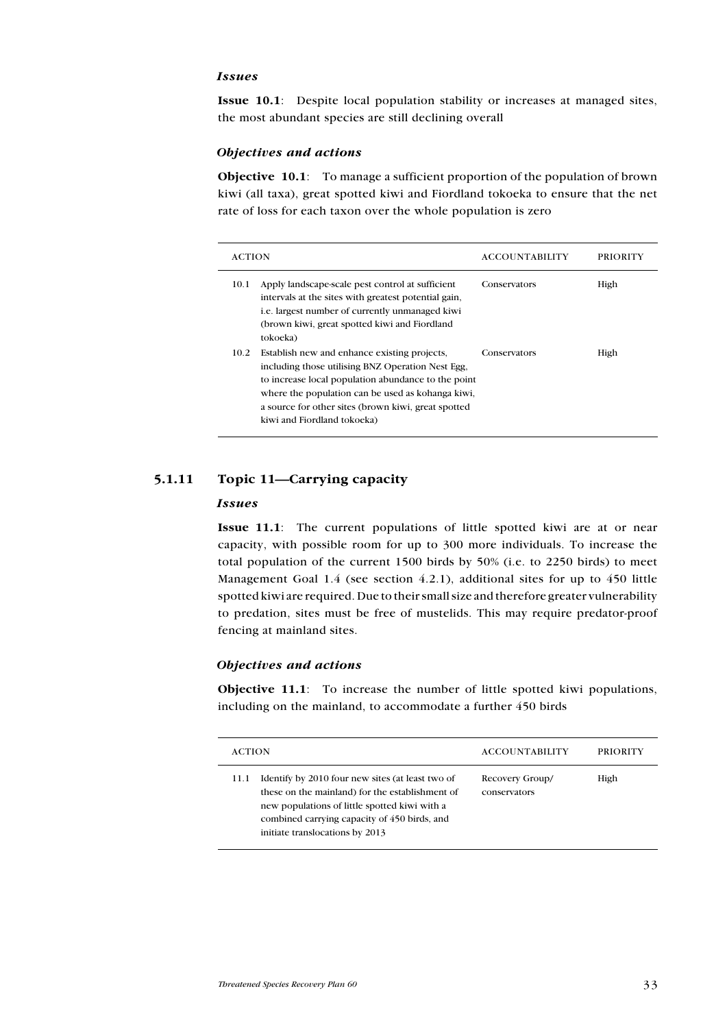### *Issues*

**Issue 10.1**: Despite local population stability or increases at managed sites, the most abundant species are still declining overall

### *Objectives and actions*

**Objective 10.1**: To manage a sufficient proportion of the population of brown kiwi (all taxa), great spotted kiwi and Fiordland tokoeka to ensure that the net rate of loss for each taxon over the whole population is zero

| ACTION | | ACCOUNTABILITY | PRIORITY |
|---|---|---|---|
| 10.1 | Apply landscape-scale pest control at sufficient intervals at the sites with greatest potential gain, i.e. largest number of currently unmanaged kiwi (brown kiwi, great spotted kiwi and Fiordland tokoeka) | Conservators | High |
| 10.2 | Establish new and enhance existing projects, including those utilising BNZ Operation Nest Egg, to increase local population abundance to the point where the population can be used as kohanga kiwi, a source for other sites (brown kiwi, great spotted kiwi and Fiordland tokoeka) | Conservators | High |

## 5.1.11 Topic 11—Carrying capacity

### *Issues*

**Issue 11.1**: The current populations of little spotted kiwi are at or near capacity, with possible room for up to 300 more individuals. To increase the total population of the current 1500 birds by 50% (i.e. to 2250 birds) to meet Management Goal 1.4 (see section 4.2.1), additional sites for up to 450 little spotted kiwi are required. Due to their small size and therefore greater vulnerability to predation, sites must be free of mustelids. This may require predator-proof fencing at mainland sites.

### *Objectives and actions*

**Objective 11.1**: To increase the number of little spotted kiwi populations, including on the mainland, to accommodate a further 450 birds

| ACTION | | ACCOUNTABILITY | PRIORITY |
|---|---|---|---|
| 11.1 | Identify by 2010 four new sites (at least two of these on the mainland) for the establishment of new populations of little spotted kiwi with a combined carrying capacity of 450 birds, and initiate translocations by 2013 | Recovery Group/ conservators | High |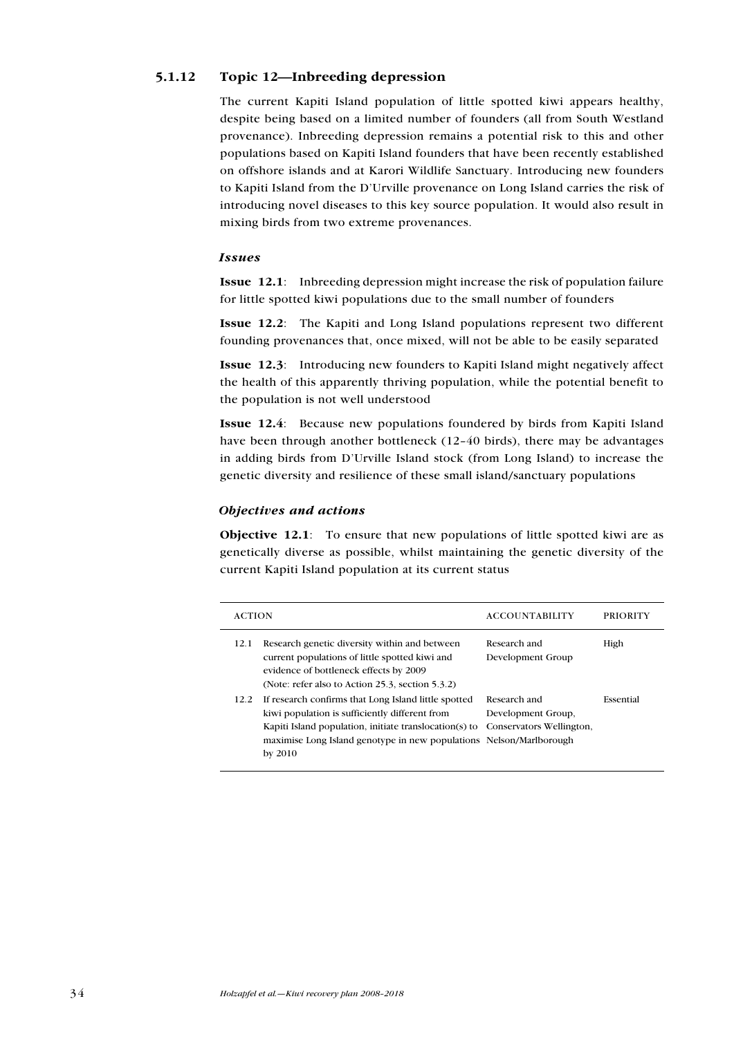### 5.1.12 Topic 12—Inbreeding depression

The current Kapiti Island population of little spotted kiwi appears healthy, despite being based on a limited number of founders (all from South Westland provenance). Inbreeding depression remains a potential risk to this and other populations based on Kapiti Island founders that have been recently established on offshore islands and at Karori Wildlife Sanctuary. Introducing new founders to Kapiti Island from the D'Urville provenance on Long Island carries the risk of introducing novel diseases to this key source population. It would also result in mixing birds from two extreme provenances.

#### *Issues*

**Issue 12.1**: Inbreeding depression might increase the risk of population failure for little spotted kiwi populations due to the small number of founders

**Issue 12.2**: The Kapiti and Long Island populations represent two different founding provenances that, once mixed, will not be able to be easily separated

**Issue 12.3**: Introducing new founders to Kapiti Island might negatively affect the health of this apparently thriving population, while the potential benefit to the population is not well understood

**Issue 12.4**: Because new populations foundered by birds from Kapiti Island have been through another bottleneck (12–40 birds), there may be advantages in adding birds from D'Urville Island stock (from Long Island) to increase the genetic diversity and resilience of these small island/sanctuary populations

#### *Objectives and actions*

**Objective 12.1**: To ensure that new populations of little spotted kiwi are as genetically diverse as possible, whilst maintaining the genetic diversity of the current Kapiti Island population at its current status

| ACTION | | ACCOUNTABILITY | PRIORITY |
|---|---|---|---|
| 12.1 | Research genetic diversity within and between current populations of little spotted kiwi and evidence of bottleneck effects by 2009 (Note: refer also to Action 25.3, section 5.3.2) | Research and Development Group | High |
| 12.2 | If research confirms that Long Island little spotted kiwi population is sufficiently different from Kapiti Island population, initiate translocation(s) to maximise Long Island genotype in new populations by 2010 | Research and Development Group, Conservators Wellington, Nelson/Marlborough | Essential |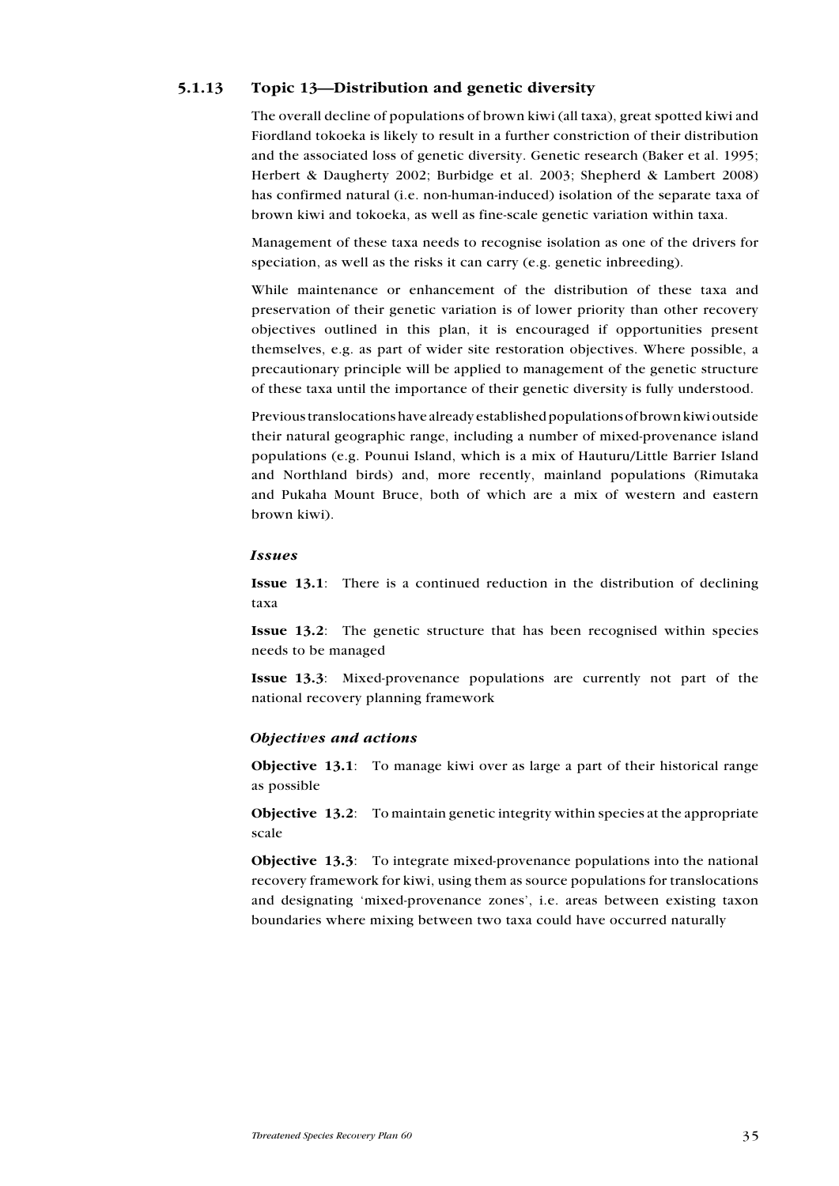### 5.1.13 Topic 13—Distribution and genetic diversity

The overall decline of populations of brown kiwi (all taxa), great spotted kiwi and Fiordland tokoeka is likely to result in a further constriction of their distribution and the associated loss of genetic diversity. Genetic research (Baker et al. 1995; Herbert & Daugherty 2002; Burbidge et al. 2003; Shepherd & Lambert 2008) has confirmed natural (i.e. non-human-induced) isolation of the separate taxa of brown kiwi and tokoeka, as well as fine-scale genetic variation within taxa.

Management of these taxa needs to recognise isolation as one of the drivers for speciation, as well as the risks it can carry (e.g. genetic inbreeding).

While maintenance or enhancement of the distribution of these taxa and preservation of their genetic variation is of lower priority than other recovery objectives outlined in this plan, it is encouraged if opportunities present themselves, e.g. as part of wider site restoration objectives. Where possible, a precautionary principle will be applied to management of the genetic structure of these taxa until the importance of their genetic diversity is fully understood.

Previous translocations have already established populations of brown kiwi outside their natural geographic range, including a number of mixed-provenance island populations (e.g. Pounui Island, which is a mix of Hauturu/Little Barrier Island and Northland birds) and, more recently, mainland populations (Rimutaka and Pukaha Mount Bruce, both of which are a mix of western and eastern brown kiwi).

#### *Issues*

**Issue 13.1**: There is a continued reduction in the distribution of declining taxa

**Issue 13.2**: The genetic structure that has been recognised within species needs to be managed

**Issue 13.3**: Mixed-provenance populations are currently not part of the national recovery planning framework

#### *Objectives and actions*

**Objective 13.1**: To manage kiwi over as large a part of their historical range as possible

**Objective 13.2**: To maintain genetic integrity within species at the appropriate scale

**Objective 13.3**: To integrate mixed-provenance populations into the national recovery framework for kiwi, using them as source populations for translocations and designating 'mixed-provenance zones', i.e. areas between existing taxon boundaries where mixing between two taxa could have occurred naturally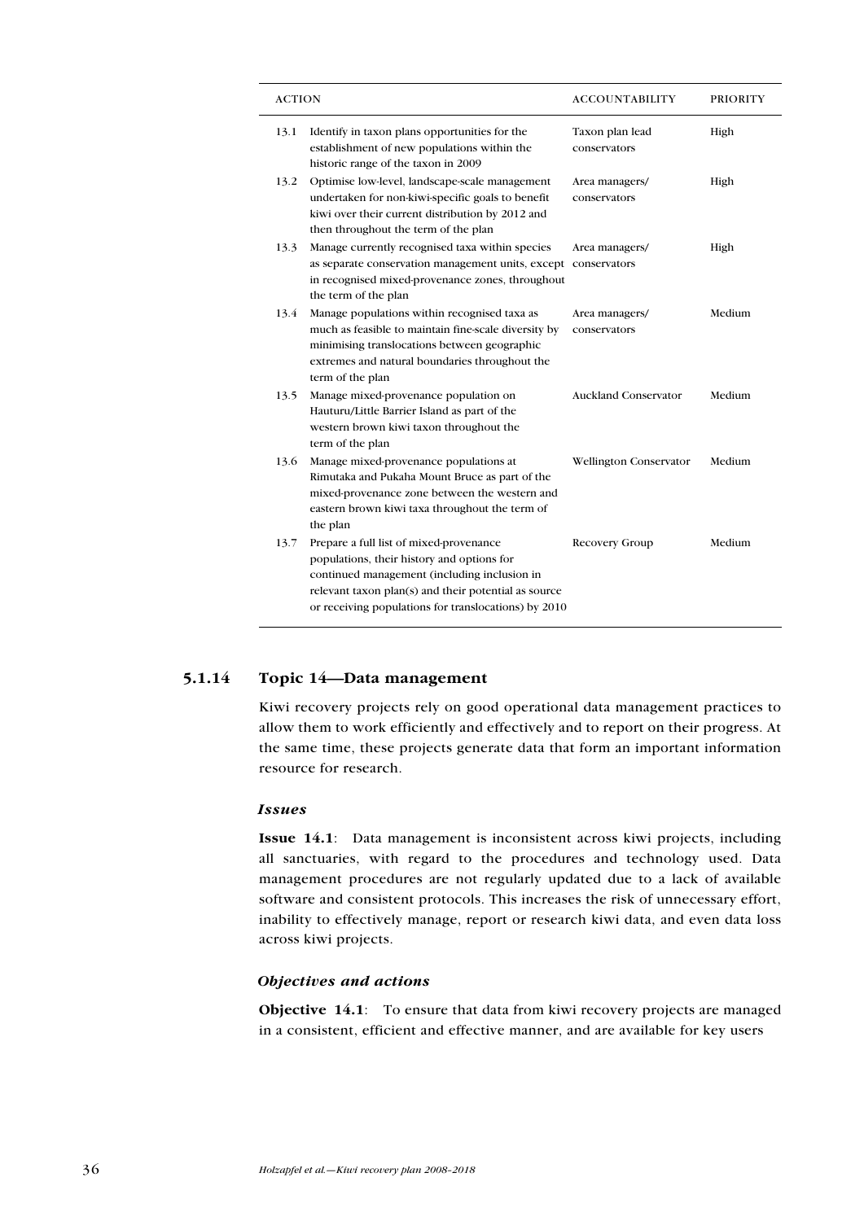| ACTION | | ACCOUNTABILITY | PRIORITY |
|---|---|---|---|
| 13.1 | Identify in taxon plans opportunities for the establishment of new populations within the historic range of the taxon in 2009 | Taxon plan lead conservators | High |
| 13.2 | Optimise low-level, landscape-scale management undertaken for non-kiwi-specific goals to benefit kiwi over their current distribution by 2012 and then throughout the term of the plan | Area managers/ conservators | High |
| 13.3 | Manage currently recognised taxa within species as separate conservation management units, except in recognised mixed-provenance zones, throughout the term of the plan | Area managers/ conservators | High |
| 13.4 | Manage populations within recognised taxa as much as feasible to maintain fine-scale diversity by minimising translocations between geographic extremes and natural boundaries throughout the term of the plan | Area managers/ conservators | Medium |
| 13.5 | Manage mixed-provenance population on Hauturu/Little Barrier Island as part of the western brown kiwi taxon throughout the term of the plan | Auckland Conservator | Medium |
| 13.6 | Manage mixed-provenance populations at Rimutaka and Pukaha Mount Bruce as part of the mixed-provenance zone between the western and eastern brown kiwi taxa throughout the term of the plan | Wellington Conservator | Medium |
| 13.7 | Prepare a full list of mixed-provenance populations, their history and options for continued management (including inclusion in relevant taxon plan(s) and their potential as source or receiving populations for translocations) by 2010 | Recovery Group | Medium |

### 5.1.14 Topic 14—Data management

Kiwi recovery projects rely on good operational data management practices to allow them to work efficiently and effectively and to report on their progress. At the same time, these projects generate data that form an important information resource for research.

#### *Issues*

**Issue 14.1**: Data management is inconsistent across kiwi projects, including all sanctuaries, with regard to the procedures and technology used. Data management procedures are not regularly updated due to a lack of available software and consistent protocols. This increases the risk of unnecessary effort, inability to effectively manage, report or research kiwi data, and even data loss across kiwi projects.

#### *Objectives and actions*

**Objective 14.1**: To ensure that data from kiwi recovery projects are managed in a consistent, efficient and effective manner, and are available for key users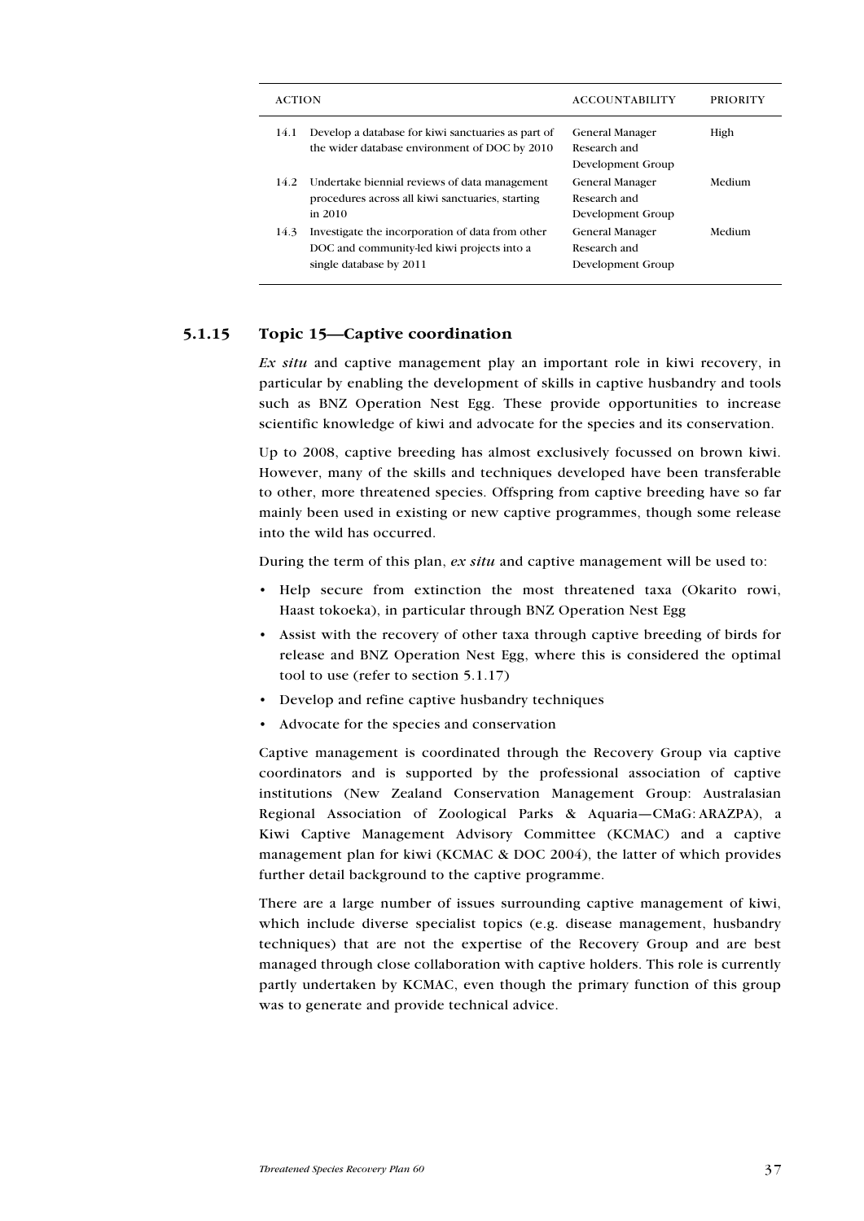| ACTION | | ACCOUNTABILITY | PRIORITY |
|---|---|---|---|
| 14.1 | Develop a database for kiwi sanctuaries as part of the wider database environment of DOC by 2010 | General Manager Research and Development Group | High |
| 14.2 | Undertake biennial reviews of data management procedures across all kiwi sanctuaries, starting in 2010 | General Manager Research and Development Group | Medium |
| 14.3 | Investigate the incorporation of data from other DOC and community-led kiwi projects into a single database by 2011 | General Manager Research and Development Group | Medium |

### 5.1.15 Topic 15—Captive coordination

*Ex situ* and captive management play an important role in kiwi recovery, in particular by enabling the development of skills in captive husbandry and tools such as BNZ Operation Nest Egg. These provide opportunities to increase scientific knowledge of kiwi and advocate for the species and its conservation.

Up to 2008, captive breeding has almost exclusively focussed on brown kiwi. However, many of the skills and techniques developed have been transferable to other, more threatened species. Offspring from captive breeding have so far mainly been used in existing or new captive programmes, though some release into the wild has occurred.

During the term of this plan, *ex situ* and captive management will be used to:

- Help secure from extinction the most threatened taxa (Okarito rowi, Haast tokoeka), in particular through BNZ Operation Nest Egg
- Assist with the recovery of other taxa through captive breeding of birds for release and BNZ Operation Nest Egg, where this is considered the optimal tool to use (refer to section 5.1.17)
- Develop and refine captive husbandry techniques
- Advocate for the species and conservation

Captive management is coordinated through the Recovery Group via captive coordinators and is supported by the professional association of captive institutions (New Zealand Conservation Management Group: Australasian Regional Association of Zoological Parks & Aquaria—CMaG: ARAZPA), a Kiwi Captive Management Advisory Committee (KCMAC) and a captive management plan for kiwi (KCMAC & DOC 2004), the latter of which provides further detail background to the captive programme.

There are a large number of issues surrounding captive management of kiwi, which include diverse specialist topics (e.g. disease management, husbandry techniques) that are not the expertise of the Recovery Group and are best managed through close collaboration with captive holders. This role is currently partly undertaken by KCMAC, even though the primary function of this group was to generate and provide technical advice.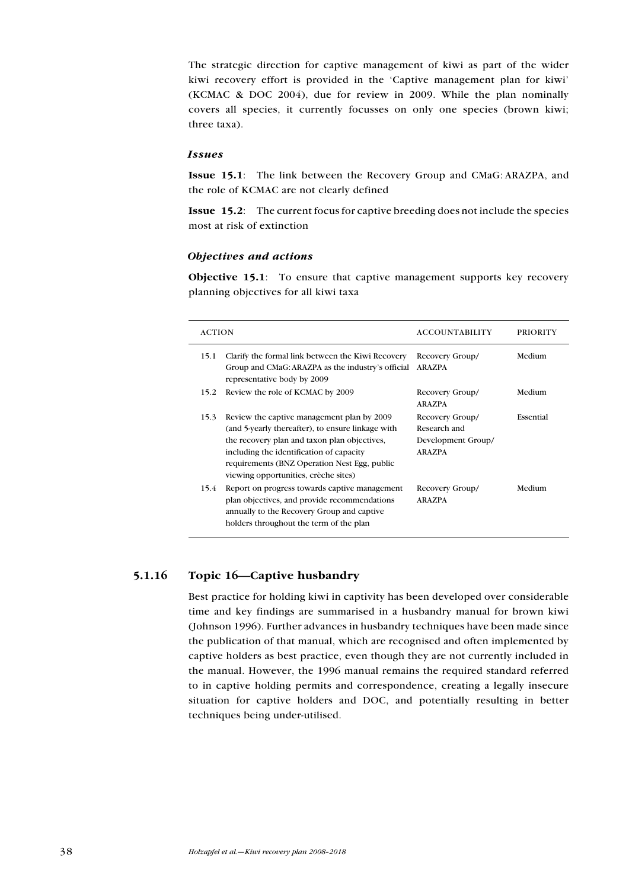The strategic direction for captive management of kiwi as part of the wider kiwi recovery effort is provided in the 'Captive management plan for kiwi' (KCMAC & DOC 2004), due for review in 2009. While the plan nominally covers all species, it currently focusses on only one species (brown kiwi; three taxa).

#### *Issues*

**Issue 15.1**: The link between the Recovery Group and CMaG: ARAZPA, and the role of KCMAC are not clearly defined

**Issue 15.2**: The current focus for captive breeding does not include the species most at risk of extinction

#### *Objectives and actions*

**Objective 15.1**: To ensure that captive management supports key recovery planning objectives for all kiwi taxa

| ACTION | | ACCOUNTABILITY | PRIORITY |
|---|---|---|---|
| 15.1 | Clarify the formal link between the Kiwi Recovery Group and CMaG: ARAZPA as the industry's official representative body by 2009 | Recovery Group/ ARAZPA | Medium |
| 15.2 | Review the role of KCMAC by 2009 | Recovery Group/ ARAZPA | Medium |
| 15.3 | Review the captive management plan by 2009 (and 5-yearly thereafter), to ensure linkage with the recovery plan and taxon plan objectives, including the identification of capacity requirements (BNZ Operation Nest Egg, public viewing opportunities, crèche sites) | Recovery Group/ Research and Development Group/ ARAZPA | Essential |
| 15.4 | Report on progress towards captive management plan objectives, and provide recommendations annually to the Recovery Group and captive holders throughout the term of the plan | Recovery Group/ ARAZPA | Medium |

### 5.1.16 Topic 16—Captive husbandry

Best practice for holding kiwi in captivity has been developed over considerable time and key findings are summarised in a husbandry manual for brown kiwi (Johnson 1996). Further advances in husbandry techniques have been made since the publication of that manual, which are recognised and often implemented by captive holders as best practice, even though they are not currently included in the manual. However, the 1996 manual remains the required standard referred to in captive holding permits and correspondence, creating a legally insecure situation for captive holders and DOC, and potentially resulting in better techniques being under-utilised.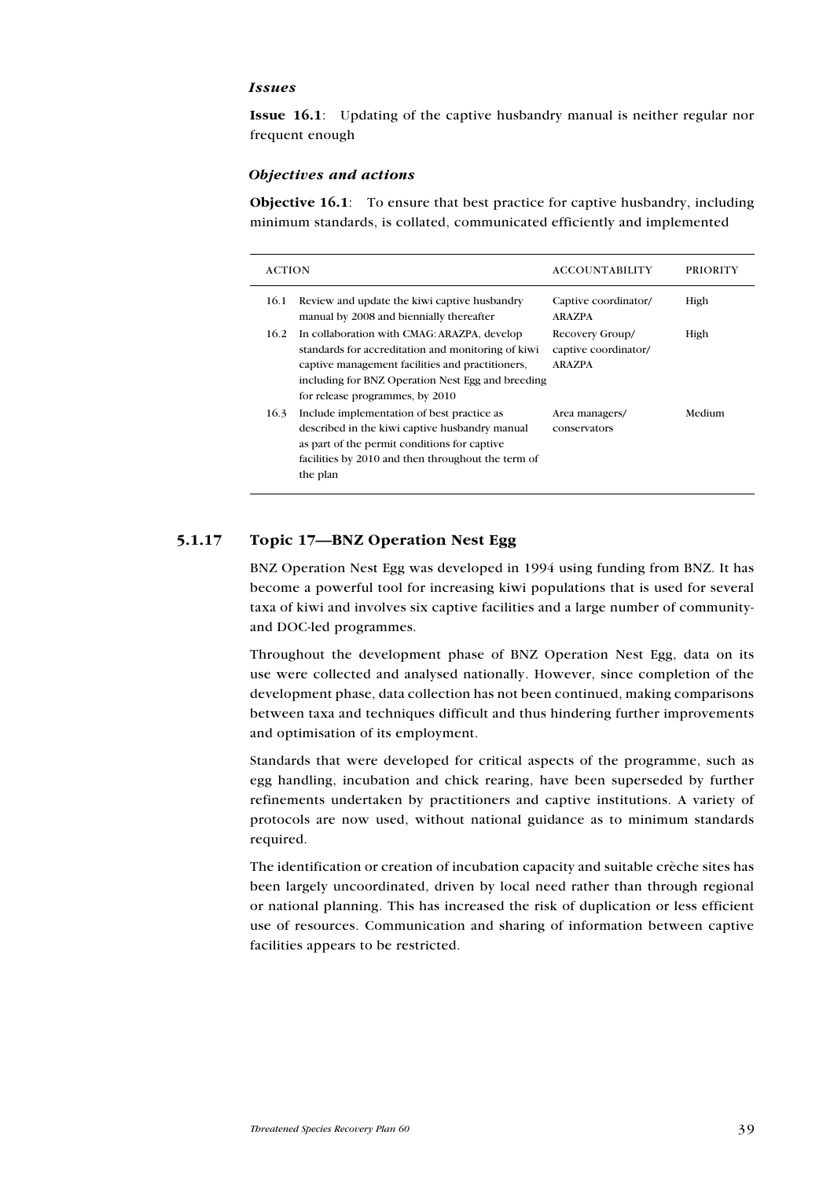*Issues*

**Issue 16.1**: Updating of the captive husbandry manual is neither regular nor frequent enough

*Objectives and actions*

**Objective 16.1**: To ensure that best practice for captive husbandry, including minimum standards, is collated, communicated efficiently and implemented

| ACTION | | ACCOUNTABILITY | PRIORITY |
|---|---|---|---|
| 16.1 | Review and update the kiwi captive husbandry manual by 2008 and biennially thereafter | Captive coordinator/ ARAZPA | High |
| 16.2 | In collaboration with CMAG: ARAZPA, develop standards for accreditation and monitoring of kiwi captive management facilities and practitioners, including for BNZ Operation Nest Egg and breeding for release programmes, by 2010 | Recovery Group/ captive coordinator/ ARAZPA | High |
| 16.3 | Include implementation of best practice as described in the kiwi captive husbandry manual as part of the permit conditions for captive facilities by 2010 and then throughout the term of the plan | Area managers/ conservators | Medium |

### 5.1.17 Topic 17—BNZ Operation Nest Egg

BNZ Operation Nest Egg was developed in 1994 using funding from BNZ. It has become a powerful tool for increasing kiwi populations that is used for several taxa of kiwi and involves six captive facilities and a large number of community- and DOC-led programmes.

Throughout the development phase of BNZ Operation Nest Egg, data on its use were collected and analysed nationally. However, since completion of the development phase, data collection has not been continued, making comparisons between taxa and techniques difficult and thus hindering further improvements and optimisation of its employment.

Standards that were developed for critical aspects of the programme, such as egg handling, incubation and chick rearing, have been superseded by further refinements undertaken by practitioners and captive institutions. A variety of protocols are now used, without national guidance as to minimum standards required.

The identification or creation of incubation capacity and suitable crèche sites has been largely uncoordinated, driven by local need rather than through regional or national planning. This has increased the risk of duplication or less efficient use of resources. Communication and sharing of information between captive facilities appears to be restricted.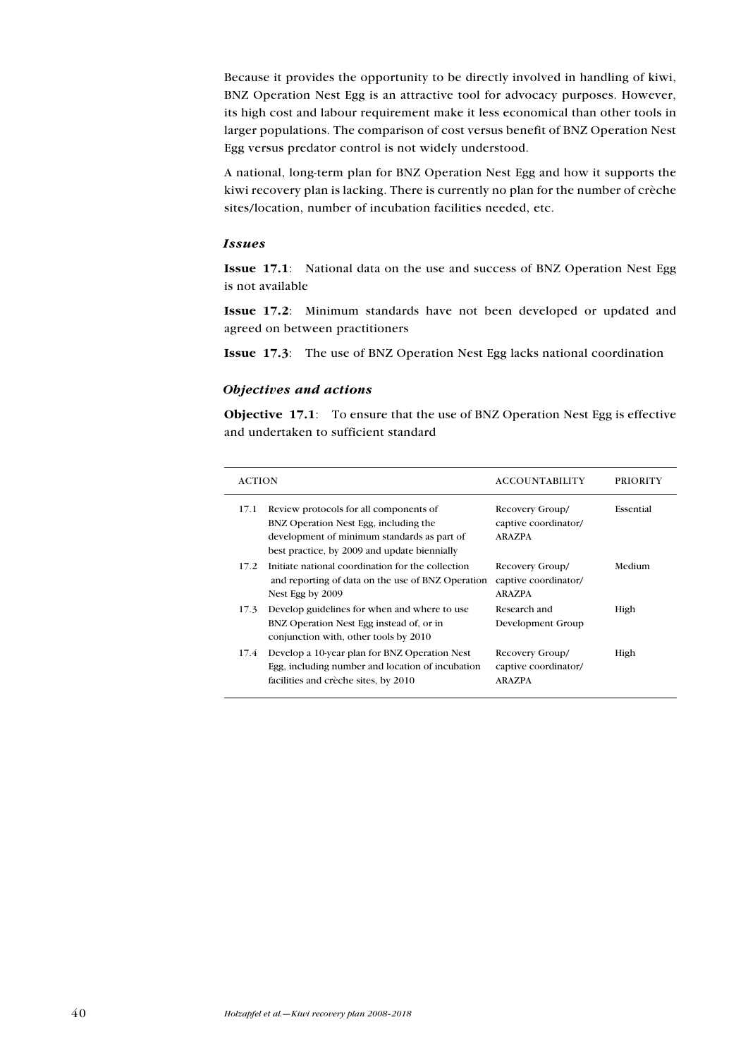Because it provides the opportunity to be directly involved in handling of kiwi, BNZ Operation Nest Egg is an attractive tool for advocacy purposes. However, its high cost and labour requirement make it less economical than other tools in larger populations. The comparison of cost versus benefit of BNZ Operation Nest Egg versus predator control is not widely understood.

A national, long-term plan for BNZ Operation Nest Egg and how it supports the kiwi recovery plan is lacking. There is currently no plan for the number of crèche sites/location, number of incubation facilities needed, etc.

### *Issues*

**Issue 17.1**: National data on the use and success of BNZ Operation Nest Egg is not available

**Issue 17.2**: Minimum standards have not been developed or updated and agreed on between practitioners

**Issue 17.3**: The use of BNZ Operation Nest Egg lacks national coordination

### *Objectives and actions*

**Objective 17.1**: To ensure that the use of BNZ Operation Nest Egg is effective and undertaken to sufficient standard

| ACTION | | ACCOUNTABILITY | PRIORITY |
|---|---|---|---|
| 17.1 | Review protocols for all components of BNZ Operation Nest Egg, including the development of minimum standards as part of best practice, by 2009 and update biennially | Recovery Group/ captive coordinator/ ARAZPA | Essential |
| 17.2 | Initiate national coordination for the collection and reporting of data on the use of BNZ Operation Nest Egg by 2009 | Recovery Group/ captive coordinator/ ARAZPA | Medium |
| 17.3 | Develop guidelines for when and where to use BNZ Operation Nest Egg instead of, or in conjunction with, other tools by 2010 | Research and Development Group | High |
| 17.4 | Develop a 10-year plan for BNZ Operation Nest Egg, including number and location of incubation facilities and crèche sites, by 2010 | Recovery Group/ captive coordinator/ ARAZPA | High |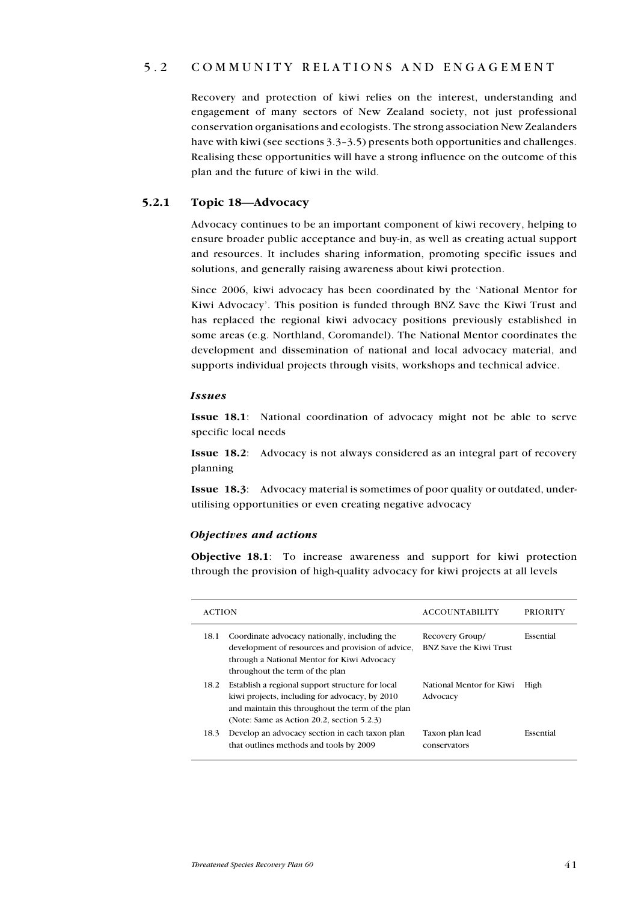## 5.2 COMMUNITY RELATIONS AND ENGAGEMENT

Recovery and protection of kiwi relies on the interest, understanding and engagement of many sectors of New Zealand society, not just professional conservation organisations and ecologists. The strong association New Zealanders have with kiwi (see sections 3.3–3.5) presents both opportunities and challenges. Realising these opportunities will have a strong influence on the outcome of this plan and the future of kiwi in the wild.

### 5.2.1 Topic 18—Advocacy

Advocacy continues to be an important component of kiwi recovery, helping to ensure broader public acceptance and buy-in, as well as creating actual support and resources. It includes sharing information, promoting specific issues and solutions, and generally raising awareness about kiwi protection.

Since 2006, kiwi advocacy has been coordinated by the 'National Mentor for Kiwi Advocacy'. This position is funded through BNZ Save the Kiwi Trust and has replaced the regional kiwi advocacy positions previously established in some areas (e.g. Northland, Coromandel). The National Mentor coordinates the development and dissemination of national and local advocacy material, and supports individual projects through visits, workshops and technical advice.

#### *Issues*

**Issue 18.1**: National coordination of advocacy might not be able to serve specific local needs

**Issue 18.2**: Advocacy is not always considered as an integral part of recovery planning

**Issue 18.3**: Advocacy material is sometimes of poor quality or outdated, under-utilising opportunities or even creating negative advocacy

#### *Objectives and actions*

**Objective 18.1**: To increase awareness and support for kiwi protection through the provision of high-quality advocacy for kiwi projects at all levels

| ACTION | | ACCOUNTABILITY | PRIORITY |
|---|---|---|---|
| 18.1 | Coordinate advocacy nationally, including the development of resources and provision of advice, through a National Mentor for Kiwi Advocacy throughout the term of the plan | Recovery Group/ BNZ Save the Kiwi Trust | Essential |
| 18.2 | Establish a regional support structure for local kiwi projects, including for advocacy, by 2010 and maintain this throughout the term of the plan (Note: Same as Action 20.2, section 5.2.3) | National Mentor for Kiwi Advocacy | High |
| 18.3 | Develop an advocacy section in each taxon plan that outlines methods and tools by 2009 | Taxon plan lead conservators | Essential |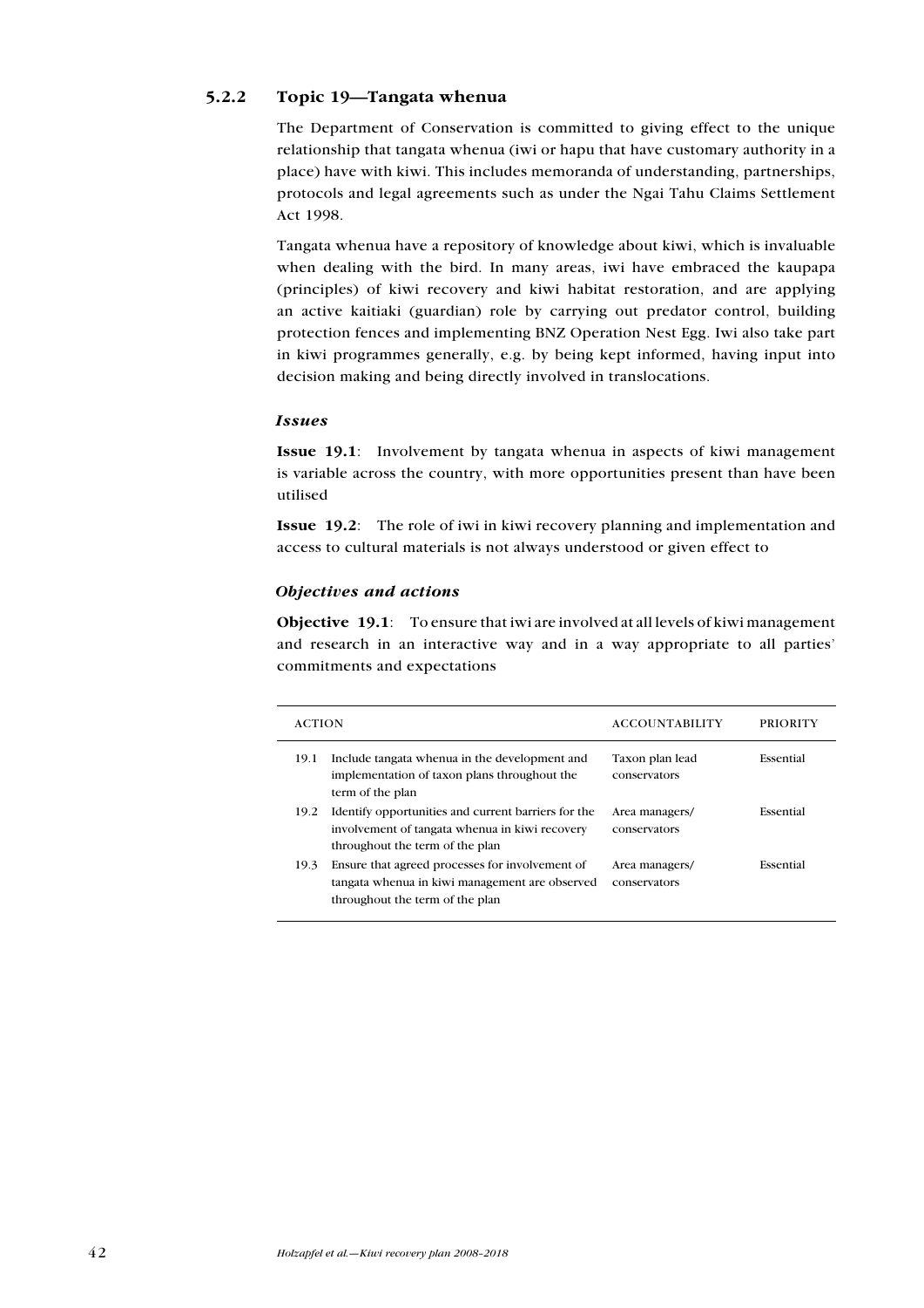### 5.2.2 Topic 19—Tangata whenua

The Department of Conservation is committed to giving effect to the unique relationship that tangata whenua (iwi or hapu that have customary authority in a place) have with kiwi. This includes memoranda of understanding, partnerships, protocols and legal agreements such as under the Ngai Tahu Claims Settlement Act 1998.

Tangata whenua have a repository of knowledge about kiwi, which is invaluable when dealing with the bird. In many areas, iwi have embraced the kaupapa (principles) of kiwi recovery and kiwi habitat restoration, and are applying an active kaitiaki (guardian) role by carrying out predator control, building protection fences and implementing BNZ Operation Nest Egg. Iwi also take part in kiwi programmes generally, e.g. by being kept informed, having input into decision making and being directly involved in translocations.

#### *Issues*

**Issue 19.1**: Involvement by tangata whenua in aspects of kiwi management is variable across the country, with more opportunities present than have been utilised

**Issue 19.2**: The role of iwi in kiwi recovery planning and implementation and access to cultural materials is not always understood or given effect to

#### *Objectives and actions*

**Objective 19.1**: To ensure that iwi are involved at all levels of kiwi management and research in an interactive way and in a way appropriate to all parties' commitments and expectations

| ACTION | | ACCOUNTABILITY | PRIORITY |
|---|---|---|---|
| 19.1 | Include tangata whenua in the development and implementation of taxon plans throughout the term of the plan | Taxon plan lead conservators | Essential |
| 19.2 | Identify opportunities and current barriers for the involvement of tangata whenua in kiwi recovery throughout the term of the plan | Area managers/ conservators | Essential |
| 19.3 | Ensure that agreed processes for involvement of tangata whenua in kiwi management are observed throughout the term of the plan | Area managers/ conservators | Essential |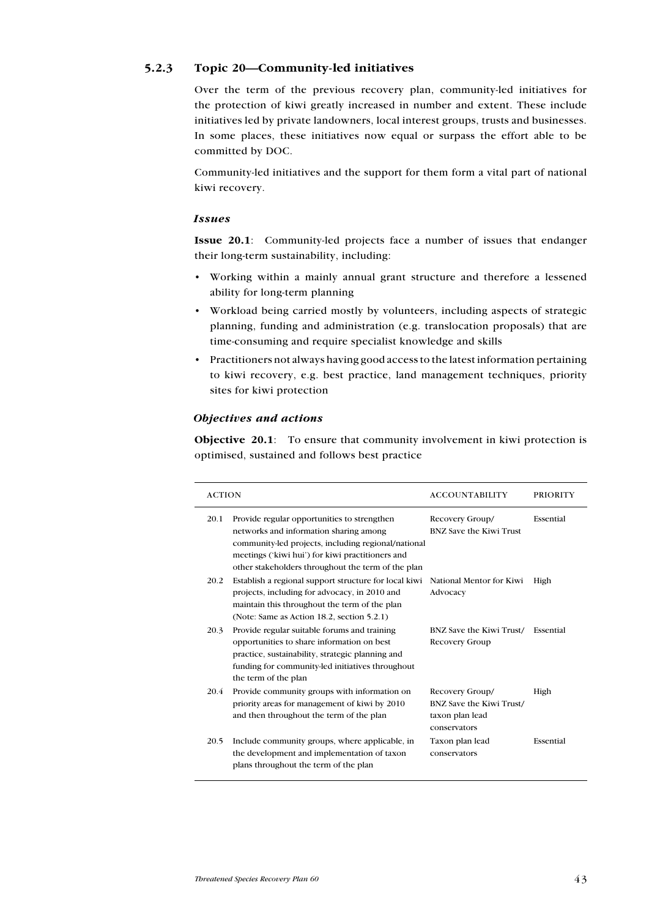### 5.2.3 Topic 20—Community-led initiatives

Over the term of the previous recovery plan, community-led initiatives for the protection of kiwi greatly increased in number and extent. These include initiatives led by private landowners, local interest groups, trusts and businesses. In some places, these initiatives now equal or surpass the effort able to be committed by DOC.

Community-led initiatives and the support for them form a vital part of national kiwi recovery.

#### *Issues*

**Issue 20.1**: Community-led projects face a number of issues that endanger their long-term sustainability, including:

- Working within a mainly annual grant structure and therefore a lessened ability for long-term planning
- Workload being carried mostly by volunteers, including aspects of strategic planning, funding and administration (e.g. translocation proposals) that are time-consuming and require specialist knowledge and skills
- Practitioners not always having good access to the latest information pertaining to kiwi recovery, e.g. best practice, land management techniques, priority sites for kiwi protection

#### *Objectives and actions*

**Objective 20.1**: To ensure that community involvement in kiwi protection is optimised, sustained and follows best practice

| ACTION | | ACCOUNTABILITY | PRIORITY |
|---|---|---|---|
| 20.1 | Provide regular opportunities to strengthen networks and information sharing among community-led projects, including regional/national meetings ('kiwi hui') for kiwi practitioners and other stakeholders throughout the term of the plan | Recovery Group/ BNZ Save the Kiwi Trust | Essential |
| 20.2 | Establish a regional support structure for local kiwi projects, including for advocacy, in 2010 and maintain this throughout the term of the plan (Note: Same as Action 18.2, section 5.2.1) | National Mentor for Kiwi Advocacy | High |
| 20.3 | Provide regular suitable forums and training opportunities to share information on best practice, sustainability, strategic planning and funding for community-led initiatives throughout the term of the plan | BNZ Save the Kiwi Trust/ Recovery Group | Essential |
| 20.4 | Provide community groups with information on priority areas for management of kiwi by 2010 and then throughout the term of the plan | Recovery Group/ BNZ Save the Kiwi Trust/ taxon plan lead conservators | High |
| 20.5 | Include community groups, where applicable, in the development and implementation of taxon plans throughout the term of the plan | Taxon plan lead conservators | Essential |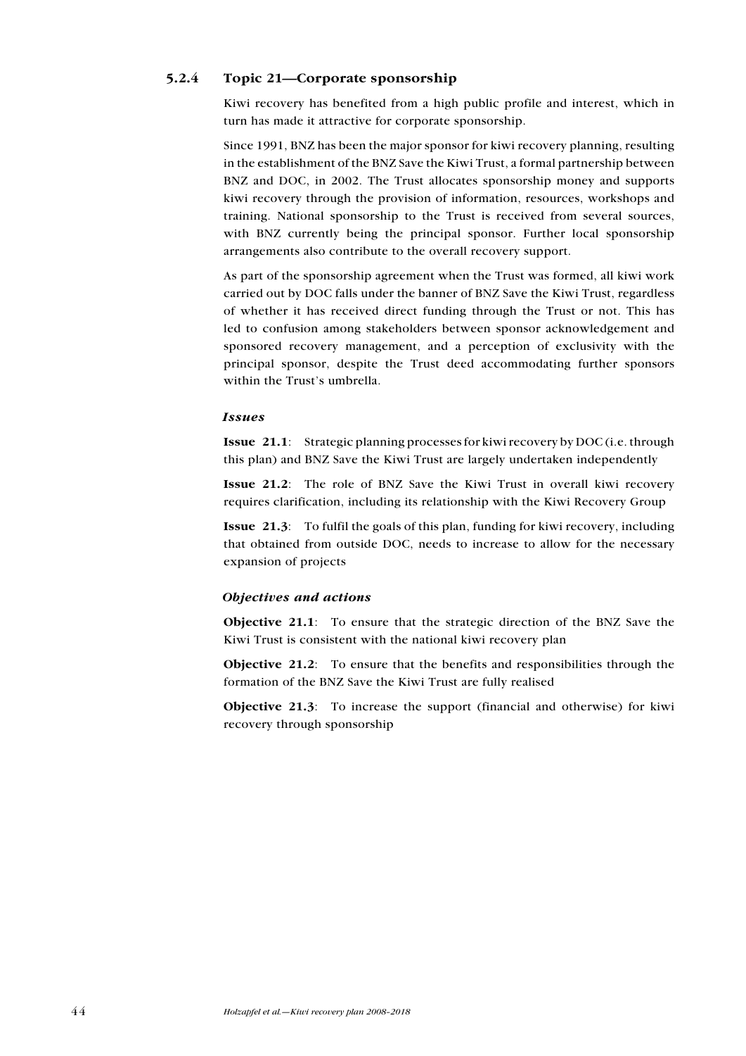### 5.2.4 Topic 21—Corporate sponsorship

Kiwi recovery has benefited from a high public profile and interest, which in turn has made it attractive for corporate sponsorship.

Since 1991, BNZ has been the major sponsor for kiwi recovery planning, resulting in the establishment of the BNZ Save the Kiwi Trust, a formal partnership between BNZ and DOC, in 2002. The Trust allocates sponsorship money and supports kiwi recovery through the provision of information, resources, workshops and training. National sponsorship to the Trust is received from several sources, with BNZ currently being the principal sponsor. Further local sponsorship arrangements also contribute to the overall recovery support.

As part of the sponsorship agreement when the Trust was formed, all kiwi work carried out by DOC falls under the banner of BNZ Save the Kiwi Trust, regardless of whether it has received direct funding through the Trust or not. This has led to confusion among stakeholders between sponsor acknowledgement and sponsored recovery management, and a perception of exclusivity with the principal sponsor, despite the Trust deed accommodating further sponsors within the Trust's umbrella.

#### *Issues*

**Issue 21.1**: Strategic planning processes for kiwi recovery by DOC (i.e. through this plan) and BNZ Save the Kiwi Trust are largely undertaken independently

**Issue 21.2**: The role of BNZ Save the Kiwi Trust in overall kiwi recovery requires clarification, including its relationship with the Kiwi Recovery Group

**Issue 21.3**: To fulfil the goals of this plan, funding for kiwi recovery, including that obtained from outside DOC, needs to increase to allow for the necessary expansion of projects

#### *Objectives and actions*

**Objective 21.1**: To ensure that the strategic direction of the BNZ Save the Kiwi Trust is consistent with the national kiwi recovery plan

**Objective 21.2**: To ensure that the benefits and responsibilities through the formation of the BNZ Save the Kiwi Trust are fully realised

**Objective 21.3**: To increase the support (financial and otherwise) for kiwi recovery through sponsorship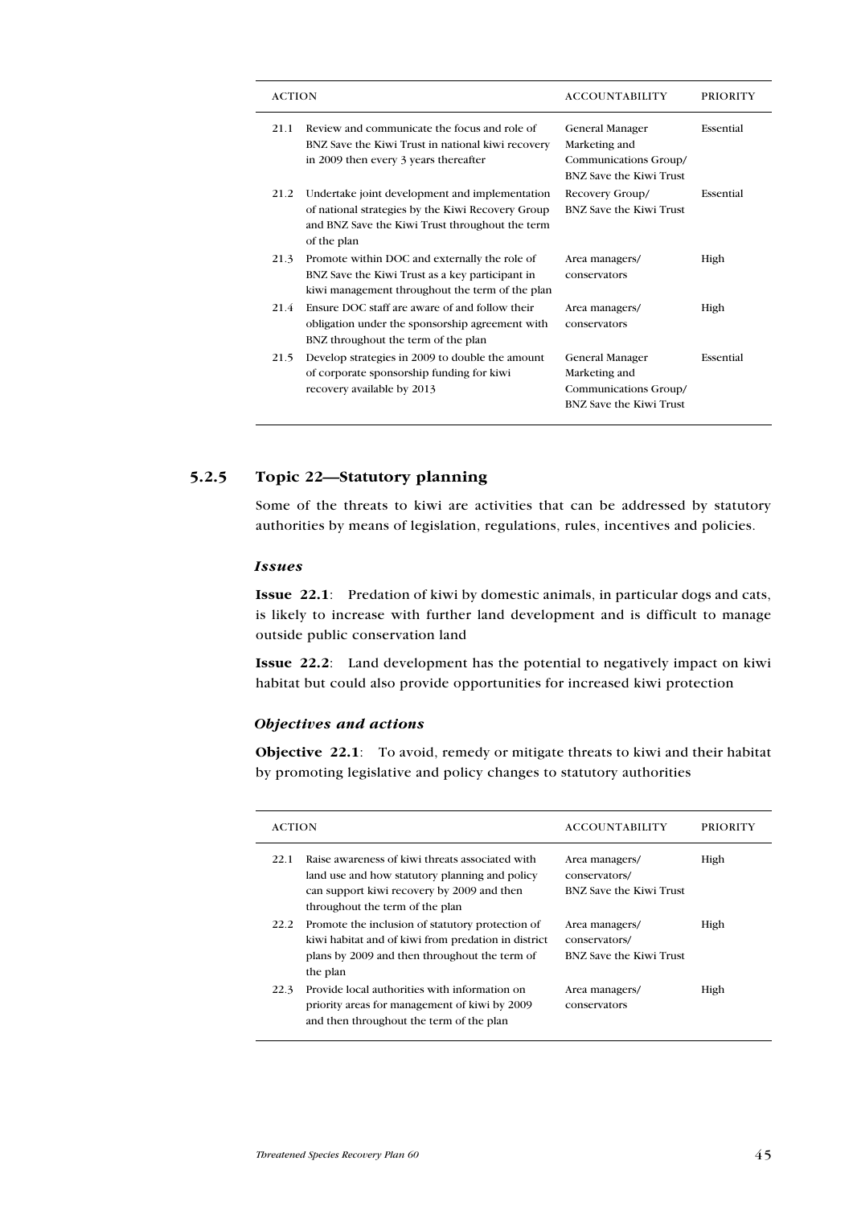| ACTION | | ACCOUNTABILITY | PRIORITY |
|---|---|---|---|
| 21.1 | Review and communicate the focus and role of BNZ Save the Kiwi Trust in national kiwi recovery in 2009 then every 3 years thereafter | General Manager Marketing and Communications Group/ BNZ Save the Kiwi Trust | Essential |
| 21.2 | Undertake joint development and implementation of national strategies by the Kiwi Recovery Group and BNZ Save the Kiwi Trust throughout the term of the plan | Recovery Group/ BNZ Save the Kiwi Trust | Essential |
| 21.3 | Promote within DOC and externally the role of BNZ Save the Kiwi Trust as a key participant in kiwi management throughout the term of the plan | Area managers/ conservators | High |
| 21.4 | Ensure DOC staff are aware of and follow their obligation under the sponsorship agreement with BNZ throughout the term of the plan | Area managers/ conservators | High |
| 21.5 | Develop strategies in 2009 to double the amount of corporate sponsorship funding for kiwi recovery available by 2013 | General Manager Marketing and Communications Group/ BNZ Save the Kiwi Trust | Essential |

### 5.2.5 Topic 22—Statutory planning

Some of the threats to kiwi are activities that can be addressed by statutory authorities by means of legislation, regulations, rules, incentives and policies.

#### *Issues*

**Issue 22.1**: Predation of kiwi by domestic animals, in particular dogs and cats, is likely to increase with further land development and is difficult to manage outside public conservation land

**Issue 22.2**: Land development has the potential to negatively impact on kiwi habitat but could also provide opportunities for increased kiwi protection

#### *Objectives and actions*

**Objective 22.1**: To avoid, remedy or mitigate threats to kiwi and their habitat by promoting legislative and policy changes to statutory authorities

| ACTION | | ACCOUNTABILITY | PRIORITY |
|---|---|---|---|
| 22.1 | Raise awareness of kiwi threats associated with land use and how statutory planning and policy can support kiwi recovery by 2009 and then throughout the term of the plan | Area managers/ conservators/ BNZ Save the Kiwi Trust | High |
| 22.2 | Promote the inclusion of statutory protection of kiwi habitat and of kiwi from predation in district plans by 2009 and then throughout the term of the plan | Area managers/ conservators/ BNZ Save the Kiwi Trust | High |
| 22.3 | Provide local authorities with information on priority areas for management of kiwi by 2009 and then throughout the term of the plan | Area managers/ conservators | High |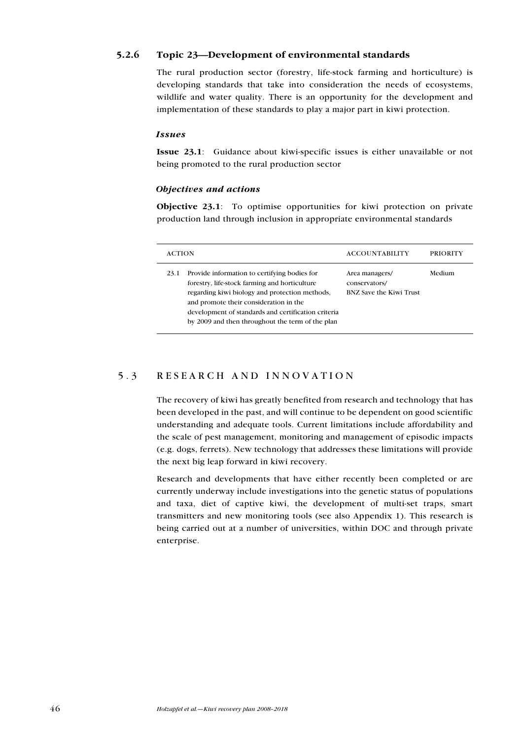### 5.2.6 Topic 23—Development of environmental standards

The rural production sector (forestry, life-stock farming and horticulture) is developing standards that take into consideration the needs of ecosystems, wildlife and water quality. There is an opportunity for the development and implementation of these standards to play a major part in kiwi protection.

#### *Issues*

**Issue 23.1**: Guidance about kiwi-specific issues is either unavailable or not being promoted to the rural production sector

#### *Objectives and actions*

**Objective 23.1**: To optimise opportunities for kiwi protection on private production land through inclusion in appropriate environmental standards

| ACTION | | ACCOUNTABILITY | PRIORITY |
|---|---|---|---|
| 23.1 | Provide information to certifying bodies for forestry, life-stock farming and horticulture regarding kiwi biology and protection methods, and promote their consideration in the development of standards and certification criteria by 2009 and then throughout the term of the plan | Area managers/ conservators/ BNZ Save the Kiwi Trust | Medium |

## 5.3 RESEARCH AND INNOVATION

The recovery of kiwi has greatly benefited from research and technology that has been developed in the past, and will continue to be dependent on good scientific understanding and adequate tools. Current limitations include affordability and the scale of pest management, monitoring and management of episodic impacts (e.g. dogs, ferrets). New technology that addresses these limitations will provide the next big leap forward in kiwi recovery.

Research and developments that have either recently been completed or are currently underway include investigations into the genetic status of populations and taxa, diet of captive kiwi, the development of multi-set traps, smart transmitters and new monitoring tools (see also Appendix 1). This research is being carried out at a number of universities, within DOC and through private enterprise.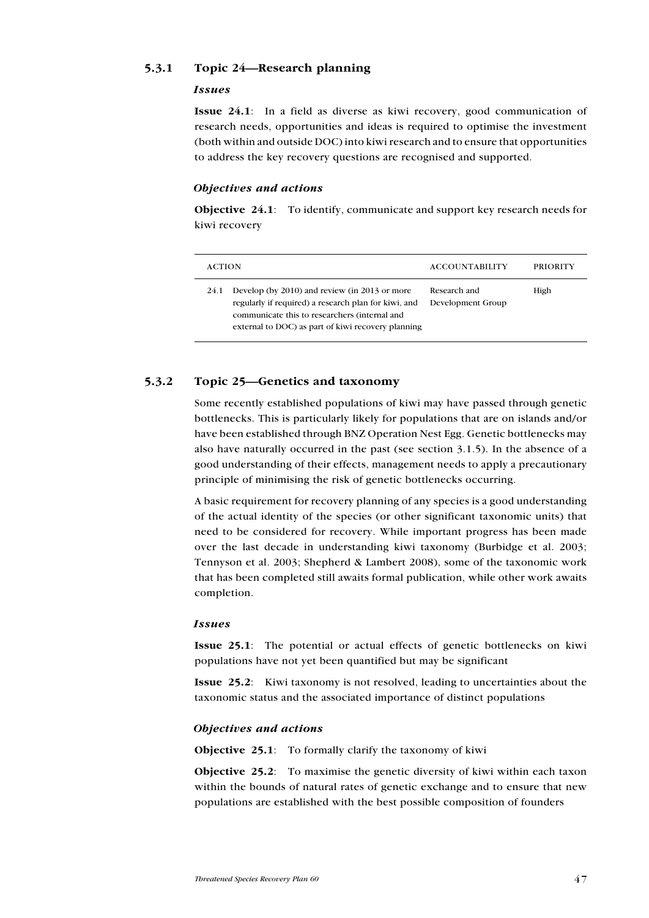### 5.3.1 Topic 24—Research planning

#### *Issues*

**Issue 24.1**: In a field as diverse as kiwi recovery, good communication of research needs, opportunities and ideas is required to optimise the investment (both within and outside DOC) into kiwi research and to ensure that opportunities to address the key recovery questions are recognised and supported.

#### *Objectives and actions*

**Objective 24.1**: To identify, communicate and support key research needs for kiwi recovery

| ACTION | | ACCOUNTABILITY | PRIORITY |
|---|---|---|---|
| 24.1 | Develop (by 2010) and review (in 2013 or more regularly if required) a research plan for kiwi, and communicate this to researchers (internal and external to DOC) as part of kiwi recovery planning | Research and Development Group | High |

### 5.3.2 Topic 25—Genetics and taxonomy

Some recently established populations of kiwi may have passed through genetic bottlenecks. This is particularly likely for populations that are on islands and/or have been established through BNZ Operation Nest Egg. Genetic bottlenecks may also have naturally occurred in the past (see section 3.1.5). In the absence of a good understanding of their effects, management needs to apply a precautionary principle of minimising the risk of genetic bottlenecks occurring.

A basic requirement for recovery planning of any species is a good understanding of the actual identity of the species (or other significant taxonomic units) that need to be considered for recovery. While important progress has been made over the last decade in understanding kiwi taxonomy (Burbidge et al. 2003; Tennyson et al. 2003; Shepherd & Lambert 2008), some of the taxonomic work that has been completed still awaits formal publication, while other work awaits completion.

#### *Issues*

**Issue 25.1**: The potential or actual effects of genetic bottlenecks on kiwi populations have not yet been quantified but may be significant

**Issue 25.2**: Kiwi taxonomy is not resolved, leading to uncertainties about the taxonomic status and the associated importance of distinct populations

#### *Objectives and actions*

**Objective 25.1**: To formally clarify the taxonomy of kiwi

**Objective 25.2**: To maximise the genetic diversity of kiwi within each taxon within the bounds of natural rates of genetic exchange and to ensure that new populations are established with the best possible composition of founders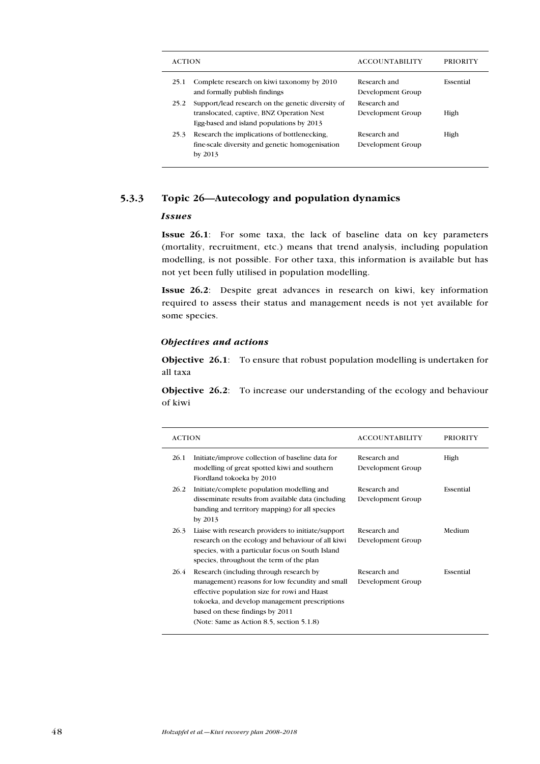| ACTION | | ACCOUNTABILITY | PRIORITY |
|---|---|---|---|
| 25.1 | Complete research on kiwi taxonomy by 2010 and formally publish findings | Research and Development Group | Essential |
| 25.2 | Support/lead research on the genetic diversity of translocated, captive, BNZ Operation Nest Egg-based and island populations by 2013 | Research and Development Group | High |
| 25.3 | Research the implications of bottlenecking, fine-scale diversity and genetic homogenisation by 2013 | Research and Development Group | High |

### 5.3.3 Topic 26—Autecology and population dynamics

#### *Issues*

**Issue 26.1**: For some taxa, the lack of baseline data on key parameters (mortality, recruitment, etc.) means that trend analysis, including population modelling, is not possible. For other taxa, this information is available but has not yet been fully utilised in population modelling.

**Issue 26.2**: Despite great advances in research on kiwi, key information required to assess their status and management needs is not yet available for some species.

#### *Objectives and actions*

**Objective 26.1**: To ensure that robust population modelling is undertaken for all taxa

**Objective 26.2**: To increase our understanding of the ecology and behaviour of kiwi

| ACTION | | ACCOUNTABILITY | PRIORITY |
|---|---|---|---|
| 26.1 | Initiate/improve collection of baseline data for modelling of great spotted kiwi and southern Fiordland tokoeka by 2010 | Research and Development Group | High |
| 26.2 | Initiate/complete population modelling and disseminate results from available data (including banding and territory mapping) for all species by 2013 | Research and Development Group | Essential |
| 26.3 | Liaise with research providers to initiate/support research on the ecology and behaviour of all kiwi species, with a particular focus on South Island species, throughout the term of the plan | Research and Development Group | Medium |
| 26.4 | Research (including through research by management) reasons for low fecundity and small effective population size for rowi and Haast tokoeka, and develop management prescriptions based on these findings by 2011 (Note: Same as Action 8.5, section 5.1.8) | Research and Development Group | Essential |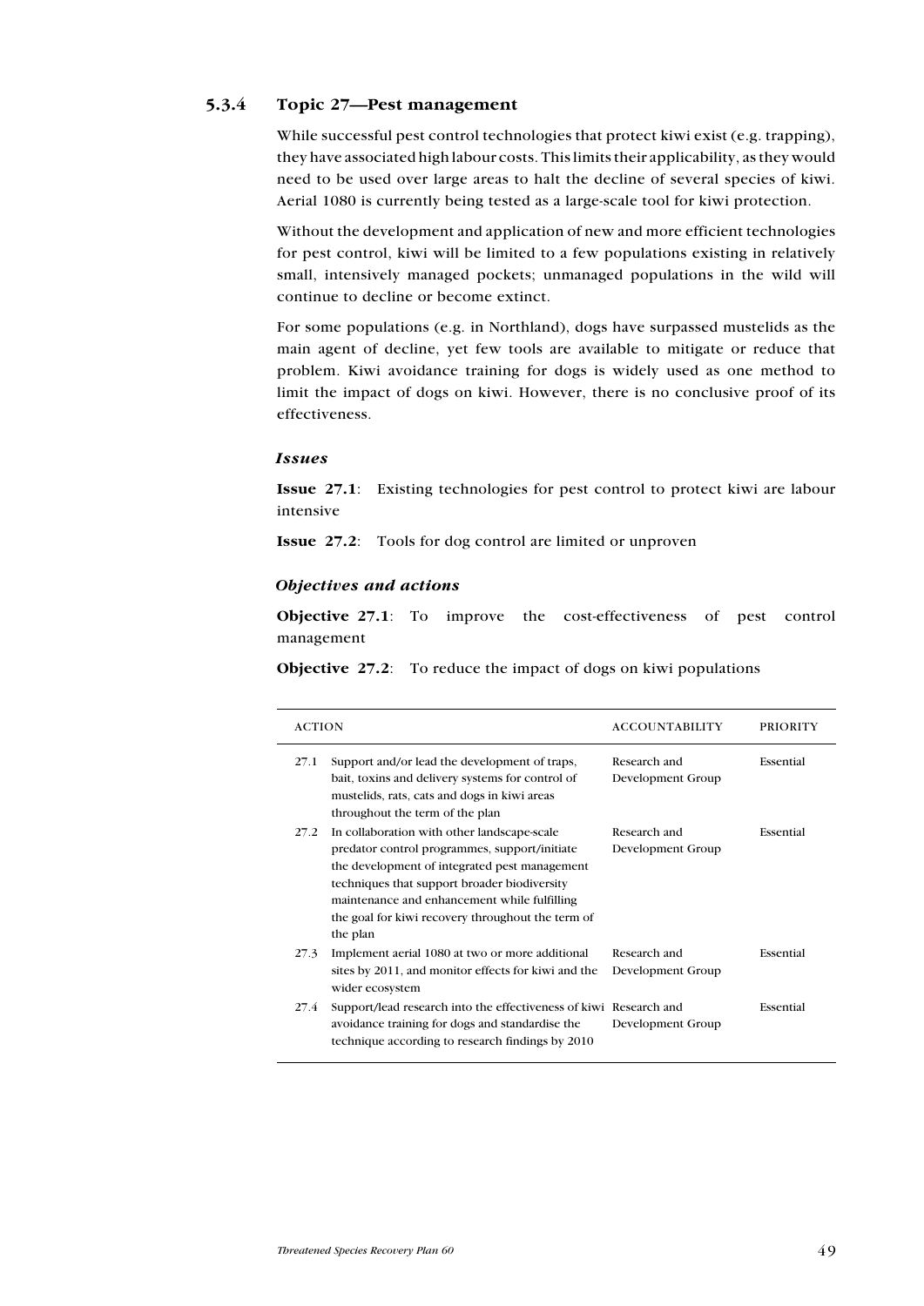### 5.3.4 Topic 27—Pest management

While successful pest control technologies that protect kiwi exist (e.g. trapping), they have associated high labour costs. This limits their applicability, as they would need to be used over large areas to halt the decline of several species of kiwi. Aerial 1080 is currently being tested as a large-scale tool for kiwi protection.

Without the development and application of new and more efficient technologies for pest control, kiwi will be limited to a few populations existing in relatively small, intensively managed pockets; unmanaged populations in the wild will continue to decline or become extinct.

For some populations (e.g. in Northland), dogs have surpassed mustelids as the main agent of decline, yet few tools are available to mitigate or reduce that problem. Kiwi avoidance training for dogs is widely used as one method to limit the impact of dogs on kiwi. However, there is no conclusive proof of its effectiveness.

#### *Issues*

**Issue 27.1**: Existing technologies for pest control to protect kiwi are labour intensive

**Issue 27.2**: Tools for dog control are limited or unproven

#### *Objectives and actions*

**Objective 27.1**: To improve the cost-effectiveness of pest control management

**Objective 27.2**: To reduce the impact of dogs on kiwi populations

| ACTION | | ACCOUNTABILITY | PRIORITY |
|---|---|---|---|
| 27.1 | Support and/or lead the development of traps, bait, toxins and delivery systems for control of mustelids, rats, cats and dogs in kiwi areas throughout the term of the plan | Research and Development Group | Essential |
| 27.2 | In collaboration with other landscape-scale predator control programmes, support/initiate the development of integrated pest management techniques that support broader biodiversity maintenance and enhancement while fulfilling the goal for kiwi recovery throughout the term of the plan | Research and Development Group | Essential |
| 27.3 | Implement aerial 1080 at two or more additional sites by 2011, and monitor effects for kiwi and the wider ecosystem | Research and Development Group | Essential |
| 27.4 | Support/lead research into the effectiveness of kiwi avoidance training for dogs and standardise the technique according to research findings by 2010 | Research and Development Group | Essential |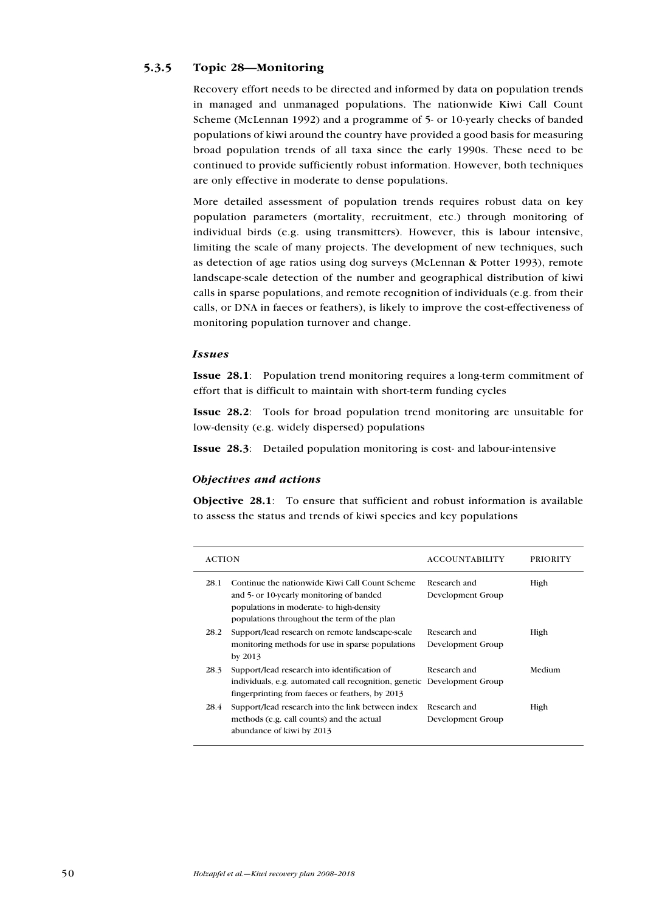### 5.3.5 Topic 28—Monitoring

Recovery effort needs to be directed and informed by data on population trends in managed and unmanaged populations. The nationwide Kiwi Call Count Scheme (McLennan 1992) and a programme of 5- or 10-yearly checks of banded populations of kiwi around the country have provided a good basis for measuring broad population trends of all taxa since the early 1990s. These need to be continued to provide sufficiently robust information. However, both techniques are only effective in moderate to dense populations.

More detailed assessment of population trends requires robust data on key population parameters (mortality, recruitment, etc.) through monitoring of individual birds (e.g. using transmitters). However, this is labour intensive, limiting the scale of many projects. The development of new techniques, such as detection of age ratios using dog surveys (McLennan & Potter 1993), remote landscape-scale detection of the number and geographical distribution of kiwi calls in sparse populations, and remote recognition of individuals (e.g. from their calls, or DNA in faeces or feathers), is likely to improve the cost-effectiveness of monitoring population turnover and change.

#### *Issues*

**Issue 28.1**: Population trend monitoring requires a long-term commitment of effort that is difficult to maintain with short-term funding cycles

**Issue 28.2**: Tools for broad population trend monitoring are unsuitable for low-density (e.g. widely dispersed) populations

**Issue 28.3**: Detailed population monitoring is cost- and labour-intensive

#### *Objectives and actions*

**Objective 28.1**: To ensure that sufficient and robust information is available to assess the status and trends of kiwi species and key populations

| ACTION | | ACCOUNTABILITY | PRIORITY |
|---|---|---|---|
| 28.1 | Continue the nationwide Kiwi Call Count Scheme and 5- or 10-yearly monitoring of banded populations in moderate- to high-density populations throughout the term of the plan | Research and Development Group | High |
| 28.2 | Support/lead research on remote landscape-scale monitoring methods for use in sparse populations by 2013 | Research and Development Group | High |
| 28.3 | Support/lead research into identification of individuals, e.g. automated call recognition, genetic fingerprinting from faeces or feathers, by 2013 | Research and Development Group | Medium |
| 28.4 | Support/lead research into the link between index methods (e.g. call counts) and the actual abundance of kiwi by 2013 | Research and Development Group | High |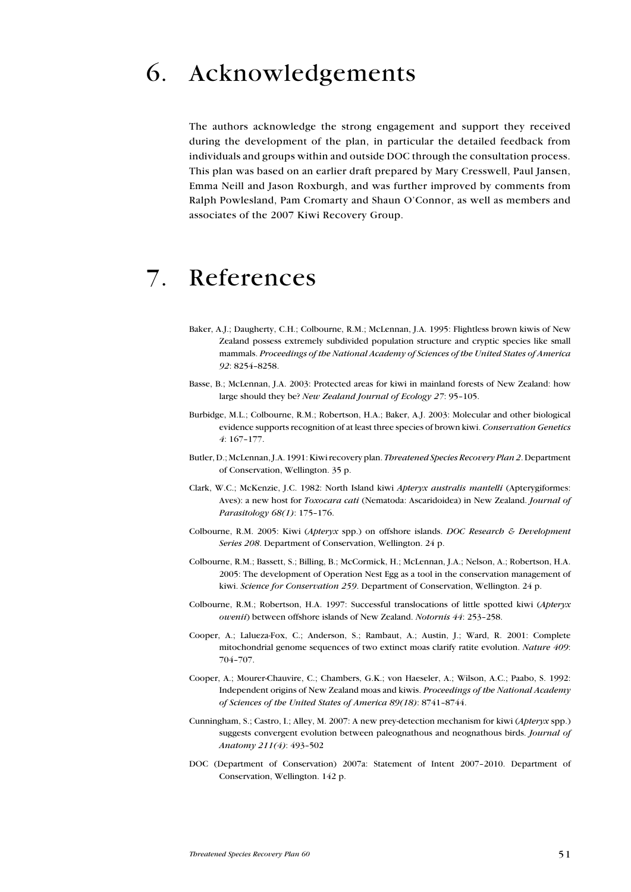# 6. Acknowledgements

The authors acknowledge the strong engagement and support they received during the development of the plan, in particular the detailed feedback from individuals and groups within and outside DOC through the consultation process. This plan was based on an earlier draft prepared by Mary Cresswell, Paul Jansen, Emma Neill and Jason Roxburgh, and was further improved by comments from Ralph Powlesland, Pam Cromarty and Shaun O'Connor, as well as members and associates of the 2007 Kiwi Recovery Group.

# 7. References

Baker, A.J.; Daugherty, C.H.; Colbourne, R.M.; McLennan, J.A. 1995: Flightless brown kiwis of New Zealand possess extremely subdivided population structure and cryptic species like small mammals. *Proceedings of the National Academy of Sciences of the United States of America 92*: 8254–8258.

Basse, B.; McLennan, J.A. 2003: Protected areas for kiwi in mainland forests of New Zealand: how large should they be? *New Zealand Journal of Ecology 27*: 95–105.

Burbidge, M.L.; Colbourne, R.M.; Robertson, H.A.; Baker, A.J. 2003: Molecular and other biological evidence supports recognition of at least three species of brown kiwi. *Conservation Genetics 4*: 167–177.

Butler, D.; McLennan, J.A. 1991: Kiwi recovery plan. *Threatened Species Recovery Plan 2*. Department of Conservation, Wellington. 35 p.

Clark, W.C.; McKenzie, J.C. 1982: North Island kiwi *Apteryx australis mantelli* (Apterygiformes: Aves): a new host for *Toxocara cati* (Nematoda: Ascaridoidea) in New Zealand. *Journal of Parasitology 68(1)*: 175–176.

Colbourne, R.M. 2005: Kiwi (*Apteryx* spp.) on offshore islands. *DOC Research & Development Series 208*. Department of Conservation, Wellington. 24 p.

Colbourne, R.M.; Bassett, S.; Billing, B.; McCormick, H.; McLennan, J.A.; Nelson, A.; Robertson, H.A. 2005: The development of Operation Nest Egg as a tool in the conservation management of kiwi. *Science for Conservation 259*. Department of Conservation, Wellington. 24 p.

Colbourne, R.M.; Robertson, H.A. 1997: Successful translocations of little spotted kiwi (*Apteryx owenii*) between offshore islands of New Zealand. *Notornis 44*: 253–258.

Cooper, A.; Lalueza-Fox, C.; Anderson, S.; Rambaut, A.; Austin, J.; Ward, R. 2001: Complete mitochondrial genome sequences of two extinct moas clarify ratite evolution. *Nature 409*: 704–707.

Cooper, A.; Mourer-Chauvire, C.; Chambers, G.K.; von Haeseler, A.; Wilson, A.C.; Paabo, S. 1992: Independent origins of New Zealand moas and kiwis. *Proceedings of the National Academy of Sciences of the United States of America 89(18)*: 8741–8744.

Cunningham, S.; Castro, I.; Alley, M. 2007: A new prey-detection mechanism for kiwi (*Apteryx* spp.) suggests convergent evolution between paleognathous and neognathous birds. *Journal of Anatomy 211(4)*: 493–502

DOC (Department of Conservation) 2007a: Statement of Intent 2007–2010. Department of Conservation, Wellington. 142 p.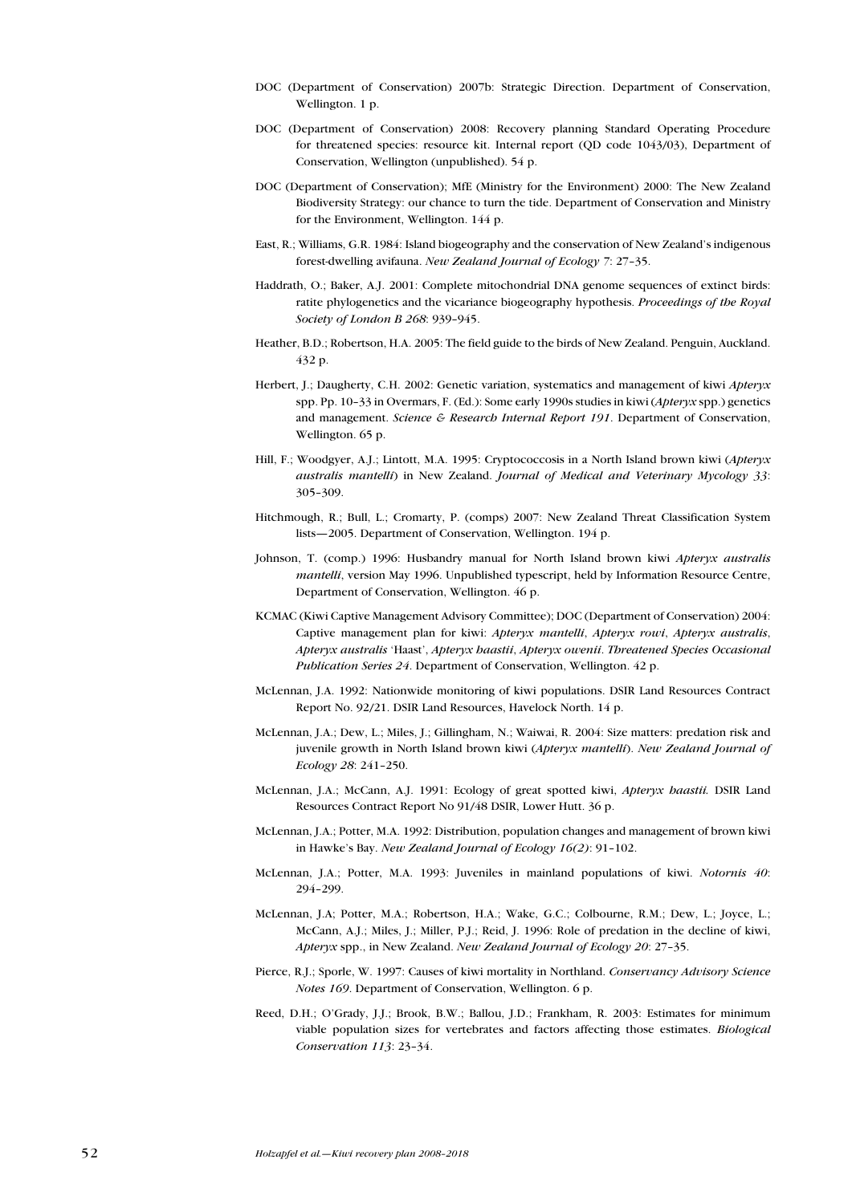DOC (Department of Conservation) 2007b: Strategic Direction. Department of Conservation, Wellington. 1 p.

DOC (Department of Conservation) 2008: Recovery planning Standard Operating Procedure for threatened species: resource kit. Internal report (QD code 1043/03), Department of Conservation, Wellington (unpublished). 54 p.

DOC (Department of Conservation); MfE (Ministry for the Environment) 2000: The New Zealand Biodiversity Strategy: our chance to turn the tide. Department of Conservation and Ministry for the Environment, Wellington. 144 p.

East, R.; Williams, G.R. 1984: Island biogeography and the conservation of New Zealand's indigenous forest-dwelling avifauna. *New Zealand Journal of Ecology 7*: 27–35.

Haddrath, O.; Baker, A.J. 2001: Complete mitochondrial DNA genome sequences of extinct birds: ratite phylogenetics and the vicariance biogeography hypothesis. *Proceedings of the Royal Society of London B 268*: 939–945.

Heather, B.D.; Robertson, H.A. 2005: The field guide to the birds of New Zealand. Penguin, Auckland. 432 p.

Herbert, J.; Daugherty, C.H. 2002: Genetic variation, systematics and management of kiwi *Apteryx* spp. Pp. 10–33 in Overmars, F. (Ed.): Some early 1990s studies in kiwi (*Apteryx* spp.) genetics and management. *Science & Research Internal Report 191*. Department of Conservation, Wellington. 65 p.

Hill, F.; Woodgyer, A.J.; Lintott, M.A. 1995: Cryptococcosis in a North Island brown kiwi (*Apteryx australis mantelli*) in New Zealand. *Journal of Medical and Veterinary Mycology 33*: 305–309.

Hitchmough, R.; Bull, L.; Cromarty, P. (comps) 2007: New Zealand Threat Classification System lists—2005. Department of Conservation, Wellington. 194 p.

Johnson, T. (comp.) 1996: Husbandry manual for North Island brown kiwi *Apteryx australis mantelli*, version May 1996. Unpublished typescript, held by Information Resource Centre, Department of Conservation, Wellington. 46 p.

KCMAC (Kiwi Captive Management Advisory Committee); DOC (Department of Conservation) 2004: Captive management plan for kiwi: *Apteryx mantelli*, *Apteryx rowi*, *Apteryx australis*, *Apteryx australis* 'Haast', *Apteryx haastii*, *Apteryx owenii*. *Threatened Species Occasional Publication Series 24*. Department of Conservation, Wellington. 42 p.

McLennan, J.A. 1992: Nationwide monitoring of kiwi populations. DSIR Land Resources Contract Report No. 92/21. DSIR Land Resources, Havelock North. 14 p.

McLennan, J.A.; Dew, L.; Miles, J.; Gillingham, N.; Waiwai, R. 2004: Size matters: predation risk and juvenile growth in North Island brown kiwi (*Apteryx mantelli*). *New Zealand Journal of Ecology 28*: 241–250.

McLennan, J.A.; McCann, A.J. 1991: Ecology of great spotted kiwi, *Apteryx haastii.* DSIR Land Resources Contract Report No 91/48 DSIR, Lower Hutt. 36 p.

McLennan, J.A.; Potter, M.A. 1992: Distribution, population changes and management of brown kiwi in Hawke's Bay. *New Zealand Journal of Ecology 16(2)*: 91–102.

McLennan, J.A.; Potter, M.A. 1993: Juveniles in mainland populations of kiwi. *Notornis 40*: 294–299.

McLennan, J.A; Potter, M.A.; Robertson, H.A.; Wake, G.C.; Colbourne, R.M.; Dew, L.; Joyce, L.; McCann, A.J.; Miles, J.; Miller, P.J.; Reid, J. 1996: Role of predation in the decline of kiwi, *Apteryx* spp., in New Zealand. *New Zealand Journal of Ecology 20*: 27–35.

Pierce, R.J.; Sporle, W. 1997: Causes of kiwi mortality in Northland. *Conservancy Advisory Science Notes 169*. Department of Conservation, Wellington. 6 p.

Reed, D.H.; O'Grady, J.J.; Brook, B.W.; Ballou, J.D.; Frankham, R. 2003: Estimates for minimum viable population sizes for vertebrates and factors affecting those estimates. *Biological Conservation 113*: 23–34.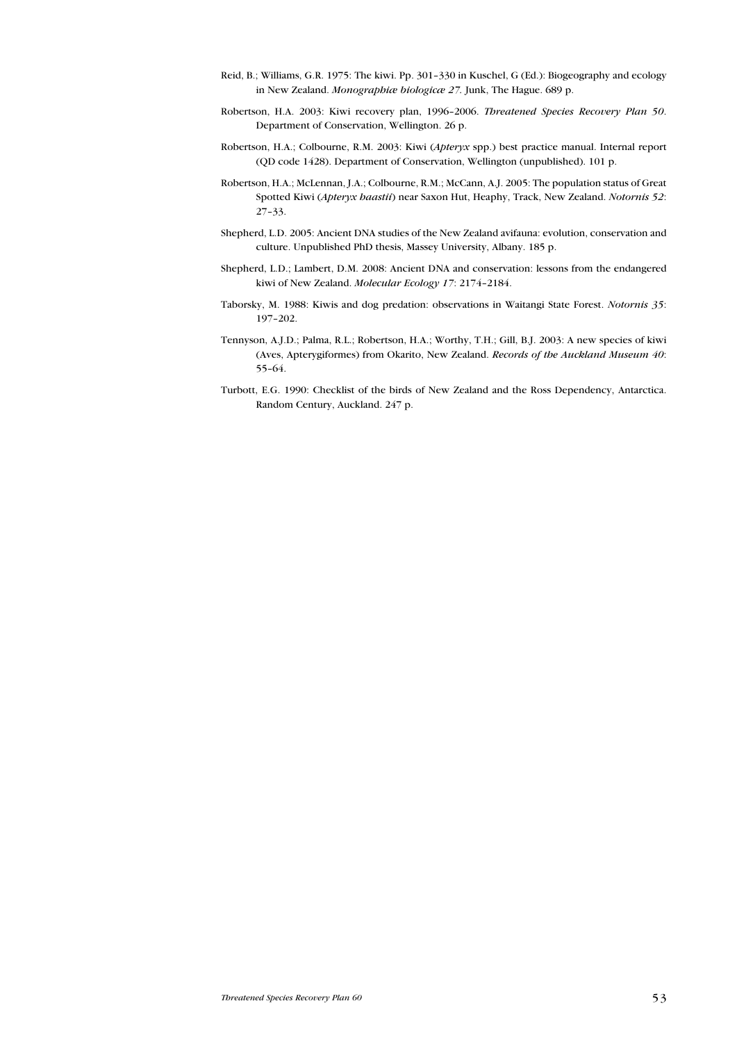Reid, B.; Williams, G.R. 1975: The kiwi. Pp. 301–330 in Kuschel, G (Ed.): Biogeography and ecology in New Zealand. *Monographiæ biologicæ 27*. Junk, The Hague. 689 p.

Robertson, H.A. 2003: Kiwi recovery plan, 1996–2006. *Threatened Species Recovery Plan 50*. Department of Conservation, Wellington. 26 p.

Robertson, H.A.; Colbourne, R.M. 2003: Kiwi (*Apteryx* spp.) best practice manual. Internal report (QD code 1428). Department of Conservation, Wellington (unpublished). 101 p.

Robertson, H.A.; McLennan, J.A.; Colbourne, R.M.; McCann, A.J. 2005: The population status of Great Spotted Kiwi (*Apteryx haastii*) near Saxon Hut, Heaphy, Track, New Zealand. *Notornis 52*: 27–33.

Shepherd, L.D. 2005: Ancient DNA studies of the New Zealand avifauna: evolution, conservation and culture. Unpublished PhD thesis, Massey University, Albany. 185 p.

Shepherd, L.D.; Lambert, D.M. 2008: Ancient DNA and conservation: lessons from the endangered kiwi of New Zealand. *Molecular Ecology 17*: 2174–2184.

Taborsky, M. 1988: Kiwis and dog predation: observations in Waitangi State Forest. *Notornis 35*: 197–202.

Tennyson, A.J.D.; Palma, R.L.; Robertson, H.A.; Worthy, T.H.; Gill, B.J. 2003: A new species of kiwi (Aves, Apterygiformes) from Okarito, New Zealand. *Records of the Auckland Museum 40*: 55–64.

Turbott, E.G. 1990: Checklist of the birds of New Zealand and the Ross Dependency, Antarctica. Random Century, Auckland. 247 p.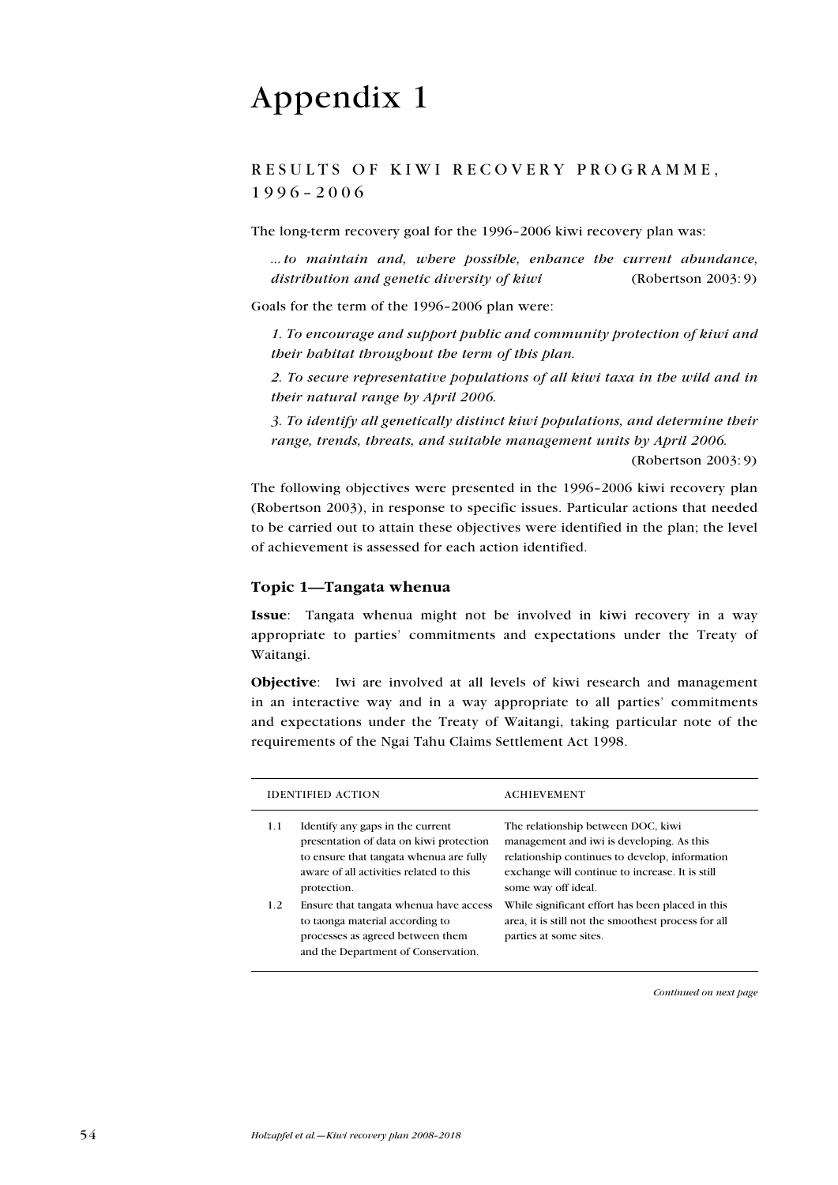# Appendix 1

## RESULTS OF KIWI RECOVERY PROGRAMME, 1996–2006

The long-term recovery goal for the 1996–2006 kiwi recovery plan was:

> *... to maintain and, where possible, enhance the current abundance, distribution and genetic diversity of kiwi* (Robertson 2003: 9)

Goals for the term of the 1996–2006 plan were:

> *1. To encourage and support public and community protection of kiwi and their habitat throughout the term of this plan.*
>
> *2. To secure representative populations of all kiwi taxa in the wild and in their natural range by April 2006.*
>
> *3. To identify all genetically distinct kiwi populations, and determine their range, trends, threats, and suitable management units by April 2006.*
>
> (Robertson 2003: 9)

The following objectives were presented in the 1996–2006 kiwi recovery plan (Robertson 2003), in response to specific issues. Particular actions that needed to be carried out to attain these objectives were identified in the plan; the level of achievement is assessed for each action identified.

### Topic 1—Tangata whenua

**Issue**: Tangata whenua might not be involved in kiwi recovery in a way appropriate to parties' commitments and expectations under the Treaty of Waitangi.

**Objective**: Iwi are involved at all levels of kiwi research and management in an interactive way and in a way appropriate to all parties' commitments and expectations under the Treaty of Waitangi, taking particular note of the requirements of the Ngai Tahu Claims Settlement Act 1998.

| | IDENTIFIED ACTION | ACHIEVEMENT |
|---|---|---|
| 1.1 | Identify any gaps in the current presentation of data on kiwi protection to ensure that tangata whenua are fully aware of all activities related to this protection. | The relationship between DOC, kiwi management and iwi is developing. As this relationship continues to develop, information exchange will continue to increase. It is still some way off ideal. |
| 1.2 | Ensure that tangata whenua have access to taonga material according to processes as agreed between them and the Department of Conservation. | While significant effort has been placed in this area, it is still not the smoothest process for all parties at some sites. |

*Continued on next page*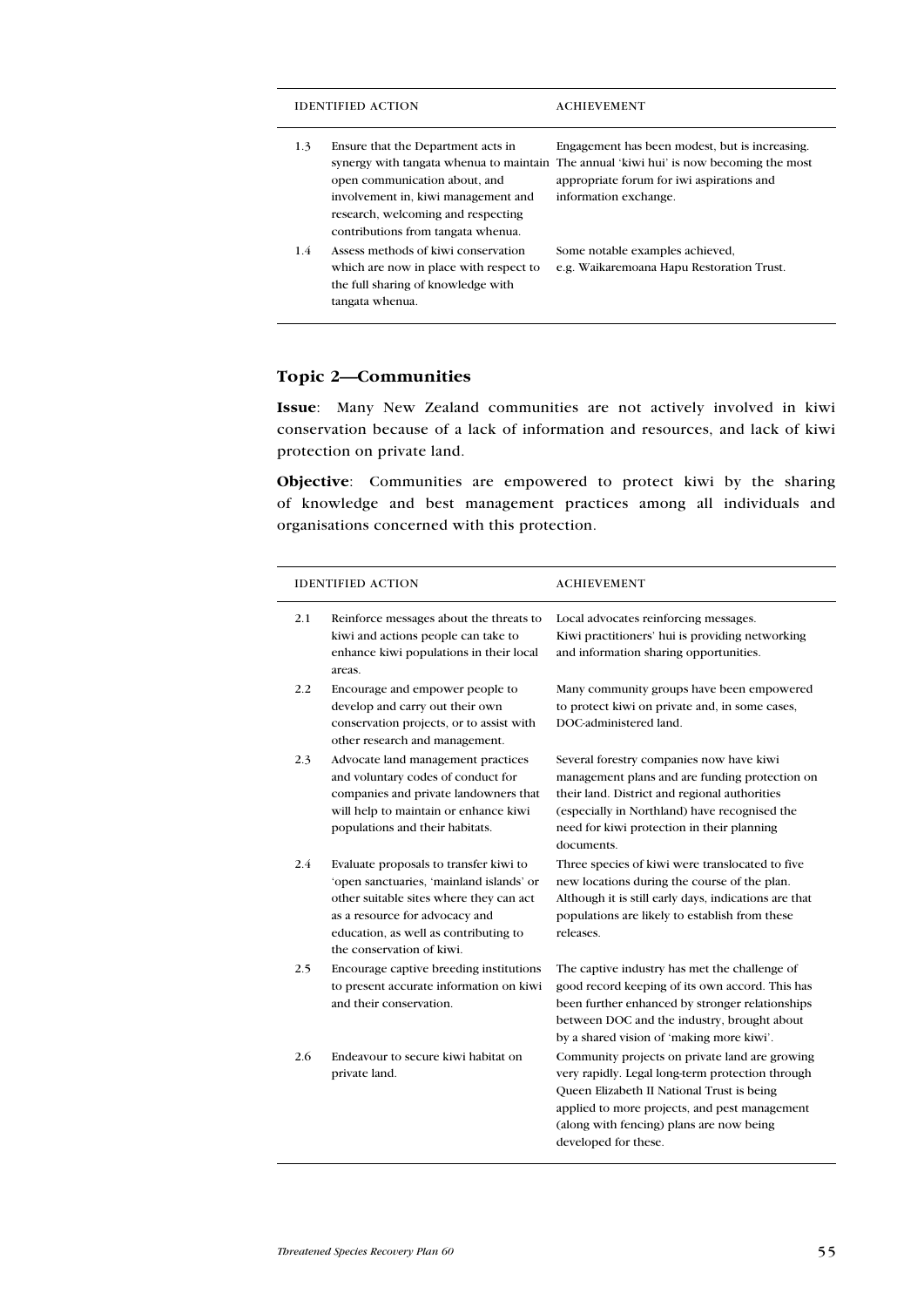| | IDENTIFIED ACTION | ACHIEVEMENT |
|---|---|---|
| 1.3 | Ensure that the Department acts in synergy with tangata whenua to maintain open communication about, and involvement in, kiwi management and research, welcoming and respecting contributions from tangata whenua. | Engagement has been modest, but is increasing. The annual 'kiwi hui' is now becoming the most appropriate forum for iwi aspirations and information exchange. |
| 1.4 | Assess methods of kiwi conservation which are now in place with respect to the full sharing of knowledge with tangata whenua. | Some notable examples achieved, e.g. Waikaremoana Hapu Restoration Trust. |

### Topic 2—Communities

**Issue**: Many New Zealand communities are not actively involved in kiwi conservation because of a lack of information and resources, and lack of kiwi protection on private land.

**Objective**: Communities are empowered to protect kiwi by the sharing of knowledge and best management practices among all individuals and organisations concerned with this protection.

| | IDENTIFIED ACTION | ACHIEVEMENT |
|---|---|---|
| 2.1 | Reinforce messages about the threats to kiwi and actions people can take to enhance kiwi populations in their local areas. | Local advocates reinforcing messages. Kiwi practitioners' hui is providing networking and information sharing opportunities. |
| 2.2 | Encourage and empower people to develop and carry out their own conservation projects, or to assist with other research and management. | Many community groups have been empowered to protect kiwi on private and, in some cases, DOC-administered land. |
| 2.3 | Advocate land management practices and voluntary codes of conduct for companies and private landowners that will help to maintain or enhance kiwi populations and their habitats. | Several forestry companies now have kiwi management plans and are funding protection on their land. District and regional authorities (especially in Northland) have recognised the need for kiwi protection in their planning documents. |
| 2.4 | Evaluate proposals to transfer kiwi to 'open sanctuaries, 'mainland islands' or other suitable sites where they can act as a resource for advocacy and education, as well as contributing to the conservation of kiwi. | Three species of kiwi were translocated to five new locations during the course of the plan. Although it is still early days, indications are that populations are likely to establish from these releases. |
| 2.5 | Encourage captive breeding institutions to present accurate information on kiwi and their conservation. | The captive industry has met the challenge of good record keeping of its own accord. This has been further enhanced by stronger relationships between DOC and the industry, brought about by a shared vision of 'making more kiwi'. |
| 2.6 | Endeavour to secure kiwi habitat on private land. | Community projects on private land are growing very rapidly. Legal long-term protection through Queen Elizabeth II National Trust is being applied to more projects, and pest management (along with fencing) plans are now being developed for these. |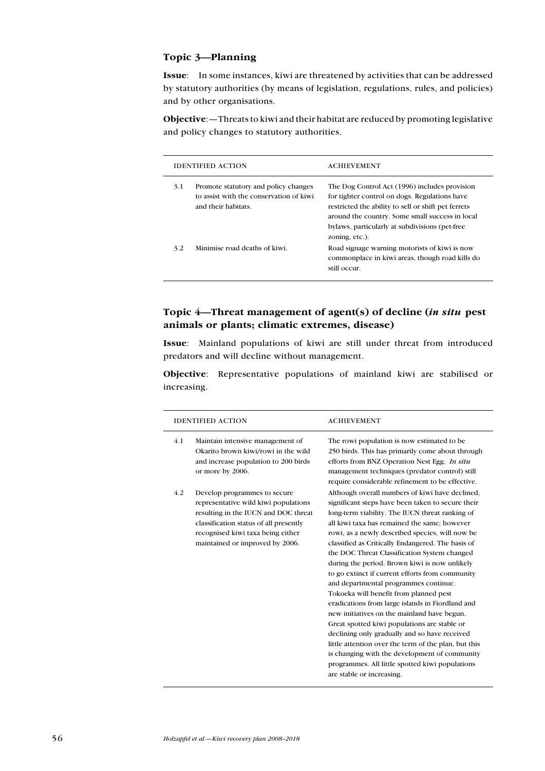### Topic 3—Planning

**Issue**: In some instances, kiwi are threatened by activities that can be addressed by statutory authorities (by means of legislation, regulations, rules, and policies) and by other organisations.

**Objective**:—Threats to kiwi and their habitat are reduced by promoting legislative and policy changes to statutory authorities.

| | IDENTIFIED ACTION | ACHIEVEMENT |
|---|---|---|
| 3.1 | Promote statutory and policy changes to assist with the conservation of kiwi and their habitats. | The Dog Control Act (1996) includes provision for tighter control on dogs. Regulations have restricted the ability to sell or shift pet ferrets around the country. Some small success in local bylaws, particularly at subdivisions (pet-free zoning, etc.). |
| 3.2 | Minimise road deaths of kiwi. | Road signage warning motorists of kiwi is now commonplace in kiwi areas, though road kills do still occur. |

### Topic 4—Threat management of agent(s) of decline (*in situ* pest animals or plants; climatic extremes, disease)

**Issue**: Mainland populations of kiwi are still under threat from introduced predators and will decline without management.

**Objective**: Representative populations of mainland kiwi are stabilised or increasing.

| | IDENTIFIED ACTION | ACHIEVEMENT |
|---|---|---|
| 4.1 | Maintain intensive management of Okarito brown kiwi/rowi in the wild and increase population to 200 birds or more by 2006. | The rowi population is now estimated to be 250 birds. This has primarily come about through efforts from BNZ Operation Nest Egg. *In situ* management techniques (predator control) still require considerable refinement to be effective. |
| 4.2 | Develop programmes to secure representative wild kiwi populations resulting in the IUCN and DOC threat classification status of all presently recognised kiwi taxa being either maintained or improved by 2006. | Although overall numbers of kiwi have declined, significant steps have been taken to secure their long-term viability. The IUCN threat ranking of all kiwi taxa has remained the same; however rowi, as a newly described species, will now be classified as Critically Endangered. The basis of the DOC Threat Classification System changed during the period. Brown kiwi is now unlikely to go extinct if current efforts from community and departmental programmes continue. Tokoeka will benefit from planned pest eradications from large islands in Fiordland and new initiatives on the mainland have begun. Great spotted kiwi populations are stable or declining only gradually and so have received little attention over the term of the plan, but this is changing with the development of community programmes. All little spotted kiwi populations are stable or increasing. |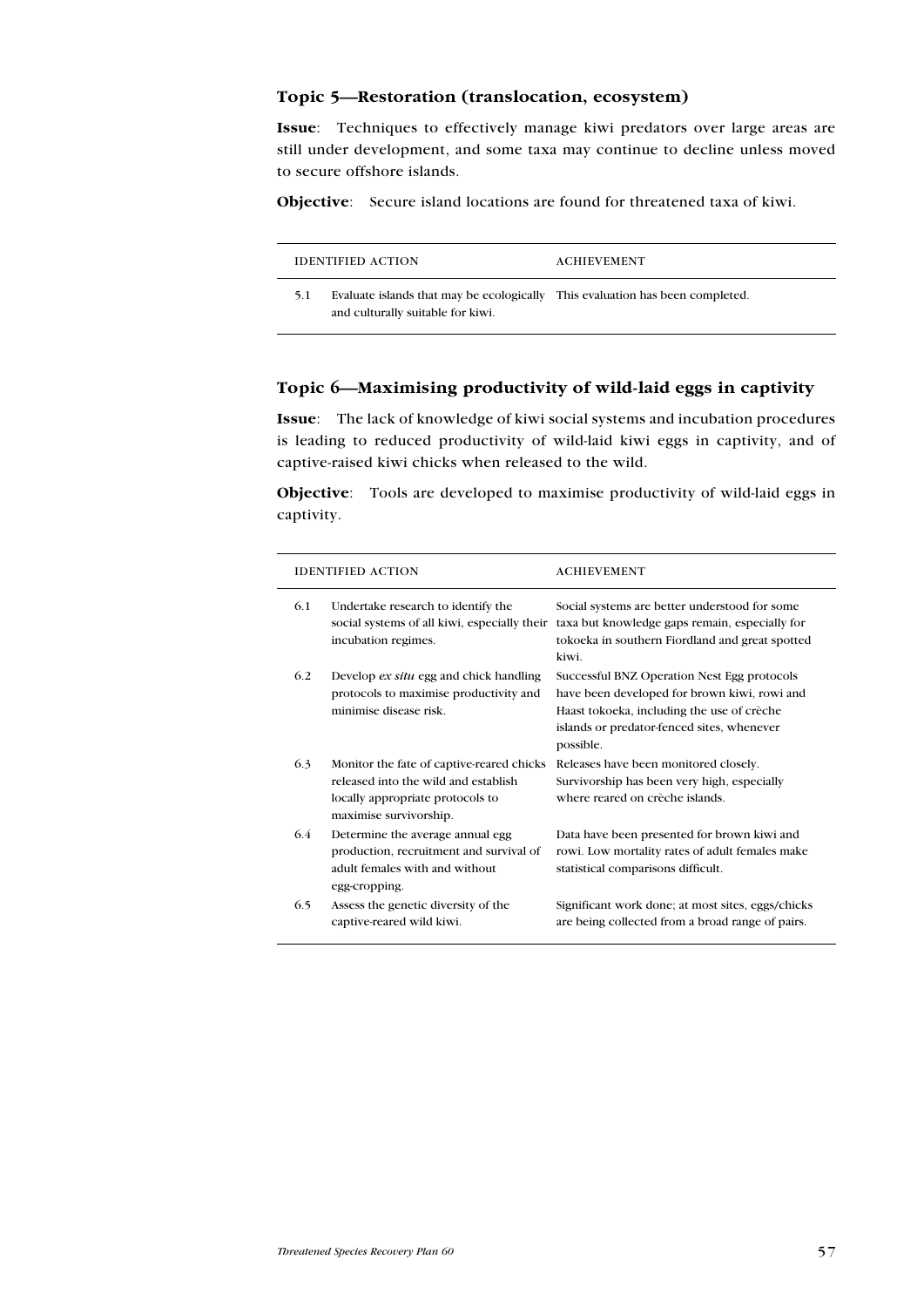## Topic 5—Restoration (translocation, ecosystem)

**Issue**: Techniques to effectively manage kiwi predators over large areas are still under development, and some taxa may continue to decline unless moved to secure offshore islands.

**Objective**: Secure island locations are found for threatened taxa of kiwi.

| | IDENTIFIED ACTION | ACHIEVEMENT |
|---|---|---|
| 5.1 | Evaluate islands that may be ecologically and culturally suitable for kiwi. | This evaluation has been completed. |

## Topic 6—Maximising productivity of wild-laid eggs in captivity

**Issue**: The lack of knowledge of kiwi social systems and incubation procedures is leading to reduced productivity of wild-laid kiwi eggs in captivity, and of captive-raised kiwi chicks when released to the wild.

**Objective**: Tools are developed to maximise productivity of wild-laid eggs in captivity.

| | IDENTIFIED ACTION | ACHIEVEMENT |
|---|---|---|
| 6.1 | Undertake research to identify the social systems of all kiwi, especially their incubation regimes. | Social systems are better understood for some taxa but knowledge gaps remain, especially for tokoeka in southern Fiordland and great spotted kiwi. |
| 6.2 | Develop *ex situ* egg and chick handling protocols to maximise productivity and minimise disease risk. | Successful BNZ Operation Nest Egg protocols have been developed for brown kiwi, rowi and Haast tokoeka, including the use of crèche islands or predator-fenced sites, whenever possible. |
| 6.3 | Monitor the fate of captive-reared chicks released into the wild and establish locally appropriate protocols to maximise survivorship. | Releases have been monitored closely. Survivorship has been very high, especially where reared on crèche islands. |
| 6.4 | Determine the average annual egg production, recruitment and survival of adult females with and without egg-cropping. | Data have been presented for brown kiwi and rowi. Low mortality rates of adult females make statistical comparisons difficult. |
| 6.5 | Assess the genetic diversity of the captive-reared wild kiwi. | Significant work done; at most sites, eggs/chicks are being collected from a broad range of pairs. |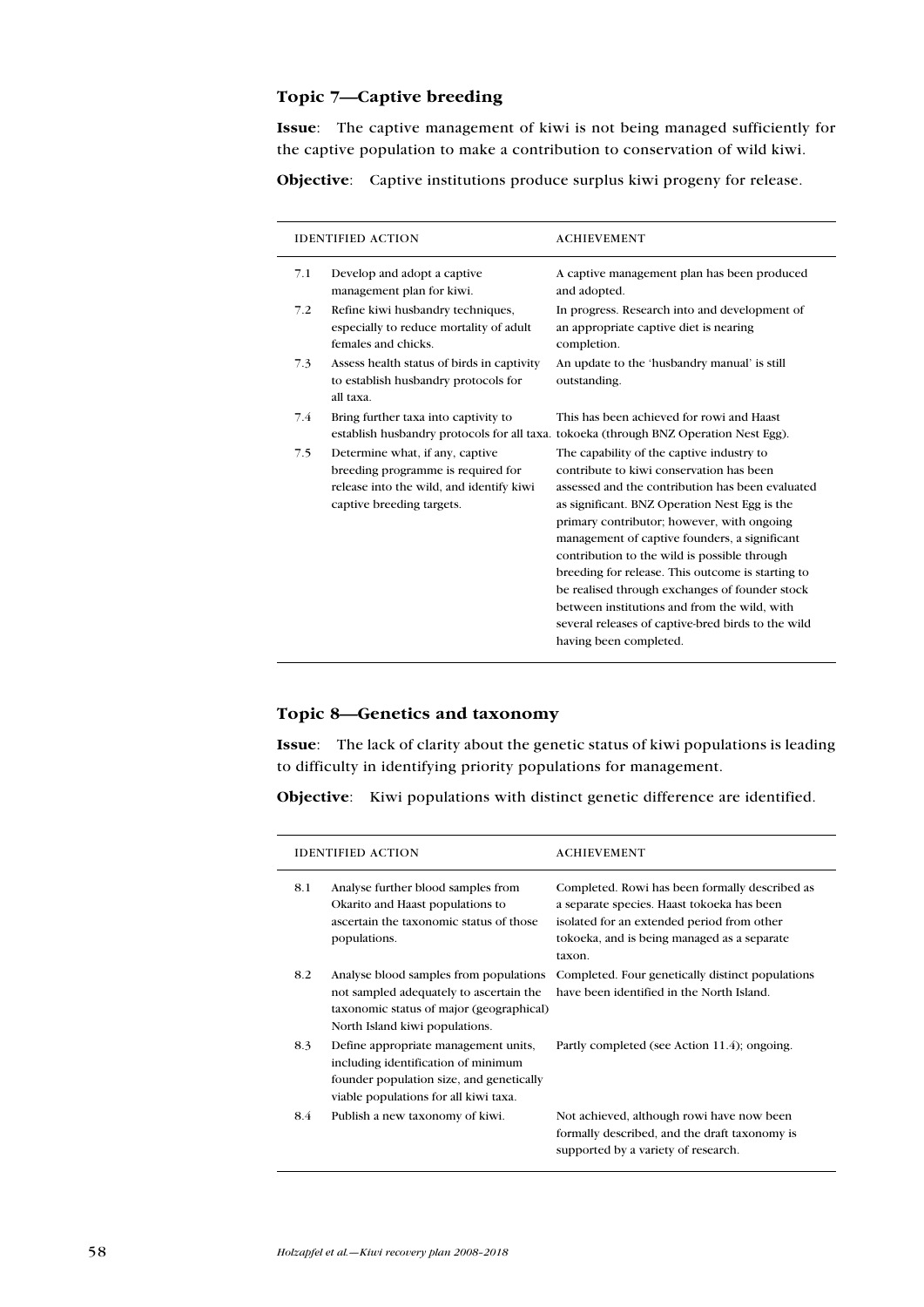### Topic 7—Captive breeding

**Issue**: The captive management of kiwi is not being managed sufficiently for the captive population to make a contribution to conservation of wild kiwi.

**Objective**: Captive institutions produce surplus kiwi progeny for release.

| | IDENTIFIED ACTION | ACHIEVEMENT |
|---|---|---|
| 7.1 | Develop and adopt a captive management plan for kiwi. | A captive management plan has been produced and adopted. |
| 7.2 | Refine kiwi husbandry techniques, especially to reduce mortality of adult females and chicks. | In progress. Research into and development of an appropriate captive diet is nearing completion. |
| 7.3 | Assess health status of birds in captivity to establish husbandry protocols for all taxa. | An update to the 'husbandry manual' is still outstanding. |
| 7.4 | Bring further taxa into captivity to establish husbandry protocols for all taxa. | This has been achieved for rowi and Haast tokoeka (through BNZ Operation Nest Egg). |
| 7.5 | Determine what, if any, captive breeding programme is required for release into the wild, and identify kiwi captive breeding targets. | The capability of the captive industry to contribute to kiwi conservation has been assessed and the contribution has been evaluated as significant. BNZ Operation Nest Egg is the primary contributor; however, with ongoing management of captive founders, a significant contribution to the wild is possible through breeding for release. This outcome is starting to be realised through exchanges of founder stock between institutions and from the wild, with several releases of captive-bred birds to the wild having been completed. |

### Topic 8—Genetics and taxonomy

**Issue**: The lack of clarity about the genetic status of kiwi populations is leading to difficulty in identifying priority populations for management.

**Objective**: Kiwi populations with distinct genetic difference are identified.

| | IDENTIFIED ACTION | ACHIEVEMENT |
|---|---|---|
| 8.1 | Analyse further blood samples from Okarito and Haast populations to ascertain the taxonomic status of those populations. | Completed. Rowi has been formally described as a separate species. Haast tokoeka has been isolated for an extended period from other tokoeka, and is being managed as a separate taxon. |
| 8.2 | Analyse blood samples from populations not sampled adequately to ascertain the taxonomic status of major (geographical) North Island kiwi populations. | Completed. Four genetically distinct populations have been identified in the North Island. |
| 8.3 | Define appropriate management units, including identification of minimum founder population size, and genetically viable populations for all kiwi taxa. | Partly completed (see Action 11.4); ongoing. |
| 8.4 | Publish a new taxonomy of kiwi. | Not achieved, although rowi have now been formally described, and the draft taxonomy is supported by a variety of research. |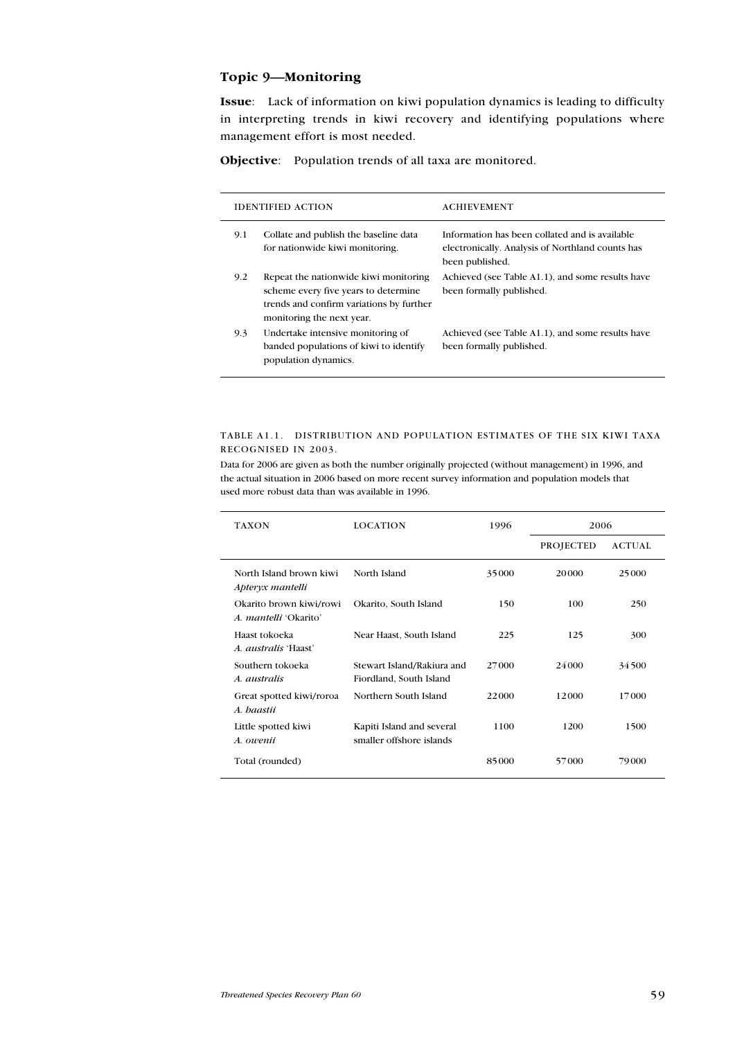### Topic 9—Monitoring

**Issue**: Lack of information on kiwi population dynamics is leading to difficulty in interpreting trends in kiwi recovery and identifying populations where management effort is most needed.

**Objective**: Population trends of all taxa are monitored.

| | IDENTIFIED ACTION | ACHIEVEMENT |
|---|---|---|
| 9.1 | Collate and publish the baseline data for nationwide kiwi monitoring. | Information has been collated and is available electronically. Analysis of Northland counts has been published. |
| 9.2 | Repeat the nationwide kiwi monitoring scheme every five years to determine trends and confirm variations by further monitoring the next year. | Achieved (see Table A1.1), and some results have been formally published. |
| 9.3 | Undertake intensive monitoring of banded populations of kiwi to identify population dynamics. | Achieved (see Table A1.1), and some results have been formally published. |

TABLE A1.1. DISTRIBUTION AND POPULATION ESTIMATES OF THE SIX KIWI TAXA RECOGNISED IN 2003.

Data for 2006 are given as both the number originally projected (without management) in 1996, and the actual situation in 2006 based on more recent survey information and population models that used more robust data than was available in 1996.

| TAXON | LOCATION | 1996 | 2006 | |
|---|---|---|---|---|
| | | | PROJECTED | ACTUAL |
| North Island brown kiwi *Apteryx mantelli* | North Island | 35 000 | 20 000 | 25 000 |
| Okarito brown kiwi/rowi *A. mantelli* 'Okarito' | Okarito, South Island | 150 | 100 | 250 |
| Haast tokoeka *A. australis* 'Haast' | Near Haast, South Island | 225 | 125 | 300 |
| Southern tokoeka *A. australis* | Stewart Island/Rakiura and Fiordland, South Island | 27 000 | 24 000 | 34 500 |
| Great spotted kiwi/roroa *A. haastii* | Northern South Island | 22 000 | 12 000 | 17 000 |
| Little spotted kiwi *A. owenii* | Kapiti Island and several smaller offshore islands | 1100 | 1200 | 1500 |
| Total (rounded) | | 85 000 | 57 000 | 79 000 |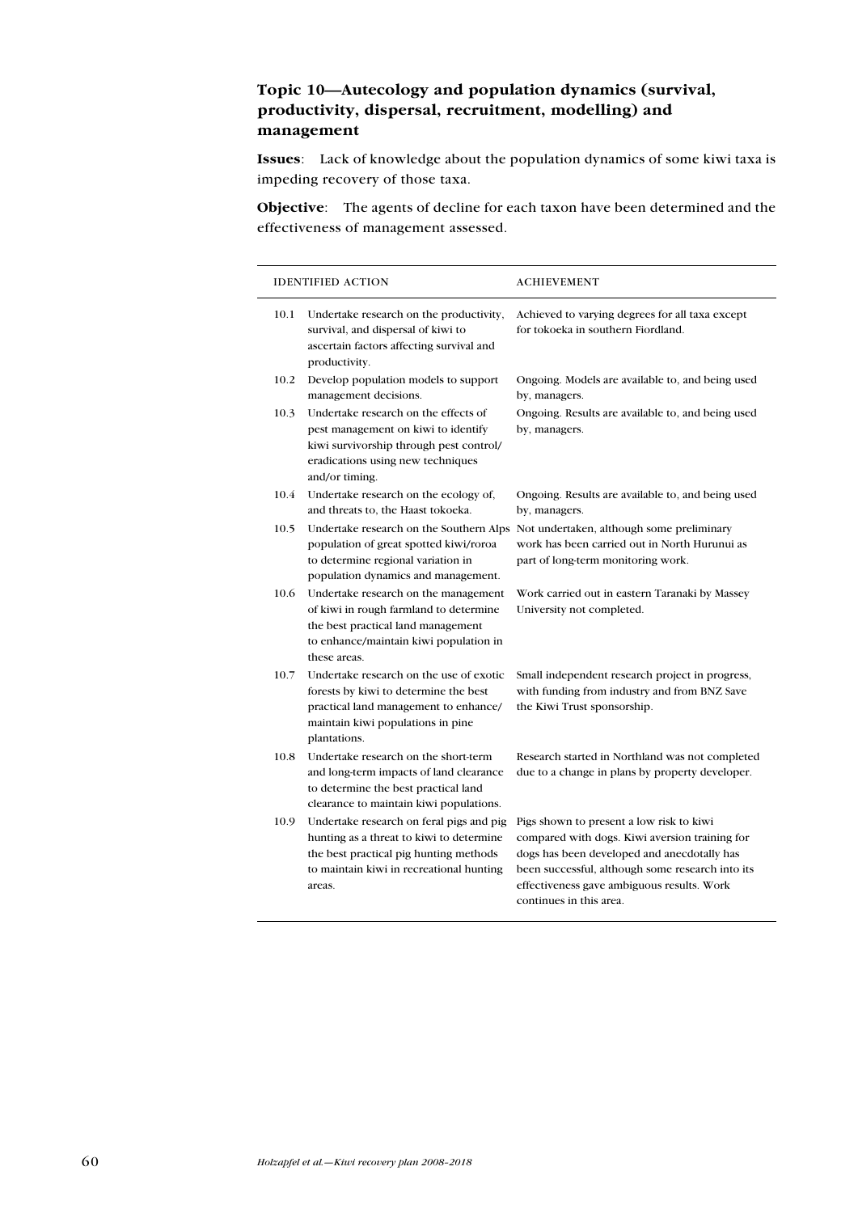### Topic 10—Autecology and population dynamics (survival, productivity, dispersal, recruitment, modelling) and management

**Issues**: Lack of knowledge about the population dynamics of some kiwi taxa is impeding recovery of those taxa.

**Objective**: The agents of decline for each taxon have been determined and the effectiveness of management assessed.

| | IDENTIFIED ACTION | ACHIEVEMENT |
|---|---|---|
| 10.1 | Undertake research on the productivity, survival, and dispersal of kiwi to ascertain factors affecting survival and productivity. | Achieved to varying degrees for all taxa except for tokoeka in southern Fiordland. |
| 10.2 | Develop population models to support management decisions. | Ongoing. Models are available to, and being used by, managers. |
| 10.3 | Undertake research on the effects of pest management on kiwi to identify kiwi survivorship through pest control/eradications using new techniques and/or timing. | Ongoing. Results are available to, and being used by, managers. |
| 10.4 | Undertake research on the ecology of, and threats to, the Haast tokoeka. | Ongoing. Results are available to, and being used by, managers. |
| 10.5 | Undertake research on the Southern Alps population of great spotted kiwi/roroa to determine regional variation in population dynamics and management. | Not undertaken, although some preliminary work has been carried out in North Hurunui as part of long-term monitoring work. |
| 10.6 | Undertake research on the management of kiwi in rough farmland to determine the best practical land management to enhance/maintain kiwi population in these areas. | Work carried out in eastern Taranaki by Massey University not completed. |
| 10.7 | Undertake research on the use of exotic forests by kiwi to determine the best practical land management to enhance/maintain kiwi populations in pine plantations. | Small independent research project in progress, with funding from industry and from BNZ Save the Kiwi Trust sponsorship. |
| 10.8 | Undertake research on the short-term and long-term impacts of land clearance to determine the best practical land clearance to maintain kiwi populations. | Research started in Northland was not completed due to a change in plans by property developer. |
| 10.9 | Undertake research on feral pigs and pig hunting as a threat to kiwi to determine the best practical pig hunting methods to maintain kiwi in recreational hunting areas. | Pigs shown to present a low risk to kiwi compared with dogs. Kiwi aversion training for dogs has been developed and anecdotally has been successful, although some research into its effectiveness gave ambiguous results. Work continues in this area. |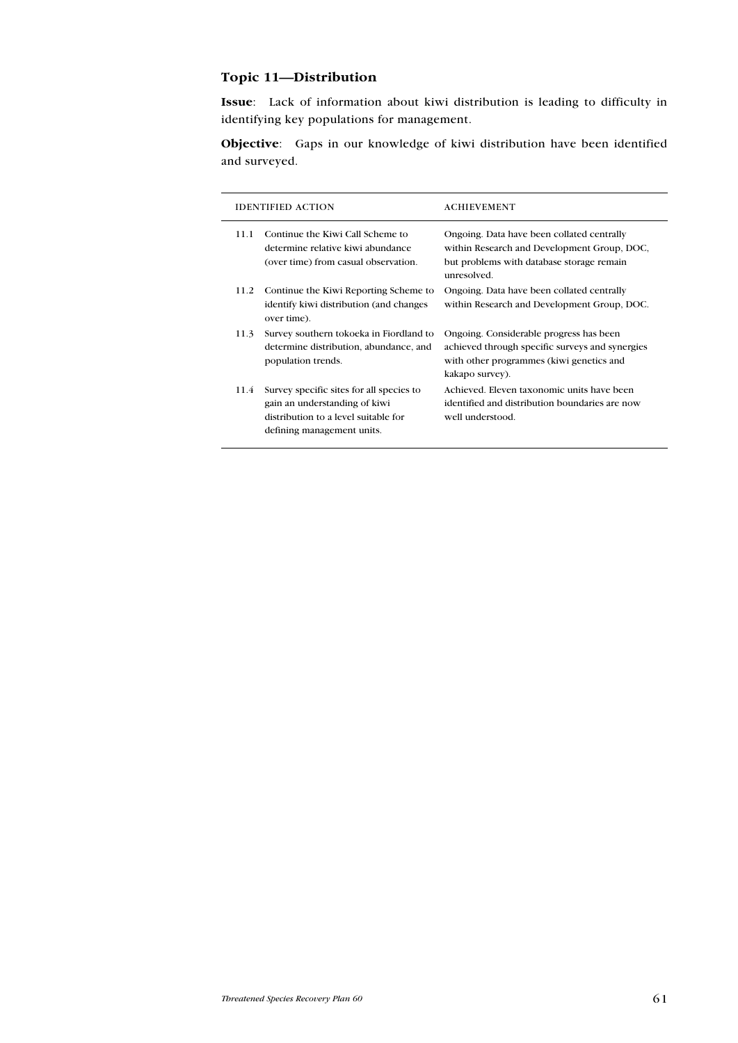### Topic 11—Distribution

**Issue**: Lack of information about kiwi distribution is leading to difficulty in identifying key populations for management.

**Objective**: Gaps in our knowledge of kiwi distribution have been identified and surveyed.

| | IDENTIFIED ACTION | ACHIEVEMENT |
|---|---|---|
| 11.1 | Continue the Kiwi Call Scheme to determine relative kiwi abundance (over time) from casual observation. | Ongoing. Data have been collated centrally within Research and Development Group, DOC, but problems with database storage remain unresolved. |
| 11.2 | Continue the Kiwi Reporting Scheme to identify kiwi distribution (and changes over time). | Ongoing. Data have been collated centrally within Research and Development Group, DOC. |
| 11.3 | Survey southern tokoeka in Fiordland to determine distribution, abundance, and population trends. | Ongoing. Considerable progress has been achieved through specific surveys and synergies with other programmes (kiwi genetics and kakapo survey). |
| 11.4 | Survey specific sites for all species to gain an understanding of kiwi distribution to a level suitable for defining management units. | Achieved. Eleven taxonomic units have been identified and distribution boundaries are now well understood. |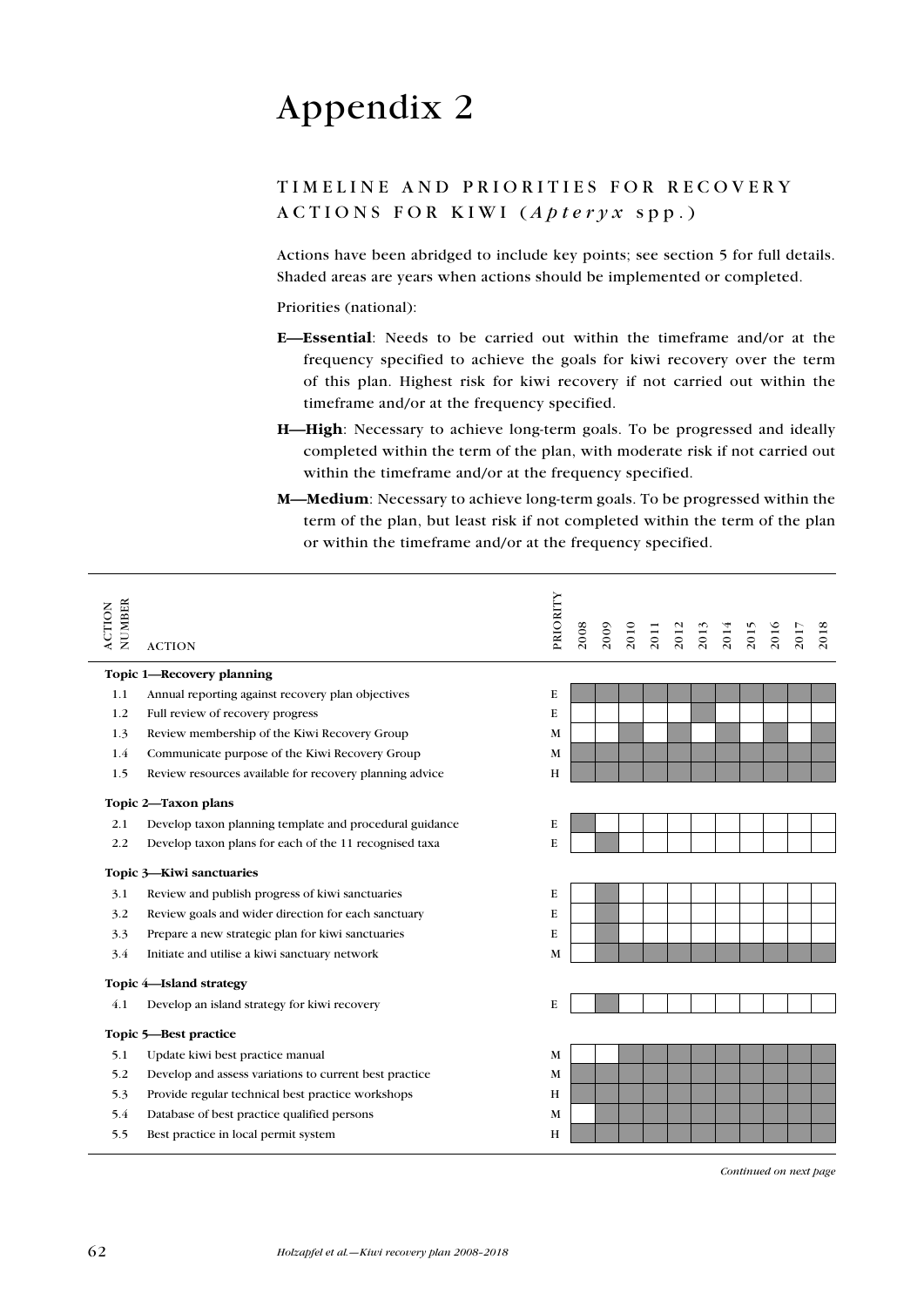# Appendix 2

## TIMELINE AND PRIORITIES FOR RECOVERY ACTIONS FOR KIWI (*Apteryx* spp.)

Actions have been abridged to include key points; see section 5 for full details. Shaded areas are years when actions should be implemented or completed.

Priorities (national):

**E—Essential**: Needs to be carried out within the timeframe and/or at the frequency specified to achieve the goals for kiwi recovery over the term of this plan. Highest risk for kiwi recovery if not carried out within the timeframe and/or at the frequency specified.

**H—High**: Necessary to achieve long-term goals. To be progressed and ideally completed within the term of the plan, with moderate risk if not carried out within the timeframe and/or at the frequency specified.

**M—Medium**: Necessary to achieve long-term goals. To be progressed within the term of the plan, but least risk if not completed within the term of the plan or within the timeframe and/or at the frequency specified.

| ACTION NUMBER | ACTION | PRIORITY | 2008 | 2009 | 2010 | 2011 | 2012 | 2013 | 2014 | 2015 | 2016 | 2017 | 2018 |
|---|---|---|---|---|---|---|---|---|---|---|---|---|---|
| **Topic 1—Recovery planning** | | | | | | | | | | | | | |
| 1.1 | Annual reporting against recovery plan objectives | E | ■ | ■ | ■ | ■ | ■ | ■ | ■ | ■ | ■ | ■ | ■ |
| 1.2 | Full review of recovery progress | E | | | | | | ■ | | | | | |
| 1.3 | Review membership of the Kiwi Recovery Group | M | | | ■ | | ■ | | ■ | | ■ | | ■ |
| 1.4 | Communicate purpose of the Kiwi Recovery Group | M | ■ | ■ | ■ | ■ | ■ | ■ | ■ | ■ | ■ | ■ | ■ |
| 1.5 | Review resources available for recovery planning advice | H | ■ | ■ | ■ | ■ | ■ | ■ | ■ | ■ | ■ | ■ | ■ |
| **Topic 2—Taxon plans** | | | | | | | | | | | | | |
| 2.1 | Develop taxon planning template and procedural guidance | E | ■ | | | | | | | | | | |
| 2.2 | Develop taxon plans for each of the 11 recognised taxa | E | | ■ | | | | | | | | | |
| **Topic 3—Kiwi sanctuaries** | | | | | | | | | | | | | |
| 3.1 | Review and publish progress of kiwi sanctuaries | E | | ■ | | | | | | | | | |
| 3.2 | Review goals and wider direction for each sanctuary | E | | ■ | | | | | | | | | |
| 3.3 | Prepare a new strategic plan for kiwi sanctuaries | E | | ■ | | | | | | | | | |
| 3.4 | Initiate and utilise a kiwi sanctuary network | M | | ■ | ■ | ■ | ■ | ■ | ■ | ■ | ■ | ■ | ■ |
| **Topic 4—Island strategy** | | | | | | | | | | | | | |
| 4.1 | Develop an island strategy for kiwi recovery | E | | ■ | | | | | | | | | |
| **Topic 5—Best practice** | | | | | | | | | | | | | |
| 5.1 | Update kiwi best practice manual | M | | | ■ | ■ | ■ | ■ | ■ | ■ | ■ | ■ | ■ |
| 5.2 | Develop and assess variations to current best practice | M | ■ | ■ | ■ | ■ | ■ | ■ | ■ | ■ | ■ | ■ | ■ |
| 5.3 | Provide regular technical best practice workshops | H | ■ | ■ | ■ | ■ | ■ | ■ | ■ | ■ | ■ | ■ | ■ |
| 5.4 | Database of best practice qualified persons | M | | ■ | ■ | ■ | ■ | ■ | ■ | ■ | ■ | ■ | ■ |
| 5.5 | Best practice in local permit system | H | ■ | ■ | ■ | ■ | ■ | ■ | ■ | ■ | ■ | ■ | ■ |

*Continued on next page*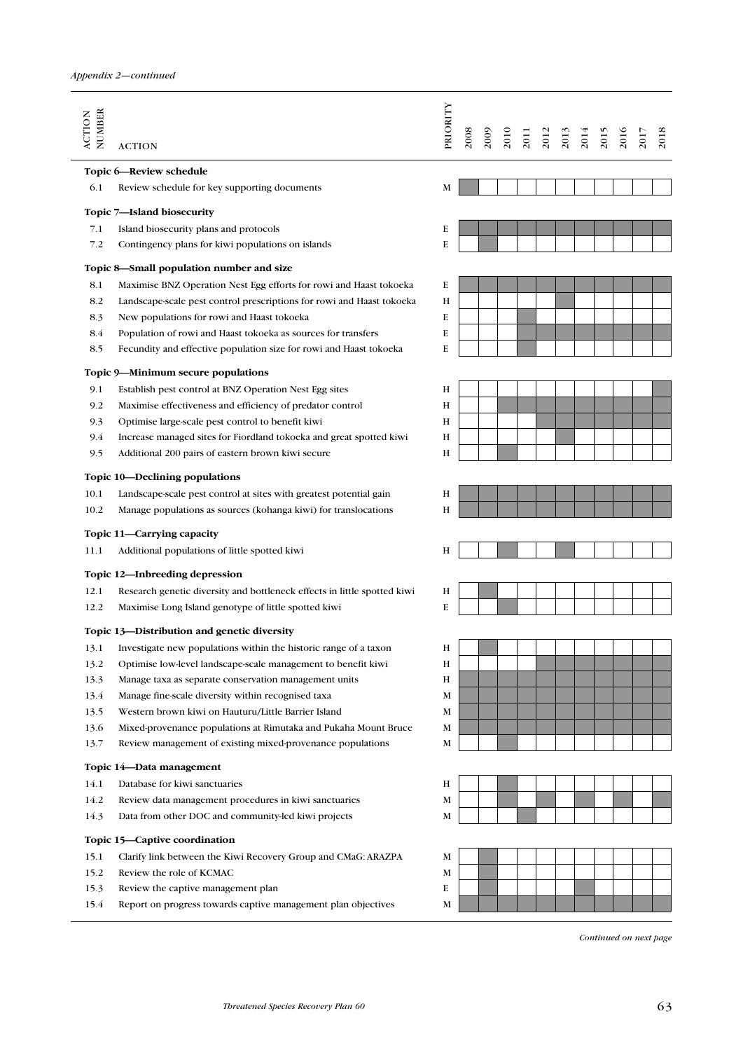*Appendix 2—continued*

| ACTION NUMBER | ACTION | PRIORITY | 2008 | 2009 | 2010 | 2011 | 2012 | 2013 | 2014 | 2015 | 2016 | 2017 | 2018 |
|---|---|---|---|---|---|---|---|---|---|---|---|---|---|
| **Topic 6—Review schedule** | | | | | | | | | | | | | |
| 6.1 | Review schedule for key supporting documents | M | ■ | | | | | | | | | | |
| **Topic 7—Island biosecurity** | | | | | | | | | | | | | |
| 7.1 | Island biosecurity plans and protocols | E | ■ | ■ | ■ | ■ | ■ | ■ | ■ | ■ | ■ | ■ | ■ |
| 7.2 | Contingency plans for kiwi populations on islands | E | | ■ | | | | | | | | | |
| **Topic 8—Small population number and size** | | | | | | | | | | | | | |
| 8.1 | Maximise BNZ Operation Nest Egg efforts for rowi and Haast tokoeka | E | ■ | ■ | ■ | ■ | ■ | ■ | ■ | ■ | ■ | ■ | ■ |
| 8.2 | Landscape-scale pest control prescriptions for rowi and Haast tokoeka | H | | | | | | ■ | | | | | |
| 8.3 | New populations for rowi and Haast tokoeka | E | | | | ■ | | | | | | | |
| 8.4 | Population of rowi and Haast tokoeka as sources for transfers | E | | | | ■ | ■ | ■ | ■ | ■ | ■ | ■ | ■ |
| 8.5 | Fecundity and effective population size for rowi and Haast tokoeka | E | | | | ■ | | | | | | | |
| **Topic 9—Minimum secure populations** | | | | | | | | | | | | | |
| 9.1 | Establish pest control at BNZ Operation Nest Egg sites | H | | | | | | | | | | | ■ |
| 9.2 | Maximise effectiveness and efficiency of predator control | H | | | ■ | ■ | ■ | ■ | ■ | ■ | ■ | ■ | ■ |
| 9.3 | Optimise large-scale pest control to benefit kiwi | H | | | | | ■ | ■ | ■ | ■ | ■ | ■ | ■ |
| 9.4 | Increase managed sites for Fiordland tokoeka and great spotted kiwi | H | | | | | | ■ | | | | | |
| 9.5 | Additional 200 pairs of eastern brown kiwi secure | H | | | ■ | | | | | | | | |
| **Topic 10—Declining populations** | | | | | | | | | | | | | |
| 10.1 | Landscape-scale pest control at sites with greatest potential gain | H | ■ | ■ | ■ | ■ | ■ | ■ | ■ | ■ | ■ | ■ | ■ |
| 10.2 | Manage populations as sources (kohanga kiwi) for translocations | H | ■ | ■ | ■ | ■ | ■ | ■ | ■ | ■ | ■ | ■ | ■ |
| **Topic 11—Carrying capacity** | | | | | | | | | | | | | |
| 11.1 | Additional populations of little spotted kiwi | H | | | ■ | | | ■ | | | | | |
| **Topic 12—Inbreeding depression** | | | | | | | | | | | | | |
| 12.1 | Research genetic diversity and bottleneck effects in little spotted kiwi | H | | ■ | | | | | | | | | |
| 12.2 | Maximise Long Island genotype of little spotted kiwi | E | | | ■ | | | | | | | | |
| **Topic 13—Distribution and genetic diversity** | | | | | | | | | | | | | |
| 13.1 | Investigate new populations within the historic range of a taxon | H | | ■ | | | | | | | | | |
| 13.2 | Optimise low-level landscape-scale management to benefit kiwi | H | | | | | ■ | ■ | ■ | ■ | ■ | ■ | ■ |
| 13.3 | Manage taxa as separate conservation management units | H | ■ | ■ | ■ | ■ | ■ | ■ | ■ | ■ | ■ | ■ | ■ |
| 13.4 | Manage fine-scale diversity within recognised taxa | M | ■ | ■ | ■ | ■ | ■ | ■ | ■ | ■ | ■ | ■ | ■ |
| 13.5 | Western brown kiwi on Hauturu/Little Barrier Island | M | ■ | ■ | ■ | ■ | ■ | ■ | ■ | ■ | ■ | ■ | ■ |
| 13.6 | Mixed-provenance populations at Rimutaka and Pukaha Mount Bruce | M | ■ | ■ | ■ | ■ | ■ | ■ | ■ | ■ | ■ | ■ | ■ |
| 13.7 | Review management of existing mixed-provenance populations | M | | | ■ | | | | | | | | |
| **Topic 14—Data management** | | | | | | | | | | | | | |
| 14.1 | Database for kiwi sanctuaries | H | | | ■ | | | | | | | | |
| 14.2 | Review data management procedures in kiwi sanctuaries | M | | | ■ | | ■ | | ■ | | ■ | | ■ |
| 14.3 | Data from other DOC and community-led kiwi projects | M | | | | ■ | | | | | | | |
| **Topic 15—Captive coordination** | | | | | | | | | | | | | |
| 15.1 | Clarify link between the Kiwi Recovery Group and CMaG: ARAZPA | M | | ■ | | | | | | | | | |
| 15.2 | Review the role of KCMAC | M | | ■ | | | | | | | | | |
| 15.3 | Review the captive management plan | E | | ■ | | | | | ■ | | | | |
| 15.4 | Report on progress towards captive management plan objectives | M | ■ | ■ | ■ | ■ | ■ | ■ | ■ | ■ | ■ | ■ | ■ |

*Continued on next page*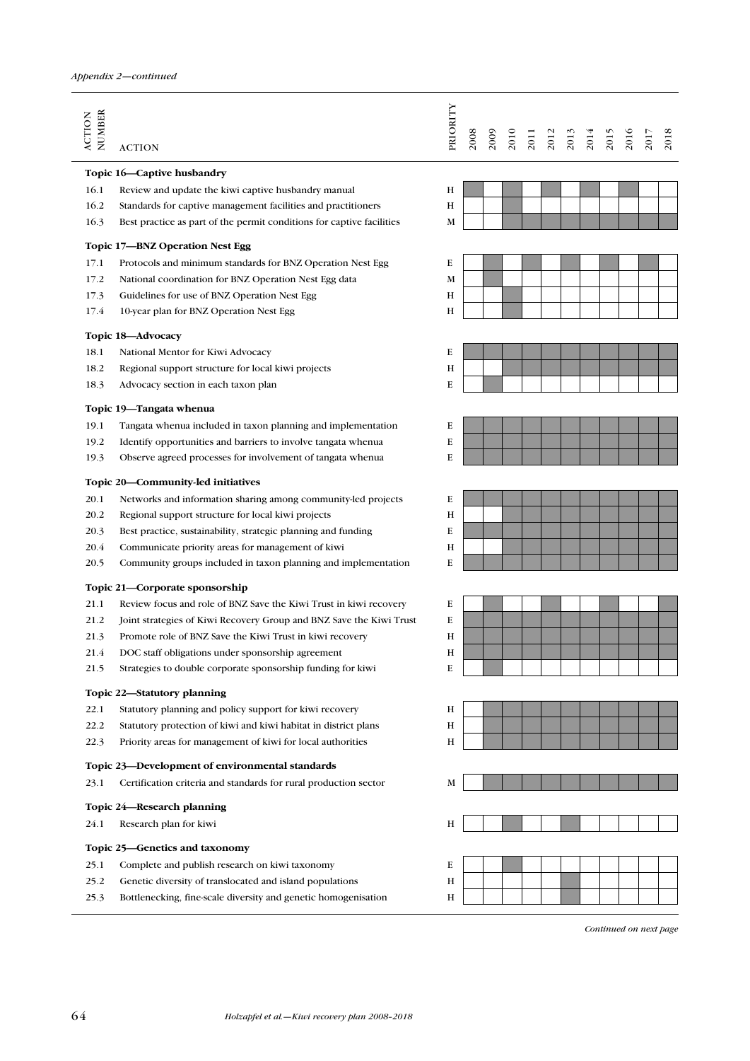*Appendix 2—continued*

| ACTION NUMBER | ACTION | PRIORITY | 2008 | 2009 | 2010 | 2011 | 2012 | 2013 | 2014 | 2015 | 2016 | 2017 | 2018 |
|---|---|---|---|---|---|---|---|---|---|---|---|---|---|
| | **Topic 16—Captive husbandry** | | | | | | | | | | | | |
| 16.1 | Review and update the kiwi captive husbandry manual | H | ■ | | ■ | | ■ | | ■ | | ■ | | |
| 16.2 | Standards for captive management facilities and practitioners | H | | | ■ | | | | | | | | |
| 16.3 | Best practice as part of the permit conditions for captive facilities | M | | | ■ | ■ | ■ | ■ | ■ | ■ | ■ | ■ | ■ |
| | **Topic 17—BNZ Operation Nest Egg** | | | | | | | | | | | | |
| 17.1 | Protocols and minimum standards for BNZ Operation Nest Egg | E | | ■ | | ■ | | ■ | | ■ | | ■ | |
| 17.2 | National coordination for BNZ Operation Nest Egg data | M | | ■ | | | | | | | | | |
| 17.3 | Guidelines for use of BNZ Operation Nest Egg | H | | | ■ | | | | | | | | |
| 17.4 | 10-year plan for BNZ Operation Nest Egg | H | | | ■ | | | | | | | | |
| | **Topic 18—Advocacy** | | | | | | | | | | | | |
| 18.1 | National Mentor for Kiwi Advocacy | E | ■ | ■ | ■ | ■ | ■ | ■ | ■ | ■ | ■ | ■ | ■ |
| 18.2 | Regional support structure for local kiwi projects | H | | | ■ | ■ | ■ | ■ | ■ | ■ | ■ | ■ | ■ |
| 18.3 | Advocacy section in each taxon plan | E | | ■ | | | | | | | | | |
| | **Topic 19—Tangata whenua** | | | | | | | | | | | | |
| 19.1 | Tangata whenua included in taxon planning and implementation | E | ■ | ■ | ■ | ■ | ■ | ■ | ■ | ■ | ■ | ■ | ■ |
| 19.2 | Identify opportunities and barriers to involve tangata whenua | E | ■ | ■ | ■ | ■ | ■ | ■ | ■ | ■ | ■ | ■ | ■ |
| 19.3 | Observe agreed processes for involvement of tangata whenua | E | ■ | ■ | ■ | ■ | ■ | ■ | ■ | ■ | ■ | ■ | ■ |
| | **Topic 20—Community-led initiatives** | | | | | | | | | | | | |
| 20.1 | Networks and information sharing among community-led projects | E | ■ | ■ | ■ | ■ | ■ | ■ | ■ | ■ | ■ | ■ | ■ |
| 20.2 | Regional support structure for local kiwi projects | H | | | ■ | ■ | ■ | ■ | ■ | ■ | ■ | ■ | ■ |
| 20.3 | Best practice, sustainability, strategic planning and funding | E | ■ | ■ | ■ | ■ | ■ | ■ | ■ | ■ | ■ | ■ | ■ |
| 20.4 | Communicate priority areas for management of kiwi | H | | | ■ | ■ | ■ | ■ | ■ | ■ | ■ | ■ | ■ |
| 20.5 | Community groups included in taxon planning and implementation | E | ■ | ■ | ■ | ■ | ■ | ■ | ■ | ■ | ■ | ■ | ■ |
| | **Topic 21—Corporate sponsorship** | | | | | | | | | | | | |
| 21.1 | Review focus and role of BNZ Save the Kiwi Trust in kiwi recovery | E | | ■ | | | ■ | | | ■ | | | ■ |
| 21.2 | Joint strategies of Kiwi Recovery Group and BNZ Save the Kiwi Trust | E | ■ | ■ | ■ | ■ | ■ | ■ | ■ | ■ | ■ | ■ | ■ |
| 21.3 | Promote role of BNZ Save the Kiwi Trust in kiwi recovery | H | ■ | ■ | ■ | ■ | ■ | ■ | ■ | ■ | ■ | ■ | ■ |
| 21.4 | DOC staff obligations under sponsorship agreement | H | ■ | ■ | ■ | ■ | ■ | ■ | ■ | ■ | ■ | ■ | ■ |
| 21.5 | Strategies to double corporate sponsorship funding for kiwi | E | | ■ | | | | | | | | | |
| | **Topic 22—Statutory planning** | | | | | | | | | | | | |
| 22.1 | Statutory planning and policy support for kiwi recovery | H | | ■ | ■ | ■ | ■ | ■ | ■ | ■ | ■ | ■ | ■ |
| 22.2 | Statutory protection of kiwi and kiwi habitat in district plans | H | | ■ | ■ | ■ | ■ | ■ | ■ | ■ | ■ | ■ | ■ |
| 22.3 | Priority areas for management of kiwi for local authorities | H | | ■ | ■ | ■ | ■ | ■ | ■ | ■ | ■ | ■ | ■ |
| | **Topic 23—Development of environmental standards** | | | | | | | | | | | | |
| 23.1 | Certification criteria and standards for rural production sector | M | | ■ | ■ | ■ | ■ | ■ | ■ | ■ | ■ | ■ | ■ |
| | **Topic 24—Research planning** | | | | | | | | | | | | |
| 24.1 | Research plan for kiwi | H | | | ■ | | | ■ | | | | | |
| | **Topic 25—Genetics and taxonomy** | | | | | | | | | | | | |
| 25.1 | Complete and publish research on kiwi taxonomy | E | | | ■ | | | | | | | | |
| 25.2 | Genetic diversity of translocated and island populations | H | | | | | | ■ | | | | | |
| 25.3 | Bottlenecking, fine-scale diversity and genetic homogenisation | H | | | | | | ■ | | | | | |

*Continued on next page*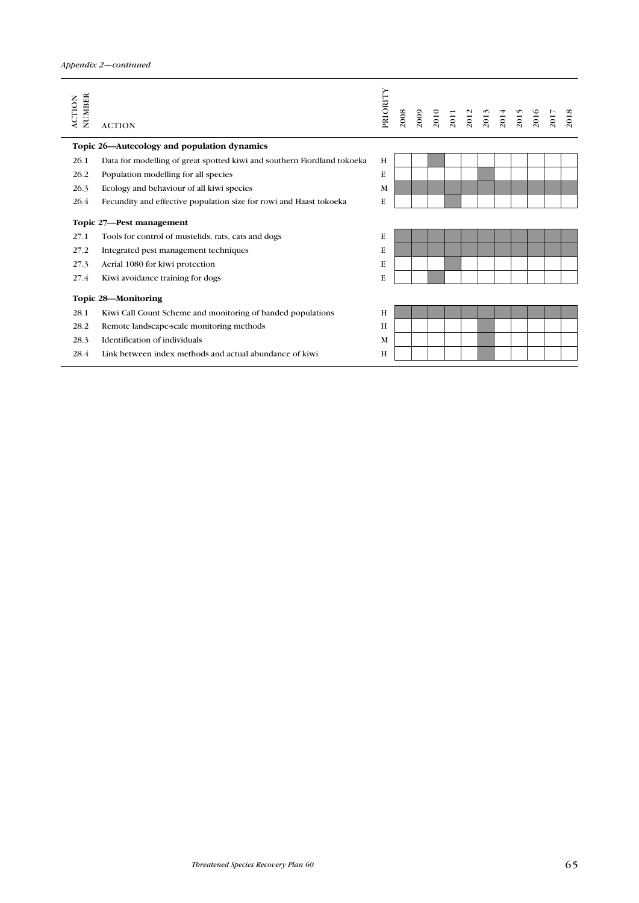*Appendix 2—continued*

| ACTION NUMBER | ACTION | PRIORITY | 2008 | 2009 | 2010 | 2011 | 2012 | 2013 | 2014 | 2015 | 2016 | 2017 | 2018 |
|---|---|---|---|---|---|---|---|---|---|---|---|---|---|
| | **Topic 26—Autecology and population dynamics** | | | | | | | | | | | | |
| 26.1 | Data for modelling of great spotted kiwi and southern Fiordland tokoeka | H | | | ■ | | | | | | | | |
| 26.2 | Population modelling for all species | E | | | | | | ■ | | | | | |
| 26.3 | Ecology and behaviour of all kiwi species | M | ■ | ■ | ■ | ■ | ■ | ■ | ■ | ■ | ■ | ■ | ■ |
| 26.4 | Fecundity and effective population size for rowi and Haast tokoeka | E | | | | ■ | | | | | | | |
| | **Topic 27—Pest management** | | | | | | | | | | | | |
| 27.1 | Tools for control of mustelids, rats, cats and dogs | E | ■ | ■ | ■ | ■ | ■ | ■ | ■ | ■ | ■ | ■ | ■ |
| 27.2 | Integrated pest management techniques | E | ■ | ■ | ■ | ■ | ■ | ■ | ■ | ■ | ■ | ■ | ■ |
| 27.3 | Aerial 1080 for kiwi protection | E | | | | ■ | | | | | | | |
| 27.4 | Kiwi avoidance training for dogs | E | | | ■ | | | | | | | | |
| | **Topic 28—Monitoring** | | | | | | | | | | | | |
| 28.1 | Kiwi Call Count Scheme and monitoring of banded populations | H | ■ | ■ | ■ | ■ | ■ | ■ | ■ | ■ | ■ | ■ | ■ |
| 28.2 | Remote landscape-scale monitoring methods | H | | | | | | ■ | | | | | |
| 28.3 | Identification of individuals | M | | | | | | ■ | | | | | |
| 28.4 | Link between index methods and actual abundance of kiwi | H | | | | | | ■ | | | | | |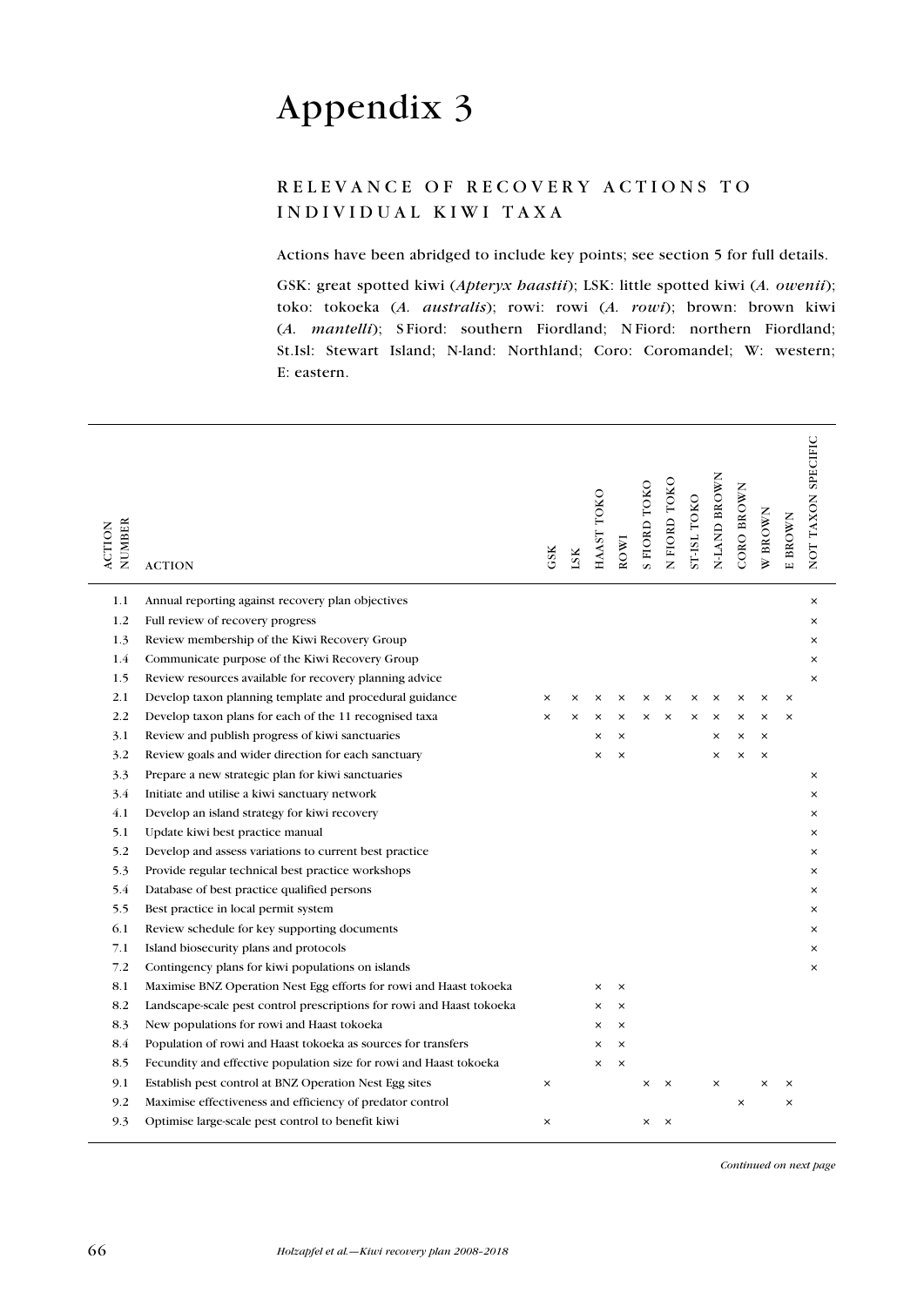# Appendix 3

## RELEVANCE OF RECOVERY ACTIONS TO INDIVIDUAL KIWI TAXA

Actions have been abridged to include key points; see section 5 for full details.

GSK: great spotted kiwi (*Apteryx haastii*); LSK: little spotted kiwi (*A. owenii*); toko: tokoeka (*A. australis*); rowi: rowi (*A. rowi*); brown: brown kiwi (*A. mantelli*); S Fiord: southern Fiordland; N Fiord: northern Fiordland; St.Isl: Stewart Island; N-land: Northland; Coro: Coromandel; W: western; E: eastern.

| ACTION NUMBER | ACTION | GSK | LSK | HAAST TOKO | ROWI | S FIORD TOKO | N FIORD TOKO | ST-ISL TOKO | N-LAND BROWN | CORO BROWN | W BROWN | E BROWN | NOT TAXON SPECIFIC |
|---|---|---|---|---|---|---|---|---|---|---|---|---|---|
| 1.1 | Annual reporting against recovery plan objectives | | | | | | | | | | | | × |
| 1.2 | Full review of recovery progress | | | | | | | | | | | | × |
| 1.3 | Review membership of the Kiwi Recovery Group | | | | | | | | | | | | × |
| 1.4 | Communicate purpose of the Kiwi Recovery Group | | | | | | | | | | | | × |
| 1.5 | Review resources available for recovery planning advice | | | | | | | | | | | | × |
| 2.1 | Develop taxon planning template and procedural guidance | × | × | × | × | × | × | × | × | × | × | × | |
| 2.2 | Develop taxon plans for each of the 11 recognised taxa | × | × | × | × | × | × | × | × | × | × | × | |
| 3.1 | Review and publish progress of kiwi sanctuaries | | | × | × | | | | × | × | × | | |
| 3.2 | Review goals and wider direction for each sanctuary | | | × | × | | | | × | × | × | | |
| 3.3 | Prepare a new strategic plan for kiwi sanctuaries | | | | | | | | | | | | × |
| 3.4 | Initiate and utilise a kiwi sanctuary network | | | | | | | | | | | | × |
| 4.1 | Develop an island strategy for kiwi recovery | | | | | | | | | | | | × |
| 5.1 | Update kiwi best practice manual | | | | | | | | | | | | × |
| 5.2 | Develop and assess variations to current best practice | | | | | | | | | | | | × |
| 5.3 | Provide regular technical best practice workshops | | | | | | | | | | | | × |
| 5.4 | Database of best practice qualified persons | | | | | | | | | | | | × |
| 5.5 | Best practice in local permit system | | | | | | | | | | | | × |
| 6.1 | Review schedule for key supporting documents | | | | | | | | | | | | × |
| 7.1 | Island biosecurity plans and protocols | | | | | | | | | | | | × |
| 7.2 | Contingency plans for kiwi populations on islands | | | | | | | | | | | | × |
| 8.1 | Maximise BNZ Operation Nest Egg efforts for rowi and Haast tokoeka | | | × | × | | | | | | | | |
| 8.2 | Landscape-scale pest control prescriptions for rowi and Haast tokoeka | | | × | × | | | | | | | | |
| 8.3 | New populations for rowi and Haast tokoeka | | | × | × | | | | | | | | |
| 8.4 | Population of rowi and Haast tokoeka as sources for transfers | | | × | × | | | | | | | | |
| 8.5 | Fecundity and effective population size for rowi and Haast tokoeka | | | × | × | | | | | | | | |
| 9.1 | Establish pest control at BNZ Operation Nest Egg sites | × | | | | × | × | | × | | × | × | |
| 9.2 | Maximise effectiveness and efficiency of predator control | | | | | | | | | × | | × | |
| 9.3 | Optimise large-scale pest control to benefit kiwi | × | | | | × | × | | | | | | |

*Continued on next page*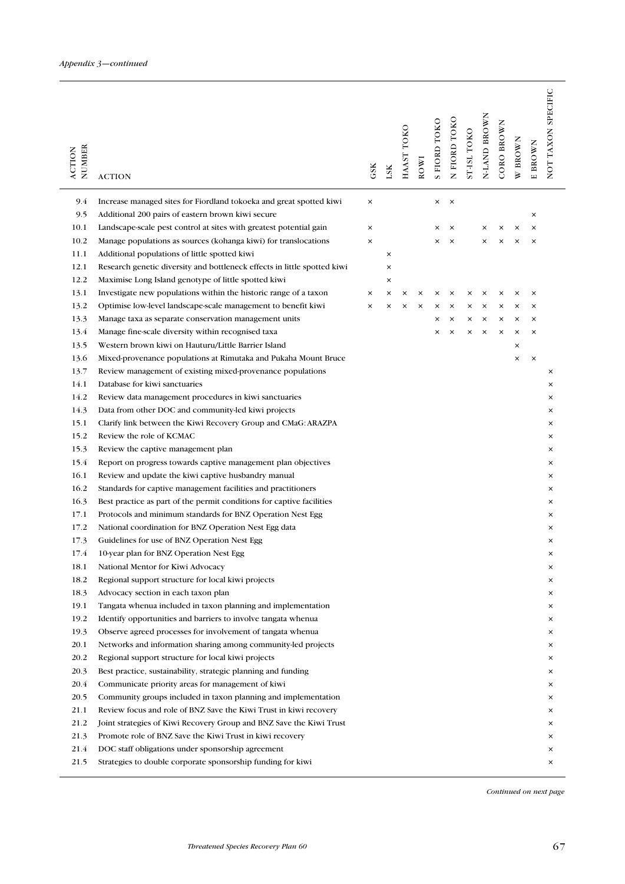*Appendix 3—continued*

| ACTION NUMBER | ACTION | GSK | LSK | HAAST TOKO | ROWI | S FIORD TOKO | N FIORD TOKO | ST-ISL TOKO | N-LAND BROWN | CORO BROWN | W BROWN | E BROWN | NOT TAXON SPECIFIC |
|---|---|---|---|---|---|---|---|---|---|---|---|---|---|
| 9.4 | Increase managed sites for Fiordland tokoeka and great spotted kiwi | × | | | | × | × | | | | | | |
| 9.5 | Additional 200 pairs of eastern brown kiwi secure | | | | | | | | | | | × | |
| 10.1 | Landscape-scale pest control at sites with greatest potential gain | × | | | | × | × | | × | × | × | × | |
| 10.2 | Manage populations as sources (kohanga kiwi) for translocations | × | | | | × | × | | × | × | × | × | |
| 11.1 | Additional populations of little spotted kiwi | | × | | | | | | | | | | |
| 12.1 | Research genetic diversity and bottleneck effects in little spotted kiwi | | × | | | | | | | | | | |
| 12.2 | Maximise Long Island genotype of little spotted kiwi | | × | | | | | | | | | | |
| 13.1 | Investigate new populations within the historic range of a taxon | × | × | × | × | × | × | × | × | × | × | × | |
| 13.2 | Optimise low-level landscape-scale management to benefit kiwi | × | × | × | × | × | × | × | × | × | × | × | |
| 13.3 | Manage taxa as separate conservation management units | | | | | × | × | × | × | × | × | × | |
| 13.4 | Manage fine-scale diversity within recognised taxa | | | | | × | × | × | × | × | × | × | |
| 13.5 | Western brown kiwi on Hauturu/Little Barrier Island | | | | | | | | | | × | | |
| 13.6 | Mixed-provenance populations at Rimutaka and Pukaha Mount Bruce | | | | | | | | | | × | × | |
| 13.7 | Review management of existing mixed-provenance populations | | | | | | | | | | | | × |
| 14.1 | Database for kiwi sanctuaries | | | | | | | | | | | | × |
| 14.2 | Review data management procedures in kiwi sanctuaries | | | | | | | | | | | | × |
| 14.3 | Data from other DOC and community-led kiwi projects | | | | | | | | | | | | × |
| 15.1 | Clarify link between the Kiwi Recovery Group and CMaG: ARAZPA | | | | | | | | | | | | × |
| 15.2 | Review the role of KCMAC | | | | | | | | | | | | × |
| 15.3 | Review the captive management plan | | | | | | | | | | | | × |
| 15.4 | Report on progress towards captive management plan objectives | | | | | | | | | | | | × |
| 16.1 | Review and update the kiwi captive husbandry manual | | | | | | | | | | | | × |
| 16.2 | Standards for captive management facilities and practitioners | | | | | | | | | | | | × |
| 16.3 | Best practice as part of the permit conditions for captive facilities | | | | | | | | | | | | × |
| 17.1 | Protocols and minimum standards for BNZ Operation Nest Egg | | | | | | | | | | | | × |
| 17.2 | National coordination for BNZ Operation Nest Egg data | | | | | | | | | | | | × |
| 17.3 | Guidelines for use of BNZ Operation Nest Egg | | | | | | | | | | | | × |
| 17.4 | 10-year plan for BNZ Operation Nest Egg | | | | | | | | | | | | × |
| 18.1 | National Mentor for Kiwi Advocacy | | | | | | | | | | | | × |
| 18.2 | Regional support structure for local kiwi projects | | | | | | | | | | | | × |
| 18.3 | Advocacy section in each taxon plan | | | | | | | | | | | | × |
| 19.1 | Tangata whenua included in taxon planning and implementation | | | | | | | | | | | | × |
| 19.2 | Identify opportunities and barriers to involve tangata whenua | | | | | | | | | | | | × |
| 19.3 | Observe agreed processes for involvement of tangata whenua | | | | | | | | | | | | × |
| 20.1 | Networks and information sharing among community-led projects | | | | | | | | | | | | × |
| 20.2 | Regional support structure for local kiwi projects | | | | | | | | | | | | × |
| 20.3 | Best practice, sustainability, strategic planning and funding | | | | | | | | | | | | × |
| 20.4 | Communicate priority areas for management of kiwi | | | | | | | | | | | | × |
| 20.5 | Community groups included in taxon planning and implementation | | | | | | | | | | | | × |
| 21.1 | Review focus and role of BNZ Save the Kiwi Trust in kiwi recovery | | | | | | | | | | | | × |
| 21.2 | Joint strategies of Kiwi Recovery Group and BNZ Save the Kiwi Trust | | | | | | | | | | | | × |
| 21.3 | Promote role of BNZ Save the Kiwi Trust in kiwi recovery | | | | | | | | | | | | × |
| 21.4 | DOC staff obligations under sponsorship agreement | | | | | | | | | | | | × |
| 21.5 | Strategies to double corporate sponsorship funding for kiwi | | | | | | | | | | | | × |

*Continued on next page*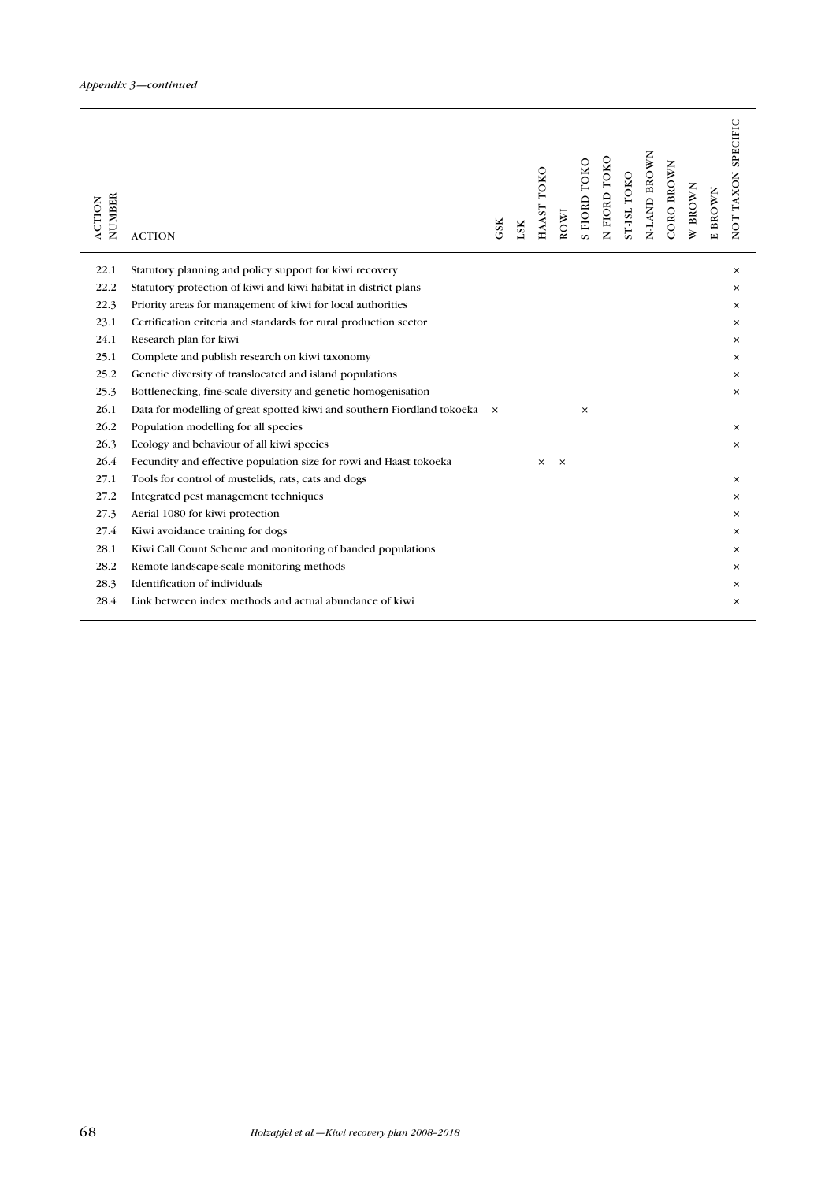*Appendix 3—continued*

| ACTION NUMBER | ACTION | GSK | LSK | HAAST TOKO | ROWI | S FIORD TOKO | N FIORD TOKO | ST-ISL TOKO | N-LAND BROWN | CORO BROWN | W BROWN | E BROWN | NOT TAXON SPECIFIC |
|---|---|---|---|---|---|---|---|---|---|---|---|---|---|
| 22.1 | Statutory planning and policy support for kiwi recovery | | | | | | | | | | | | × |
| 22.2 | Statutory protection of kiwi and kiwi habitat in district plans | | | | | | | | | | | | × |
| 22.3 | Priority areas for management of kiwi for local authorities | | | | | | | | | | | | × |
| 23.1 | Certification criteria and standards for rural production sector | | | | | | | | | | | | × |
| 24.1 | Research plan for kiwi | | | | | | | | | | | | × |
| 25.1 | Complete and publish research on kiwi taxonomy | | | | | | | | | | | | × |
| 25.2 | Genetic diversity of translocated and island populations | | | | | | | | | | | | × |
| 25.3 | Bottlenecking, fine-scale diversity and genetic homogenisation | | | | | | | | | | | | × |
| 26.1 | Data for modelling of great spotted kiwi and southern Fiordland tokoeka | × | | | | × | | | | | | | |
| 26.2 | Population modelling for all species | | | | | | | | | | | | × |
| 26.3 | Ecology and behaviour of all kiwi species | | | | | | | | | | | | × |
| 26.4 | Fecundity and effective population size for rowi and Haast tokoeka | | | × | × | | | | | | | | |
| 27.1 | Tools for control of mustelids, rats, cats and dogs | | | | | | | | | | | | × |
| 27.2 | Integrated pest management techniques | | | | | | | | | | | | × |
| 27.3 | Aerial 1080 for kiwi protection | | | | | | | | | | | | × |
| 27.4 | Kiwi avoidance training for dogs | | | | | | | | | | | | × |
| 28.1 | Kiwi Call Count Scheme and monitoring of banded populations | | | | | | | | | | | | × |
| 28.2 | Remote landscape-scale monitoring methods | | | | | | | | | | | | × |
| 28.3 | Identification of individuals | | | | | | | | | | | | × |
| 28.4 | Link between index methods and actual abundance of kiwi | | | | | | | | | | | | × |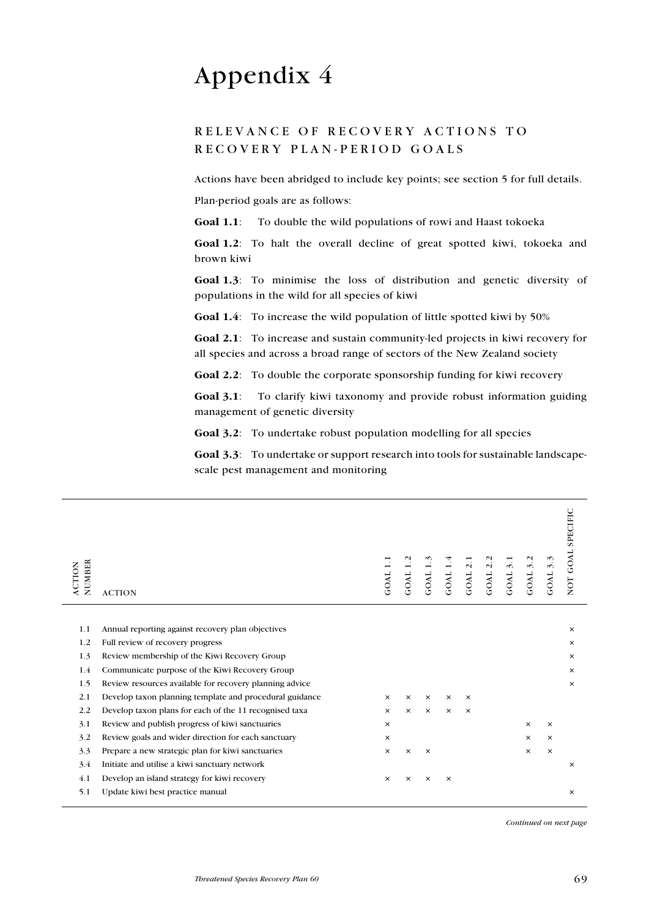# Appendix 4

## RELEVANCE OF RECOVERY ACTIONS TO RECOVERY PLAN-PERIOD GOALS

Actions have been abridged to include key points; see section 5 for full details.

Plan-period goals are as follows:

**Goal 1.1**: To double the wild populations of rowi and Haast tokoeka

**Goal 1.2**: To halt the overall decline of great spotted kiwi, tokoeka and brown kiwi

**Goal 1.3**: To minimise the loss of distribution and genetic diversity of populations in the wild for all species of kiwi

**Goal 1.4**: To increase the wild population of little spotted kiwi by 50%

**Goal 2.1**: To increase and sustain community-led projects in kiwi recovery for all species and across a broad range of sectors of the New Zealand society

**Goal 2.2**: To double the corporate sponsorship funding for kiwi recovery

**Goal 3.1**: To clarify kiwi taxonomy and provide robust information guiding management of genetic diversity

**Goal 3.2**: To undertake robust population modelling for all species

**Goal 3.3**: To undertake or support research into tools for sustainable landscape-scale pest management and monitoring

| ACTION NUMBER | ACTION | GOAL 1.1 | GOAL 1.2 | GOAL 1.3 | GOAL 1.4 | GOAL 2.1 | GOAL 2.2 | GOAL 3.1 | GOAL 3.2 | GOAL 3.3 | NOT GOAL SPECIFIC |
|---|---|---|---|---|---|---|---|---|---|---|---|
| 1.1 | Annual reporting against recovery plan objectives | | | | | | | | | | × |
| 1.2 | Full review of recovery progress | | | | | | | | | | × |
| 1.3 | Review membership of the Kiwi Recovery Group | | | | | | | | | | × |
| 1.4 | Communicate purpose of the Kiwi Recovery Group | | | | | | | | | | × |
| 1.5 | Review resources available for recovery planning advice | | | | | | | | | | × |
| 2.1 | Develop taxon planning template and procedural guidance | × | × | × | × | × | | | | | |
| 2.2 | Develop taxon plans for each of the 11 recognised taxa | × | × | × | × | × | | | | | |
| 3.1 | Review and publish progress of kiwi sanctuaries | × | | | | | | | × | × | |
| 3.2 | Review goals and wider direction for each sanctuary | × | | | | | | | × | × | |
| 3.3 | Prepare a new strategic plan for kiwi sanctuaries | × | × | × | | | | | × | × | |
| 3.4 | Initiate and utilise a kiwi sanctuary network | | | | | | | | | | × |
| 4.1 | Develop an island strategy for kiwi recovery | × | × | × | × | | | | | | |
| 5.1 | Update kiwi best practice manual | | | | | | | | | | × |

*Continued on next page*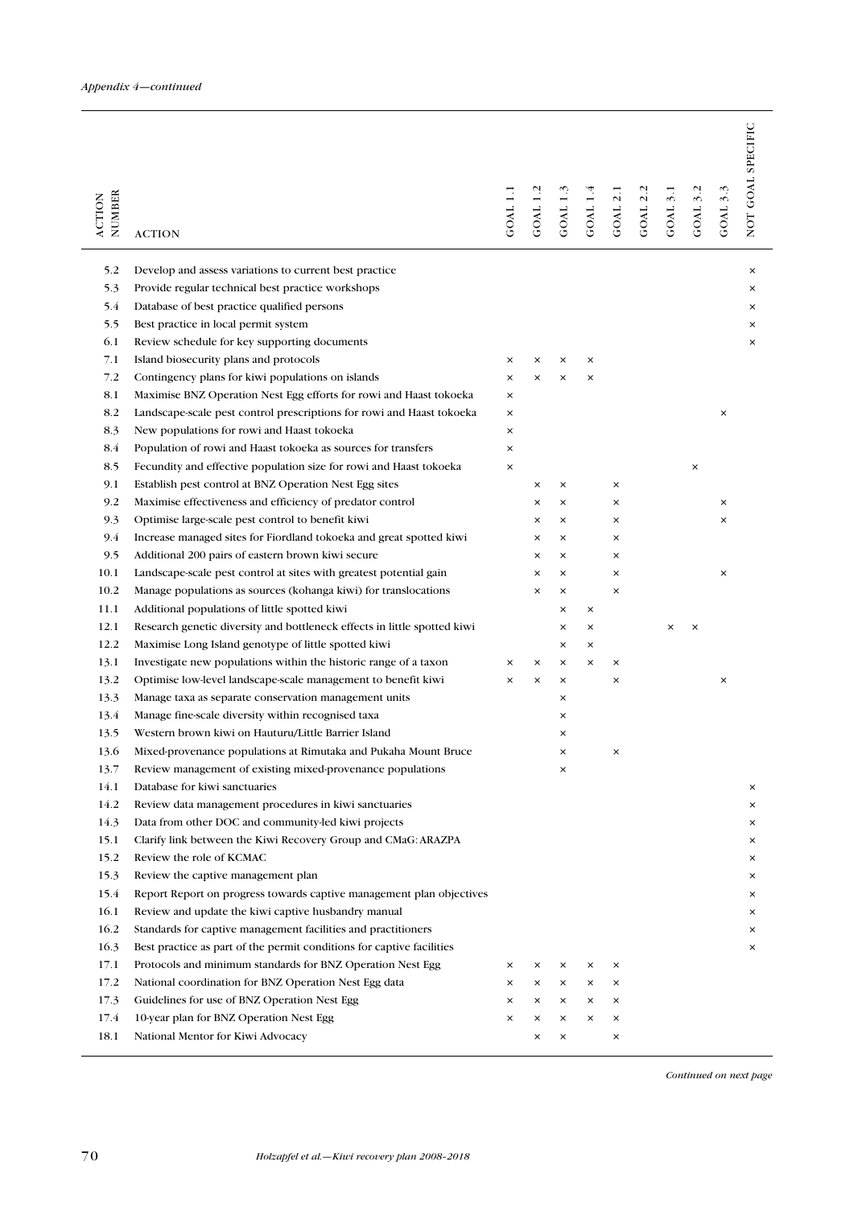*Appendix 4—continued*

| ACTION NUMBER | ACTION | GOAL 1.1 | GOAL 1.2 | GOAL 1.3 | GOAL 1.4 | GOAL 2.1 | GOAL 2.2 | GOAL 3.1 | GOAL 3.2 | GOAL 3.3 | NOT GOAL SPECIFIC |
|---|---|---|---|---|---|---|---|---|---|---|---|
| 5.2 | Develop and assess variations to current best practice | | | | | | | | | | × |
| 5.3 | Provide regular technical best practice workshops | | | | | | | | | | × |
| 5.4 | Database of best practice qualified persons | | | | | | | | | | × |
| 5.5 | Best practice in local permit system | | | | | | | | | | × |
| 6.1 | Review schedule for key supporting documents | | | | | | | | | | × |
| 7.1 | Island biosecurity plans and protocols | × | × | × | × | | | | | | |
| 7.2 | Contingency plans for kiwi populations on islands | × | × | × | × | | | | | | |
| 8.1 | Maximise BNZ Operation Nest Egg efforts for rowi and Haast tokoeka | × | | | | | | | | | |
| 8.2 | Landscape-scale pest control prescriptions for rowi and Haast tokoeka | × | | | | | | | | × | |
| 8.3 | New populations for rowi and Haast tokoeka | × | | | | | | | | | |
| 8.4 | Population of rowi and Haast tokoeka as sources for transfers | × | | | | | | | | | |
| 8.5 | Fecundity and effective population size for rowi and Haast tokoeka | × | | | | | | | × | | |
| 9.1 | Establish pest control at BNZ Operation Nest Egg sites | | × | × | | × | | | | | |
| 9.2 | Maximise effectiveness and efficiency of predator control | | × | × | | × | | | | × | |
| 9.3 | Optimise large-scale pest control to benefit kiwi | | × | × | | × | | | | × | |
| 9.4 | Increase managed sites for Fiordland tokoeka and great spotted kiwi | | × | × | | × | | | | | |
| 9.5 | Additional 200 pairs of eastern brown kiwi secure | | × | × | | × | | | | | |
| 10.1 | Landscape-scale pest control at sites with greatest potential gain | | × | × | | × | | | | × | |
| 10.2 | Manage populations as sources (kohanga kiwi) for translocations | | × | × | | × | | | | | |
| 11.1 | Additional populations of little spotted kiwi | | | × | × | | | | | | |
| 12.1 | Research genetic diversity and bottleneck effects in little spotted kiwi | | | × | × | | | × | × | | |
| 12.2 | Maximise Long Island genotype of little spotted kiwi | | | × | × | | | | | | |
| 13.1 | Investigate new populations within the historic range of a taxon | × | × | × | × | × | | | | | |
| 13.2 | Optimise low-level landscape-scale management to benefit kiwi | × | × | × | | × | | | | × | |
| 13.3 | Manage taxa as separate conservation management units | | | × | | | | | | | |
| 13.4 | Manage fine-scale diversity within recognised taxa | | | × | | | | | | | |
| 13.5 | Western brown kiwi on Hauturu/Little Barrier Island | | | × | | | | | | | |
| 13.6 | Mixed-provenance populations at Rimutaka and Pukaha Mount Bruce | | | × | | × | | | | | |
| 13.7 | Review management of existing mixed-provenance populations | | | × | | | | | | | |
| 14.1 | Database for kiwi sanctuaries | | | | | | | | | | × |
| 14.2 | Review data management procedures in kiwi sanctuaries | | | | | | | | | | × |
| 14.3 | Data from other DOC and community-led kiwi projects | | | | | | | | | | × |
| 15.1 | Clarify link between the Kiwi Recovery Group and CMaG: ARAZPA | | | | | | | | | | × |
| 15.2 | Review the role of KCMAC | | | | | | | | | | × |
| 15.3 | Review the captive management plan | | | | | | | | | | × |
| 15.4 | Report Report on progress towards captive management plan objectives | | | | | | | | | | × |
| 16.1 | Review and update the kiwi captive husbandry manual | | | | | | | | | | × |
| 16.2 | Standards for captive management facilities and practitioners | | | | | | | | | | × |
| 16.3 | Best practice as part of the permit conditions for captive facilities | | | | | | | | | | × |
| 17.1 | Protocols and minimum standards for BNZ Operation Nest Egg | × | × | × | × | × | | | | | |
| 17.2 | National coordination for BNZ Operation Nest Egg data | × | × | × | × | × | | | | | |
| 17.3 | Guidelines for use of BNZ Operation Nest Egg | × | × | × | × | × | | | | | |
| 17.4 | 10-year plan for BNZ Operation Nest Egg | × | × | × | × | × | | | | | |
| 18.1 | National Mentor for Kiwi Advocacy | | × | × | | × | | | | | |

*Continued on next page*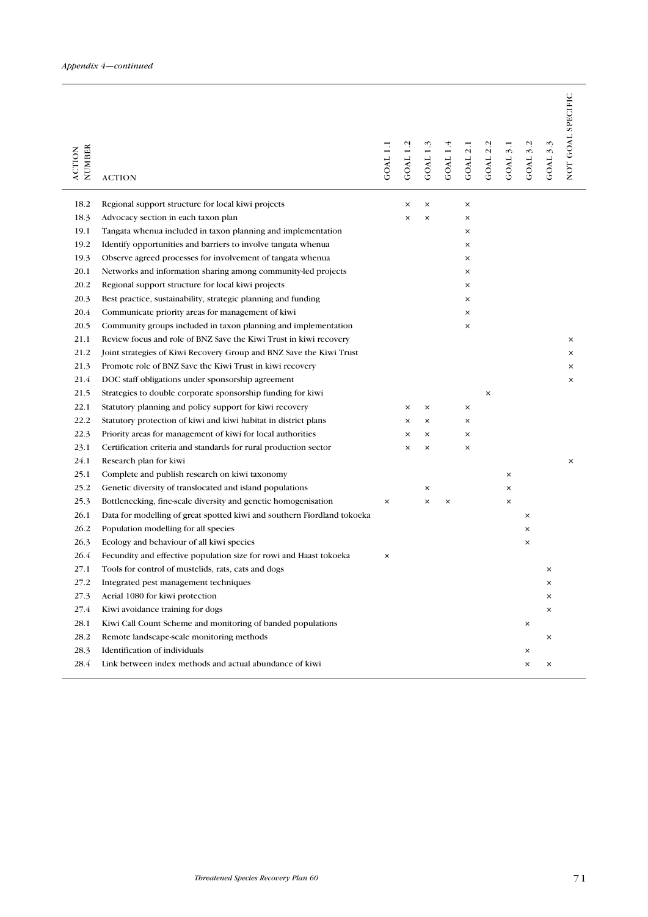*Appendix 4—continued*

| ACTION NUMBER | ACTION | GOAL 1.1 | GOAL 1.2 | GOAL 1.3 | GOAL 1.4 | GOAL 2.1 | GOAL 2.2 | GOAL 3.1 | GOAL 3.2 | GOAL 3.3 | NOT GOAL SPECIFIC |
|---|---|---|---|---|---|---|---|---|---|---|---|
| 18.2 | Regional support structure for local kiwi projects | | × | × | | × | | | | | |
| 18.3 | Advocacy section in each taxon plan | | × | × | | × | | | | | |
| 19.1 | Tangata whenua included in taxon planning and implementation | | | | | × | | | | | |
| 19.2 | Identify opportunities and barriers to involve tangata whenua | | | | | × | | | | | |
| 19.3 | Observe agreed processes for involvement of tangata whenua | | | | | × | | | | | |
| 20.1 | Networks and information sharing among community-led projects | | | | | × | | | | | |
| 20.2 | Regional support structure for local kiwi projects | | | | | × | | | | | |
| 20.3 | Best practice, sustainability, strategic planning and funding | | | | | × | | | | | |
| 20.4 | Communicate priority areas for management of kiwi | | | | | × | | | | | |
| 20.5 | Community groups included in taxon planning and implementation | | | | | × | | | | | |
| 21.1 | Review focus and role of BNZ Save the Kiwi Trust in kiwi recovery | | | | | | | | | | × |
| 21.2 | Joint strategies of Kiwi Recovery Group and BNZ Save the Kiwi Trust | | | | | | | | | | × |
| 21.3 | Promote role of BNZ Save the Kiwi Trust in kiwi recovery | | | | | | | | | | × |
| 21.4 | DOC staff obligations under sponsorship agreement | | | | | | | | | | × |
| 21.5 | Strategies to double corporate sponsorship funding for kiwi | | | | | | × | | | | |
| 22.1 | Statutory planning and policy support for kiwi recovery | | × | × | | × | | | | | |
| 22.2 | Statutory protection of kiwi and kiwi habitat in district plans | | × | × | | × | | | | | |
| 22.3 | Priority areas for management of kiwi for local authorities | | × | × | | × | | | | | |
| 23.1 | Certification criteria and standards for rural production sector | | × | × | | × | | | | | |
| 24.1 | Research plan for kiwi | | | | | | | | | | × |
| 25.1 | Complete and publish research on kiwi taxonomy | | | | | | | × | | | |
| 25.2 | Genetic diversity of translocated and island populations | | | × | | | | × | | | |
| 25.3 | Bottlenecking, fine-scale diversity and genetic homogenisation | × | | × | × | | | × | | | |
| 26.1 | Data for modelling of great spotted kiwi and southern Fiordland tokoeka | | | | | | | | × | | |
| 26.2 | Population modelling for all species | | | | | | | | × | | |
| 26.3 | Ecology and behaviour of all kiwi species | | | | | | | | × | | |
| 26.4 | Fecundity and effective population size for rowi and Haast tokoeka | × | | | | | | | | | |
| 27.1 | Tools for control of mustelids, rats, cats and dogs | | | | | | | | | × | |
| 27.2 | Integrated pest management techniques | | | | | | | | | × | |
| 27.3 | Aerial 1080 for kiwi protection | | | | | | | | | × | |
| 27.4 | Kiwi avoidance training for dogs | | | | | | | | | × | |
| 28.1 | Kiwi Call Count Scheme and monitoring of banded populations | | | | | | | | × | | |
| 28.2 | Remote landscape-scale monitoring methods | | | | | | | | | × | |
| 28.3 | Identification of individuals | | | | | | | | × | | |
| 28.4 | Link between index methods and actual abundance of kiwi | | | | | | | | × | × | |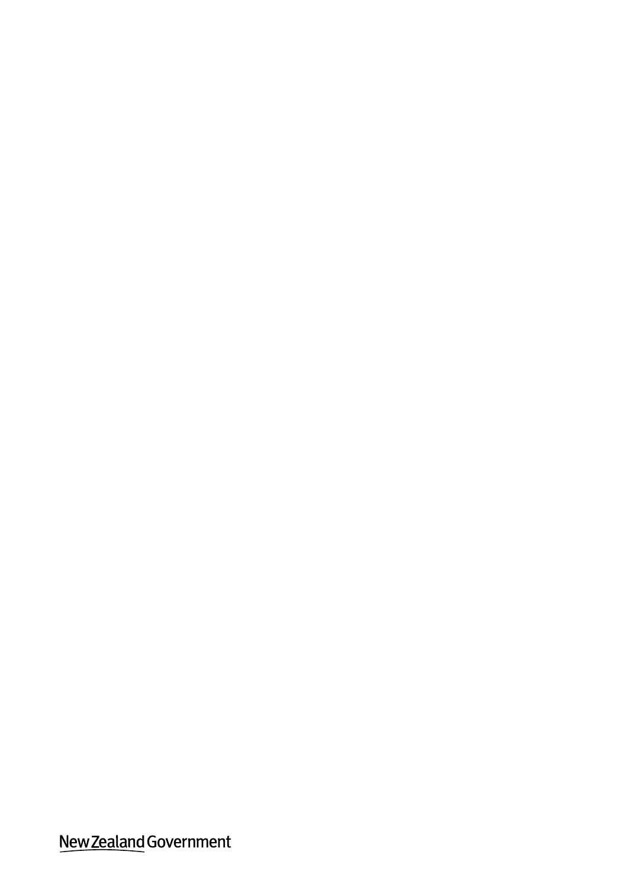New Zealand Government